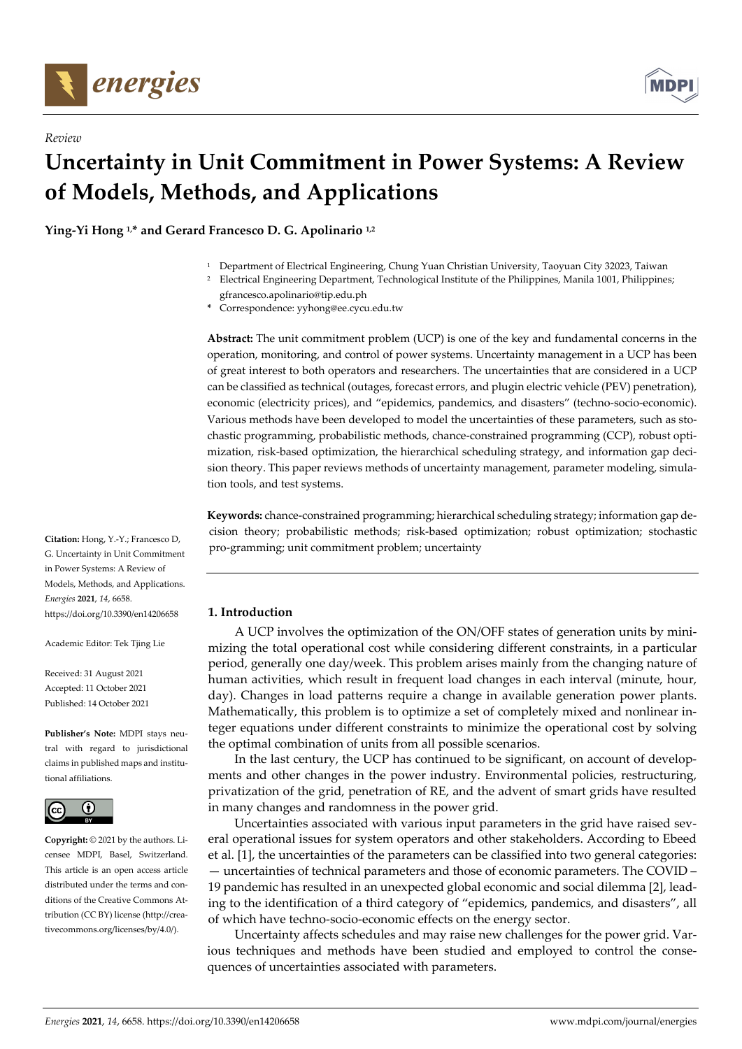*Review*

# Uncertainty in Unit Commitment in Power Systems: A Review of Models, Methods, and Applications

**Ying-Yi Hong [1,*] and Gerard Francesco D. G. Apolinario [1,2]**

[1] Department of Electrical Engineering, Chung Yuan Christian University, Taoyuan City 32023, Taiwan
[2] Electrical Engineering Department, Technological Institute of the Philippines, Manila 1001, Philippines; gfrancesco.apolinario@tip.edu.ph
* Correspondence: yyhong@ee.cycu.edu.tw

**Abstract:** The unit commitment problem (UCP) is one of the key and fundamental concerns in the operation, monitoring, and control of power systems. Uncertainty management in a UCP has been of great interest to both operators and researchers. The uncertainties that are considered in a UCP can be classified as technical (outages, forecast errors, and plugin electric vehicle (PEV) penetration), economic (electricity prices), and "epidemics, pandemics, and disasters" (techno-socio-economic). Various methods have been developed to model the uncertainties of these parameters, such as stochastic programming, probabilistic methods, chance-constrained programming (CCP), robust optimization, risk-based optimization, the hierarchical scheduling strategy, and information gap decision theory. This paper reviews methods of uncertainty management, parameter modeling, simulation tools, and test systems.

**Keywords:** chance-constrained programming; hierarchical scheduling strategy; information gap decision theory; probabilistic methods; risk-based optimization; robust optimization; stochastic pro-gramming; unit commitment problem; uncertainty

**Citation:** Hong, Y.-Y.; Francesco D, G. Uncertainty in Unit Commitment in Power Systems: A Review of Models, Methods, and Applications. *Energies* **2021**, *14*, 6658. https://doi.org/10.3390/en14206658

Academic Editor: Tek Tjing Lie

Received: 31 August 2021
Accepted: 11 October 2021
Published: 14 October 2021

**Publisher's Note:** MDPI stays neutral with regard to jurisdictional claims in published maps and institutional affiliations.

**Copyright:** © 2021 by the authors. Licensee MDPI, Basel, Switzerland. This article is an open access article distributed under the terms and conditions of the Creative Commons Attribution (CC BY) license (http://creativecommons.org/licenses/by/4.0/).

## 1. Introduction

A UCP involves the optimization of the ON/OFF states of generation units by minimizing the total operational cost while considering different constraints, in a particular period, generally one day/week. This problem arises mainly from the changing nature of human activities, which result in frequent load changes in each interval (minute, hour, day). Changes in load patterns require a change in available generation power plants. Mathematically, this problem is to optimize a set of completely mixed and nonlinear integer equations under different constraints to minimize the operational cost by solving the optimal combination of units from all possible scenarios.

In the last century, the UCP has continued to be significant, on account of developments and other changes in the power industry. Environmental policies, restructuring, privatization of the grid, penetration of RE, and the advent of smart grids have resulted in many changes and randomness in the power grid.

Uncertainties associated with various input parameters in the grid have raised several operational issues for system operators and other stakeholders. According to Ebeed et al. [1], the uncertainties of the parameters can be classified into two general categories: — uncertainties of technical parameters and those of economic parameters. The COVID – 19 pandemic has resulted in an unexpected global economic and social dilemma [2], leading to the identification of a third category of "epidemics, pandemics, and disasters", all of which have techno-socio-economic effects on the energy sector.

Uncertainty affects schedules and may raise new challenges for the power grid. Various techniques and methods have been studied and employed to control the consequences of uncertainties associated with parameters.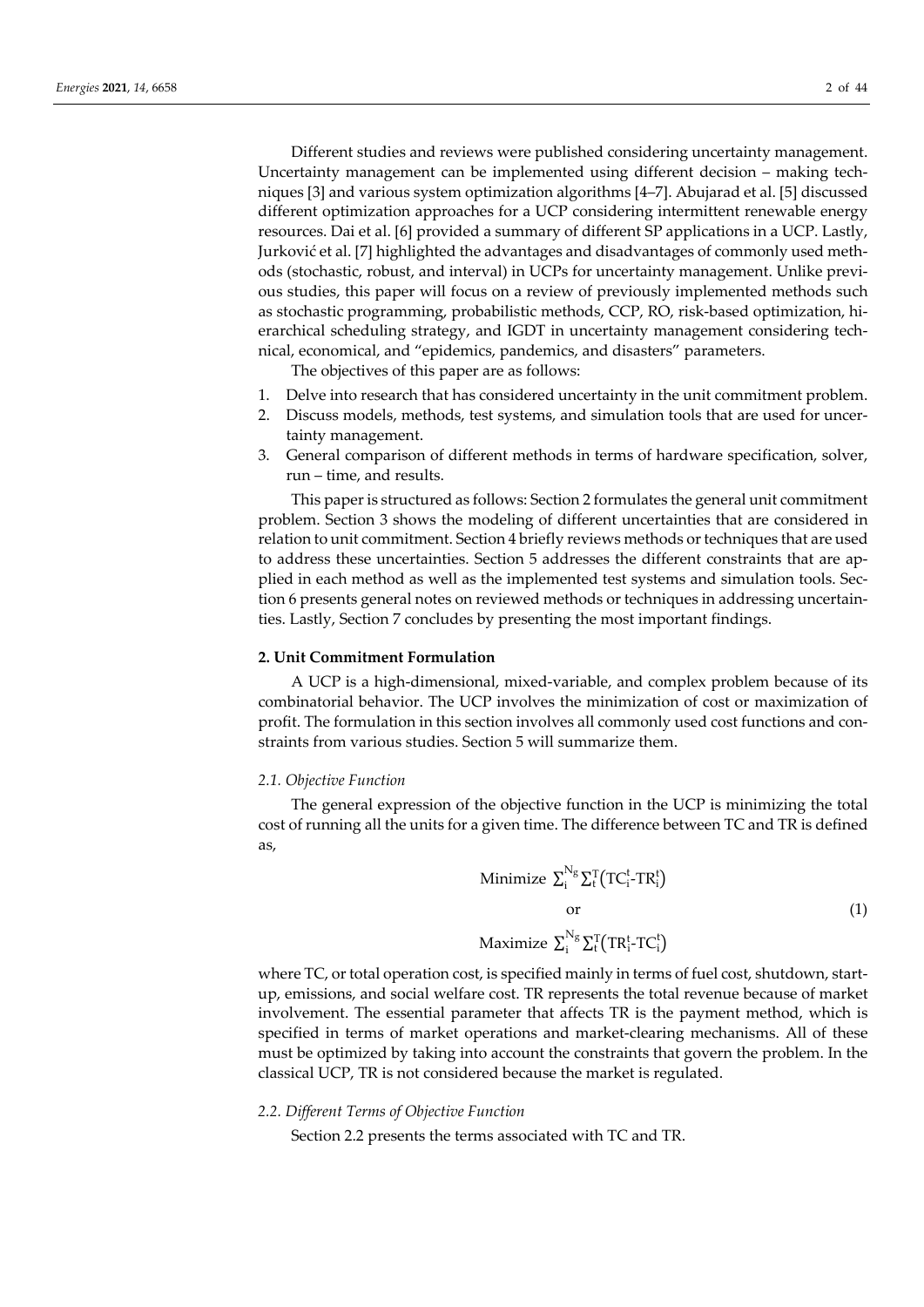Different studies and reviews were published considering uncertainty management. Uncertainty management can be implemented using different decision – making techniques [3] and various system optimization algorithms [4–7]. Abujarad et al. [5] discussed different optimization approaches for a UCP considering intermittent renewable energy resources. Dai et al. [6] provided a summary of different SP applications in a UCP. Lastly, Jurković et al. [7] highlighted the advantages and disadvantages of commonly used methods (stochastic, robust, and interval) in UCPs for uncertainty management. Unlike previous studies, this paper will focus on a review of previously implemented methods such as stochastic programming, probabilistic methods, CCP, RO, risk-based optimization, hierarchical scheduling strategy, and IGDT in uncertainty management considering technical, economical, and "epidemics, pandemics, and disasters" parameters.

The objectives of this paper are as follows:

1. Delve into research that has considered uncertainty in the unit commitment problem.
2. Discuss models, methods, test systems, and simulation tools that are used for uncertainty management.
3. General comparison of different methods in terms of hardware specification, solver, run – time, and results.

This paper is structured as follows: Section 2 formulates the general unit commitment problem. Section 3 shows the modeling of different uncertainties that are considered in relation to unit commitment. Section 4 briefly reviews methods or techniques that are used to address these uncertainties. Section 5 addresses the different constraints that are applied in each method as well as the implemented test systems and simulation tools. Section 6 presents general notes on reviewed methods or techniques in addressing uncertainties. Lastly, Section 7 concludes by presenting the most important findings.

## 2. Unit Commitment Formulation

A UCP is a high-dimensional, mixed-variable, and complex problem because of its combinatorial behavior. The UCP involves the minimization of cost or maximization of profit. The formulation in this section involves all commonly used cost functions and constraints from various studies. Section 5 will summarize them.

### *2.1. Objective Function*

The general expression of the objective function in the UCP is minimizing the total cost of running all the units for a given time. The difference between TC and TR is defined as,

$$\text{Minimize } \sum_{i}^{N_g}\sum_{t}^{T}\left(TC_i^t\text{-}TR_i^t\right)$$

$$\text{or} \tag{1}$$

$$\text{Maximize } \sum_{i}^{N_g}\sum_{t}^{T}\left(TR_i^t\text{-}TC_i^t\right)$$

where TC, or total operation cost, is specified mainly in terms of fuel cost, shutdown, start-up, emissions, and social welfare cost. TR represents the total revenue because of market involvement. The essential parameter that affects TR is the payment method, which is specified in terms of market operations and market-clearing mechanisms. All of these must be optimized by taking into account the constraints that govern the problem. In the classical UCP, TR is not considered because the market is regulated.

### *2.2. Different Terms of Objective Function*

Section 2.2 presents the terms associated with TC and TR.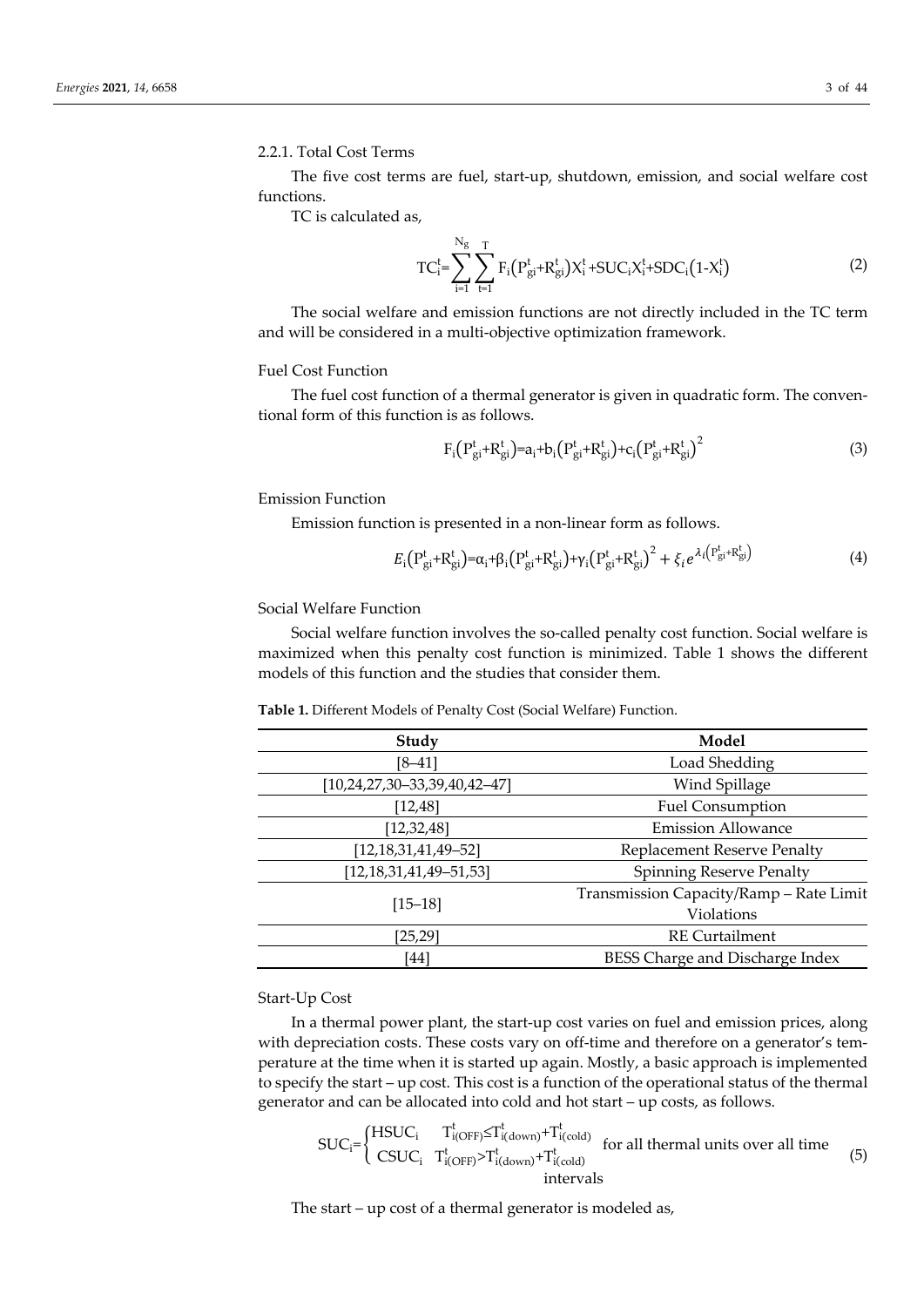#### 2.2.1. Total Cost Terms

The five cost terms are fuel, start-up, shutdown, emission, and social welfare cost functions.

TC is calculated as,

$$TC_i^t = \sum_{i=1}^{N_g} \sum_{t=1}^{T} F_i\left(P_{gi}^t + R_{gi}^t\right) X_i^t + SUC_i X_i^t + SDC_i\left(1 - X_i^t\right) \tag{2}$$

The social welfare and emission functions are not directly included in the TC term and will be considered in a multi-objective optimization framework.

##### Fuel Cost Function

The fuel cost function of a thermal generator is given in quadratic form. The conventional form of this function is as follows.

$$F_i\left(P_{gi}^t + R_{gi}^t\right) = a_i + b_i\left(P_{gi}^t + R_{gi}^t\right) + c_i\left(P_{gi}^t + R_{gi}^t\right)^2 \tag{3}$$

##### Emission Function

Emission function is presented in a non-linear form as follows.

$$E_i\left(P_{gi}^t + R_{gi}^t\right) = \alpha_i + \beta_i\left(P_{gi}^t + R_{gi}^t\right) + \gamma_i\left(P_{gi}^t + R_{gi}^t\right)^2 + \xi_i e^{\lambda_i\left(P_{gi}^t + R_{gi}^t\right)} \tag{4}$$

##### Social Welfare Function

Social welfare function involves the so-called penalty cost function. Social welfare is maximized when this penalty cost function is minimized. Table 1 shows the different models of this function and the studies that consider them.

**Table 1.** Different Models of Penalty Cost (Social Welfare) Function.

| Study | Model |
| --- | --- |
| [8–41] | Load Shedding |
| [10,24,27,30–33,39,40,42–47] | Wind Spillage |
| [12,48] | Fuel Consumption |
| [12,32,48] | Emission Allowance |
| [12,18,31,41,49–52] | Replacement Reserve Penalty |
| [12,18,31,41,49–51,53] | Spinning Reserve Penalty |
| [15–18] | Transmission Capacity/Ramp – Rate Limit Violations |
| [25,29] | RE Curtailment |
| [44] | BESS Charge and Discharge Index |

##### Start-Up Cost

In a thermal power plant, the start-up cost varies on fuel and emission prices, along with depreciation costs. These costs vary on off-time and therefore on a generator's temperature at the time when it is started up again. Mostly, a basic approach is implemented to specify the start – up cost. This cost is a function of the operational status of the thermal generator and can be allocated into cold and hot start – up costs, as follows.

$$SUC_i = \begin{cases} HSUC_i & T_{i(OFF)}^t \leq T_{i(down)}^t + T_{i(cold)}^t \\ CSUC_i & T_{i(OFF)}^t > T_{i(down)}^t + T_{i(cold)}^t \end{cases} \text{ for all thermal units over all time intervals} \tag{5}$$

The start – up cost of a thermal generator is modeled as,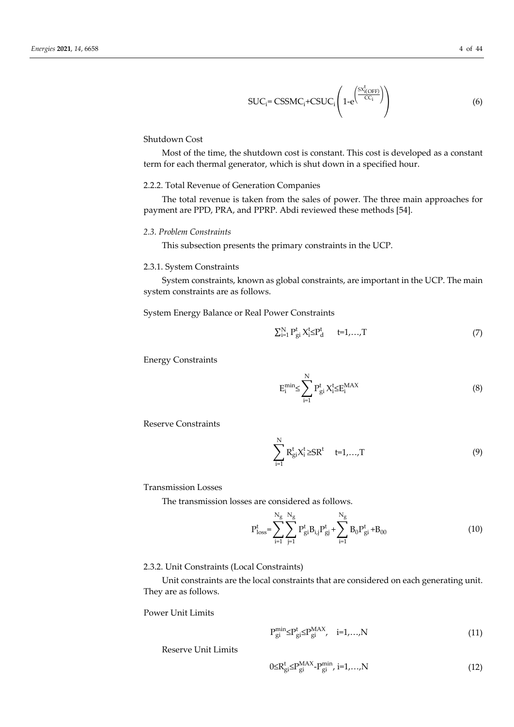$$\mathrm{SUC_i} = \mathrm{CSSMC_i} + \mathrm{CSUC_i}\left(1 - e^{\left(\frac{SX_{i(OFF)}^{t}}{CC_i}\right)}\right) \tag{6}$$

Shutdown Cost

Most of the time, the shutdown cost is constant. This cost is developed as a constant term for each thermal generator, which is shut down in a specified hour.

2.2.2. Total Revenue of Generation Companies

The total revenue is taken from the sales of power. The three main approaches for payment are PPD, PRA, and PPRP. Abdi reviewed these methods [54].

### *2.3. Problem Constraints*

This subsection presents the primary constraints in the UCP.

2.3.1. System Constraints

System constraints, known as global constraints, are important in the UCP. The main system constraints are as follows.

System Energy Balance or Real Power Constraints

$$\sum_{i=1}^{N} P_{gi}^{t} X_i^t \leq P_d^t \qquad t = 1, \ldots, T \tag{7}$$

Energy Constraints

$$E_i^{min} \leq \sum_{i=1}^{N} P_{gi}^{t} X_i^t \leq E_i^{MAX} \tag{8}$$

Reserve Constraints

$$\sum_{i=1}^{N} R_{gi}^{t} X_i^t \geq SR^t \qquad t = 1, \ldots, T \tag{9}$$

Transmission Losses

The transmission losses are considered as follows.

$$P_{loss}^{t} = \sum_{i=1}^{N_g} \sum_{j=1}^{N_g} P_{gi}^{t} B_{i,j} P_{gj}^{t} + \sum_{i=1}^{N_g} B_0 P_{gi}^{t} + B_{00} \tag{10}$$

2.3.2. Unit Constraints (Local Constraints)

Unit constraints are the local constraints that are considered on each generating unit. They are as follows.

Power Unit Limits

$$P_{gi}^{min} \leq P_{gi}^{t} \leq P_{gi}^{MAX}, \quad i = 1, \ldots, N \tag{11}$$

Reserve Unit Limits

$$0 \leq R_{gi}^{t} \leq P_{gi}^{MAX} - P_{gi}^{min}, \ i = 1, \ldots, N \tag{12}$$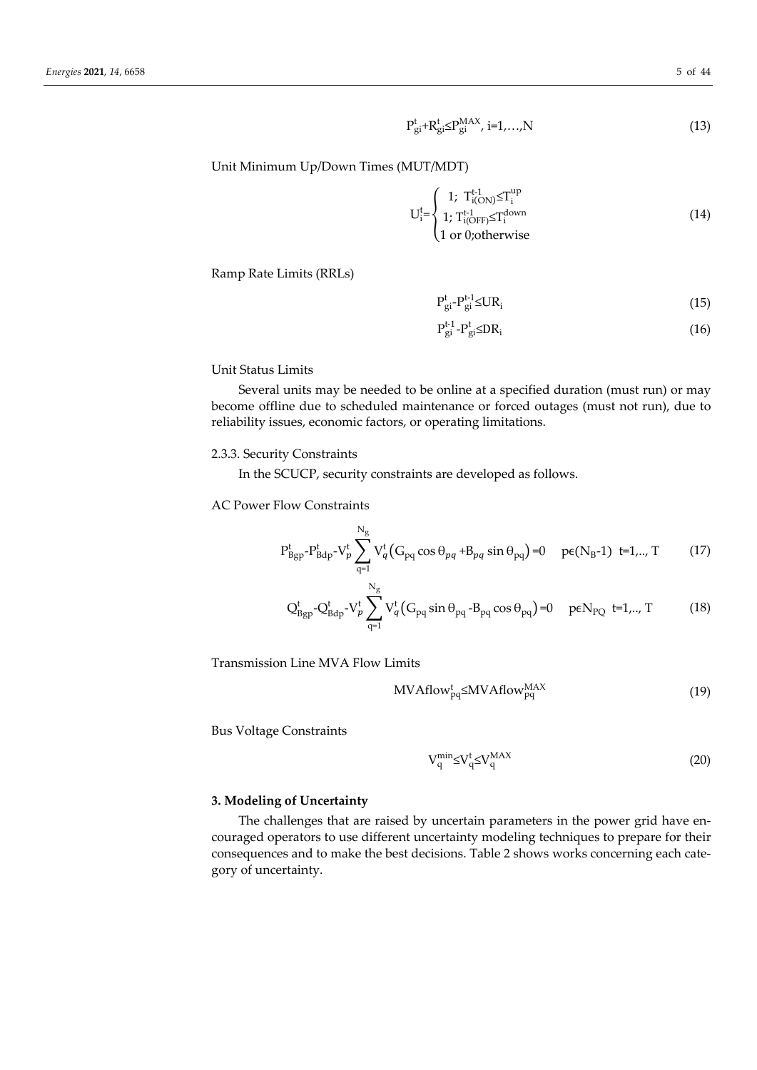$$P_{gi}^{t}+R_{gi}^{t}\leq P_{gi}^{MAX},\ i=1,\ldots,N \tag{13}$$

Unit Minimum Up/Down Times (MUT/MDT)

$$U_{i}^{t}=\begin{cases}1;\ T_{i(ON)}^{t-1}\leq T_{i}^{up}\\ 1;\ T_{i(OFF)}^{t-1}\leq T_{i}^{down}\\ 1\text{ or }0;\text{otherwise}\end{cases} \tag{14}$$

Ramp Rate Limits (RRLs)

$$P_{gi}^{t}-P_{gi}^{t-1}\leq UR_{i} \tag{15}$$

$$P_{gi}^{t-1}-P_{gi}^{t}\leq DR_{i} \tag{16}$$

Unit Status Limits

Several units may be needed to be online at a specified duration (must run) or may become offline due to scheduled maintenance or forced outages (must not run), due to reliability issues, economic factors, or operating limitations.

#### 2.3.3. Security Constraints

In the SCUCP, security constraints are developed as follows.

AC Power Flow Constraints

$$P_{Bgp}^{t}-P_{Bdp}^{t}-V_{p}^{t}\sum_{q=1}^{N_g}V_{q}^{t}\left(G_{pq}\cos\theta_{pq}+B_{pq}\sin\theta_{pq}\right)=0\quad p\epsilon(N_B-1)\ \ t=1,..,T \tag{17}$$

$$Q_{Bgp}^{t}-Q_{Bdp}^{t}-V_{p}^{t}\sum_{q=1}^{N_g}V_{q}^{t}\left(G_{pq}\sin\theta_{pq}-B_{pq}\cos\theta_{pq}\right)=0\quad p\epsilon N_{PQ}\ \ t=1,..,T \tag{18}$$

Transmission Line MVA Flow Limits

$$MVAflow_{pq}^{t}\leq MVAflow_{pq}^{MAX} \tag{19}$$

Bus Voltage Constraints

$$V_{q}^{min}\leq V_{q}^{t}\leq V_{q}^{MAX} \tag{20}$$

## 3. Modeling of Uncertainty

The challenges that are raised by uncertain parameters in the power grid have encouraged operators to use different uncertainty modeling techniques to prepare for their consequences and to make the best decisions. Table 2 shows works concerning each category of uncertainty.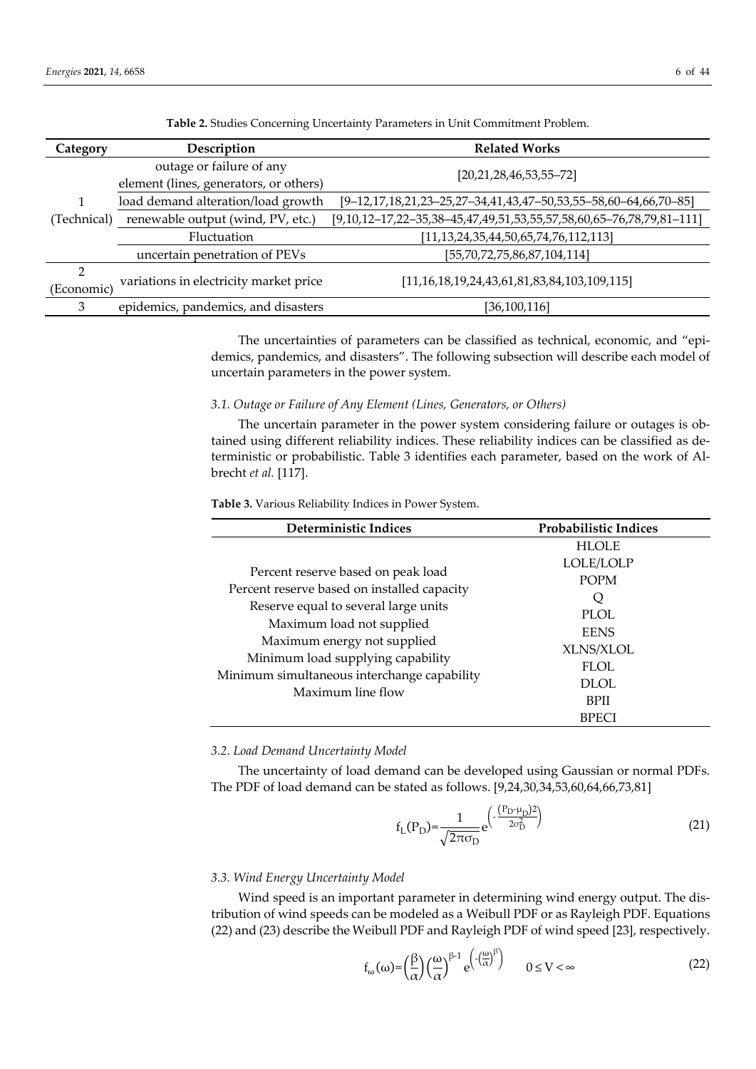**Table 2.** Studies Concerning Uncertainty Parameters in Unit Commitment Problem.

| Category | Description | Related Works |
|---|---|---|
| 1 (Technical) | outage or failure of any element (lines, generators, or others) | [20,21,28,46,53,55–72] |
| | load demand alteration/load growth | [9–12,17,18,21,23–25,27–34,41,43,47–50,53,55–58,60–64,66,70–85] |
| | renewable output (wind, PV, etc.) | [9,10,12–17,22–35,38–45,47,49,51,53,55,57,58,60,65–76,78,79,81–111] |
| | Fluctuation | [11,13,24,35,44,50,65,74,76,112,113] |
| | uncertain penetration of PEVs | [55,70,72,75,86,87,104,114] |
| 2 (Economic) | variations in electricity market price | [11,16,18,19,24,43,61,81,83,84,103,109,115] |
| 3 | epidemics, pandemics, and disasters | [36,100,116] |

The uncertainties of parameters can be classified as technical, economic, and "epidemics, pandemics, and disasters". The following subsection will describe each model of uncertain parameters in the power system.

### 3.1. Outage or Failure of Any Element (Lines, Generators, or Others)

The uncertain parameter in the power system considering failure or outages is obtained using different reliability indices. These reliability indices can be classified as deterministic or probabilistic. Table 3 identifies each parameter, based on the work of Albrecht *et al.* [117].

**Table 3.** Various Reliability Indices in Power System.

| Deterministic Indices | Probabilistic Indices |
|---|---|
| Percent reserve based on peak load | HLOLE |
| Percent reserve based on installed capacity | LOLE/LOLP |
| Reserve equal to several large units | POPM |
| Maximum load not supplied | Q |
| Maximum energy not supplied | PLOL |
| Minimum load supplying capability | EENS |
| Minimum simultaneous interchange capability | XLNS/XLOL |
| Maximum line flow | FLOL |
| | DLOL |
| | BPII |
| | BPECI |

### 3.2. Load Demand Uncertainty Model

The uncertainty of load demand can be developed using Gaussian or normal PDFs. The PDF of load demand can be stated as follows. [9,24,30,34,53,60,64,66,73,81]

$$f_L(P_D)=\frac{1}{\sqrt{2\pi}\sigma_D}e^{\left(-\frac{(P_D-\mu_D)^2}{2\sigma_D^2}\right)} \tag{21}$$

### 3.3. Wind Energy Uncertainty Model

Wind speed is an important parameter in determining wind energy output. The distribution of wind speeds can be modeled as a Weibull PDF or as Rayleigh PDF. Equations (22) and (23) describe the Weibull PDF and Rayleigh PDF of wind speed [23], respectively.

$$f_\omega(\omega)=\left(\frac{\beta}{\alpha}\right)\left(\frac{\omega}{\alpha}\right)^{\beta-1}e^{\left(-\left(\frac{\omega}{\alpha}\right)^{\beta}\right)} \qquad 0 \le V < \infty \tag{22}$$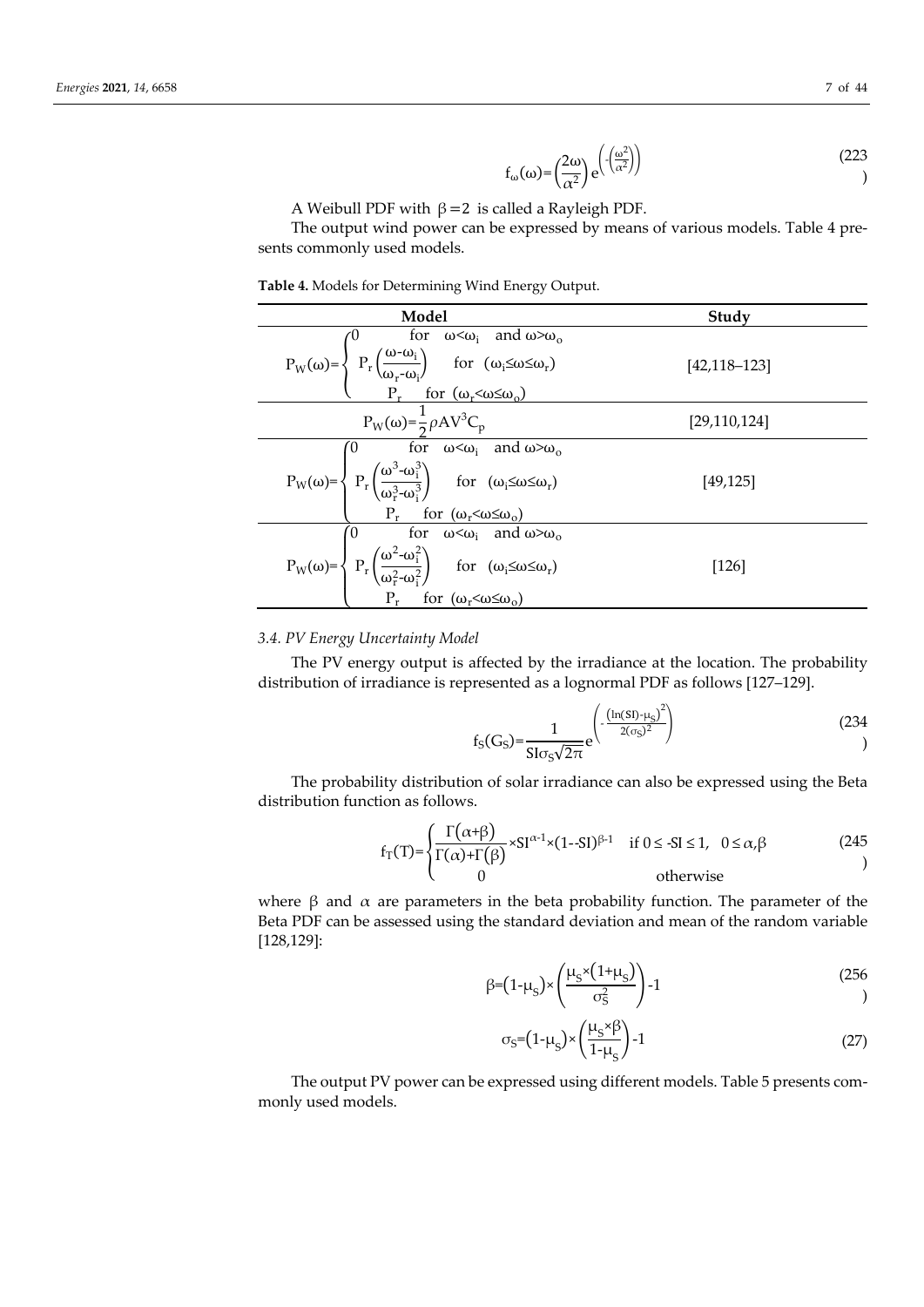$$f_{\omega}(\omega)=\left(\frac{2\omega}{\alpha^2}\right)e^{\left(-\left(\frac{\omega^2}{\alpha^2}\right)\right)} \quad (223)$$

A Weibull PDF with $\beta=2$ is called a Rayleigh PDF.

The output wind power can be expressed by means of various models. Table 4 presents commonly used models.

**Table 4.** Models for Determining Wind Energy Output.

| Model | Study |
|---|---|
| $P_W(\omega)=\begin{cases} 0 & \text{for } \omega<\omega_i \text{ and } \omega>\omega_o \\ P_r\left(\frac{\omega-\omega_i}{\omega_r-\omega_i}\right) & \text{for } (\omega_i\leq\omega\leq\omega_r) \\ P_r & \text{for } (\omega_r<\omega\leq\omega_o) \end{cases}$ | [42,118–123] |
| $P_W(\omega)=\frac{1}{2}\rho AV^3C_P$ | [29,110,124] |
| $P_W(\omega)=\begin{cases} 0 & \text{for } \omega<\omega_i \text{ and } \omega>\omega_o \\ P_r\left(\frac{\omega^3-\omega_i^3}{\omega_r^3-\omega_i^3}\right) & \text{for } (\omega_i\leq\omega\leq\omega_r) \\ P_r & \text{for } (\omega_r<\omega\leq\omega_o) \end{cases}$ | [49,125] |
| $P_W(\omega)=\begin{cases} 0 & \text{for } \omega<\omega_i \text{ and } \omega>\omega_o \\ P_r\left(\frac{\omega^2-\omega_i^2}{\omega_r^2-\omega_i^2}\right) & \text{for } (\omega_i\leq\omega\leq\omega_r) \\ P_r & \text{for } (\omega_r<\omega\leq\omega_o) \end{cases}$ | [126] |

### 3.4. PV Energy Uncertainty Model

The PV energy output is affected by the irradiance at the location. The probability distribution of irradiance is represented as a lognormal PDF as follows [127–129].

$$f_S(G_S)=\frac{1}{SI\sigma_S\sqrt{2\pi}}e^{\left(-\frac{(\ln(SI)-\mu_S)^2}{2(\sigma_S)^2}\right)} \quad (234)$$

The probability distribution of solar irradiance can also be expressed using the Beta distribution function as follows.

$$f_T(T)=\begin{cases} \frac{\Gamma(\alpha+\beta)}{\Gamma(\alpha)+\Gamma(\beta)}\times SI^{\alpha-1}\times(1--SI)^{\beta-1} & \text{if } 0\leq -SI\leq 1,\ \ 0\leq\alpha,\beta \\ 0 & \text{otherwise} \end{cases} \quad (245)$$

where $\beta$ and $\alpha$ are parameters in the beta probability function. The parameter of the Beta PDF can be assessed using the standard deviation and mean of the random variable [128,129]:

$$\beta=(1-\mu_S)\times\left(\frac{\mu_S\times(1+\mu_S)}{\sigma_S^2}\right)-1 \quad (256)$$

$$\sigma_S=(1-\mu_S)\times\left(\frac{\mu_S\times\beta}{1-\mu_S}\right)-1 \quad (27)$$

The output PV power can be expressed using different models. Table 5 presents commonly used models.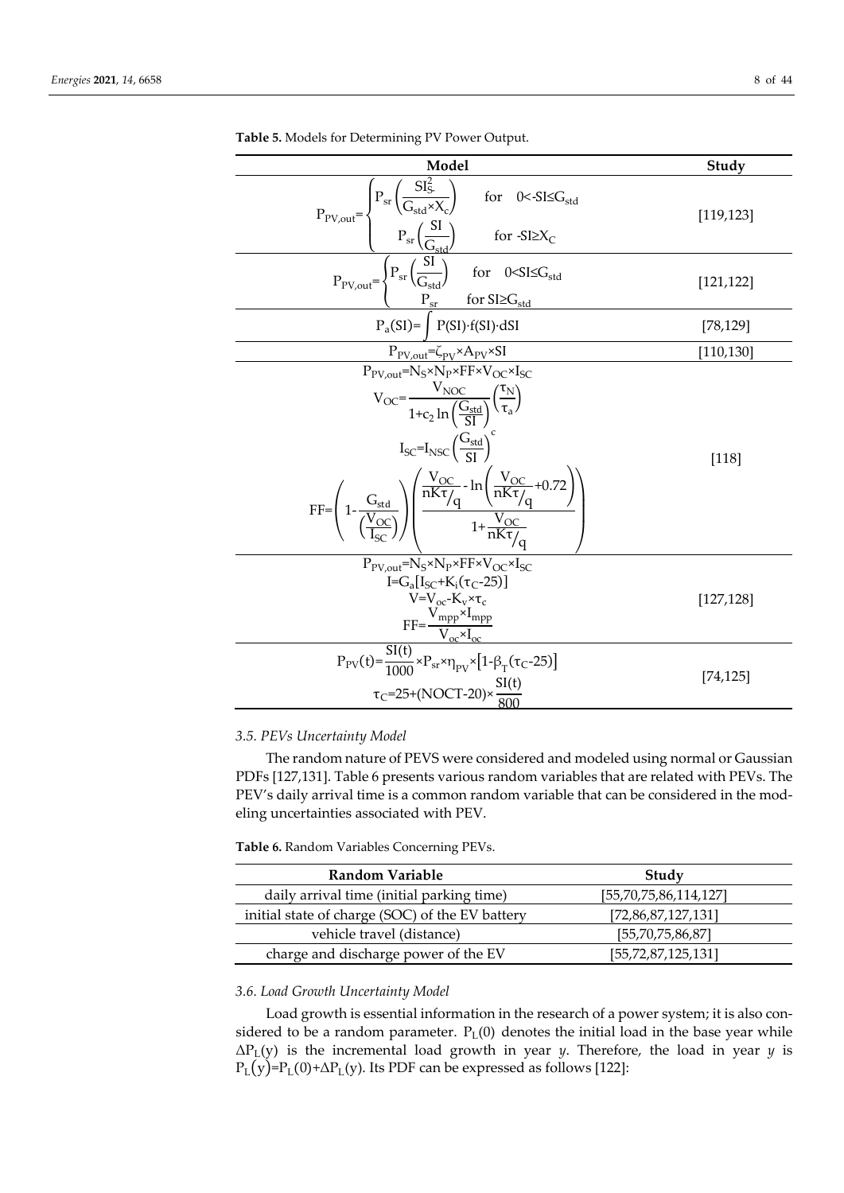**Table 5.** Models for Determining PV Power Output.

| Model | Study |
|---|---|
| $P_{PV,out}=\begin{cases} P_{sr}\left(\frac{SI_{S}^{2}}{G_{std}\times X_{c}}\right) & \text{for} \quad 0<\text{-}SI\leq G_{std} \\ P_{sr}\left(\frac{SI}{G_{std}}\right) & \text{for -}SI\geq X_{C} \end{cases}$ | [119,123] |
| $P_{PV,out}=\begin{cases} P_{sr}\left(\frac{SI}{G_{std}}\right) & \text{for} \quad 0<SI\leq G_{std} \\ P_{sr} & \text{for } SI\geq G_{std} \end{cases}$ | [121,122] |
| $P_{a}(SI)=\int P(SI)\cdot f(SI)\cdot dSI$ | [78,129] |
| $P_{PV,out}=\zeta_{PV}\times A_{PV}\times SI$ | [110,130] |
| $P_{PV,out}=N_{S}\times N_{P}\times FF\times V_{OC}\times I_{SC}$ <br> $V_{OC}=\frac{V_{NOC}}{1+c_{2}\ln\left(\frac{G_{std}}{SI}\right)}\left(\frac{\tau_{N}}{\tau_{a}}\right)$ <br> $I_{SC}=I_{NSC}\left(\frac{G_{std}}{SI}\right)^{c}$ <br> $FF=\left(1-\frac{G_{std}}{\left(\frac{V_{OC}}{I_{SC}}\right)}\right)\left(\frac{\frac{V_{OC}}{nK\tau/q}-\ln\left(\frac{V_{OC}}{nK\tau/q}+0.72\right)}{1+\frac{V_{OC}}{nK\tau/q}}\right)$ | [118] |
| $P_{PV,out}=N_{S}\times N_{P}\times FF\times V_{OC}\times I_{SC}$ <br> $I=G_{a}[I_{SC}+K_{i}(\tau_{C}-25)]$ <br> $V=V_{oc}-K_{v}\times\tau_{c}$ <br> $FF=\frac{V_{mpp}\times I_{mpp}}{V_{oc}\times I_{oc}}$ | [127,128] |
| $P_{PV}(t)=\frac{SI(t)}{1000}\times P_{sr}\times\eta_{PV}\times\left[1-\beta_{T}(\tau_{C}-25)\right]$ <br> $\tau_{C}=25+(NOCT-20)\times\frac{SI(t)}{800}$ | [74,125] |

### 3.5. PEVs Uncertainty Model

The random nature of PEVS were considered and modeled using normal or Gaussian PDFs [127,131]. Table 6 presents various random variables that are related with PEVs. The PEV's daily arrival time is a common random variable that can be considered in the modeling uncertainties associated with PEV.

**Table 6.** Random Variables Concerning PEVs.

| Random Variable | Study |
|---|---|
| daily arrival time (initial parking time) | [55,70,75,86,114,127] |
| initial state of charge (SOC) of the EV battery | [72,86,87,127,131] |
| vehicle travel (distance) | [55,70,75,86,87] |
| charge and discharge power of the EV | [55,72,87,125,131] |

### 3.6. Load Growth Uncertainty Model

Load growth is essential information in the research of a power system; it is also considered to be a random parameter. $P_L(0)$ denotes the initial load in the base year while $\Delta P_L(y)$ is the incremental load growth in year *y*. Therefore, the load in year *y* is $P_L(y)=P_L(0)+\Delta P_L(y)$. Its PDF can be expressed as follows [122]: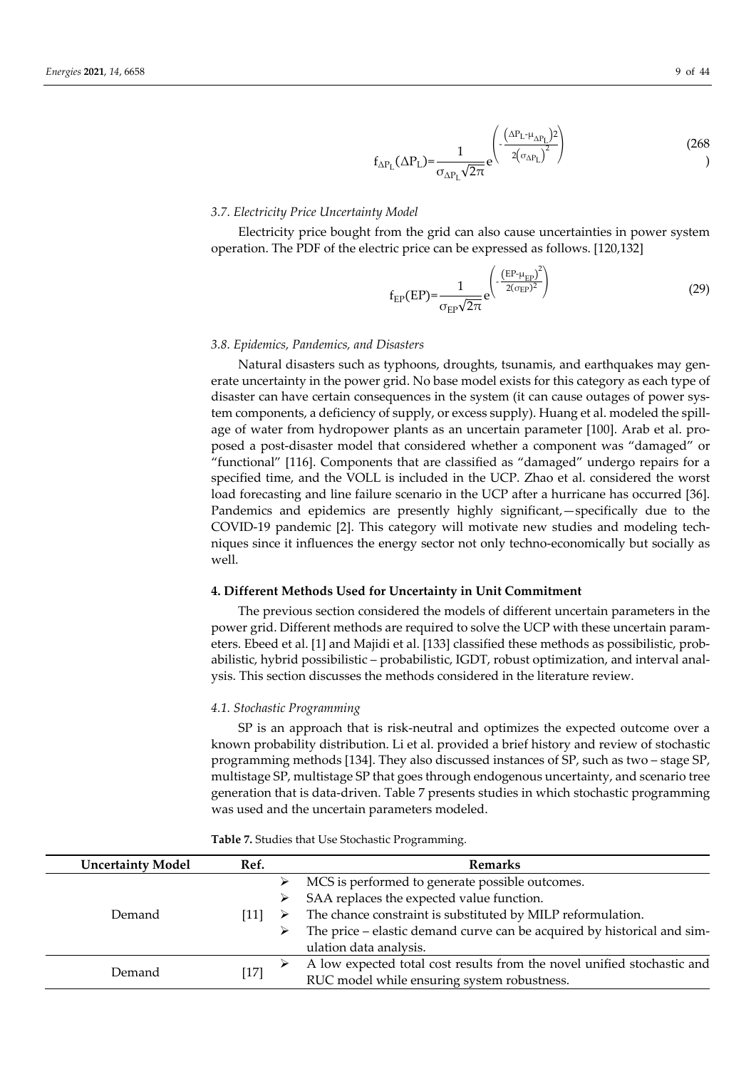$$f_{\Delta P_L}(\Delta P_L)=\frac{1}{\sigma_{\Delta P_L}\sqrt{2\pi}}e^{\left(-\frac{\left(\Delta P_L-\mu_{\Delta P_L}\right)^2}{2\left(\sigma_{\Delta P_L}\right)^2}\right)} \quad (28)$$

### 3.7. Electricity Price Uncertainty Model

Electricity price bought from the grid can also cause uncertainties in power system operation. The PDF of the electric price can be expressed as follows. [120,132]

$$f_{EP}(EP)=\frac{1}{\sigma_{EP}\sqrt{2\pi}}e^{\left(-\frac{\left(EP-\mu_{EP}\right)^2}{2(\sigma_{EP})^2}\right)} \quad (29)$$

### 3.8. Epidemics, Pandemics, and Disasters

Natural disasters such as typhoons, droughts, tsunamis, and earthquakes may generate uncertainty in the power grid. No base model exists for this category as each type of disaster can have certain consequences in the system (it can cause outages of power system components, a deficiency of supply, or excess supply). Huang et al. modeled the spillage of water from hydropower plants as an uncertain parameter [100]. Arab et al. proposed a post-disaster model that considered whether a component was "damaged" or "functional" [116]. Components that are classified as "damaged" undergo repairs for a specified time, and the VOLL is included in the UCP. Zhao et al. considered the worst load forecasting and line failure scenario in the UCP after a hurricane has occurred [36]. Pandemics and epidemics are presently highly significant,—specifically due to the COVID-19 pandemic [2]. This category will motivate new studies and modeling techniques since it influences the energy sector not only techno-economically but socially as well.

## 4. Different Methods Used for Uncertainty in Unit Commitment

The previous section considered the models of different uncertain parameters in the power grid. Different methods are required to solve the UCP with these uncertain parameters. Ebeed et al. [1] and Majidi et al. [133] classified these methods as possibilistic, probabilistic, hybrid possibilistic – probabilistic, IGDT, robust optimization, and interval analysis. This section discusses the methods considered in the literature review.

### 4.1. Stochastic Programming

SP is an approach that is risk-neutral and optimizes the expected outcome over a known probability distribution. Li et al. provided a brief history and review of stochastic programming methods [134]. They also discussed instances of SP, such as two – stage SP, multistage SP, multistage SP that goes through endogenous uncertainty, and scenario tree generation that is data-driven. Table 7 presents studies in which stochastic programming was used and the uncertain parameters modeled.

**Table 7.** Studies that Use Stochastic Programming.

| Uncertainty Model | Ref. | Remarks |
| --- | --- | --- |
| Demand | [11] | ➢ MCS is performed to generate possible outcomes.<br>➢ SAA replaces the expected value function.<br>➢ The chance constraint is substituted by MILP reformulation.<br>➢ The price – elastic demand curve can be acquired by historical and simulation data analysis. |
| Demand | [17] | ➢ A low expected total cost results from the novel unified stochastic and RUC model while ensuring system robustness. |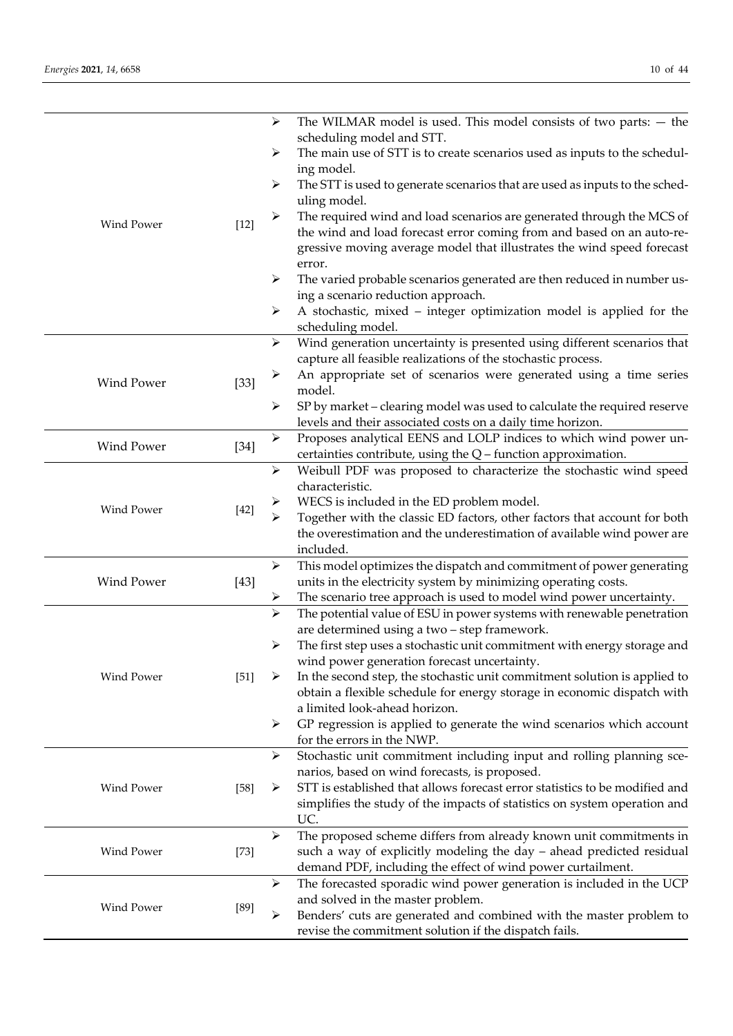| | | |
|---|---|---|
| Wind Power | [12] | ➢ The WILMAR model is used. This model consists of two parts: — the scheduling model and STT.<br>➢ The main use of STT is to create scenarios used as inputs to the scheduling model.<br>➢ The STT is used to generate scenarios that are used as inputs to the scheduling model.<br>➢ The required wind and load scenarios are generated through the MCS of the wind and load forecast error coming from and based on an auto-regressive moving average model that illustrates the wind speed forecast error.<br>➢ The varied probable scenarios generated are then reduced in number using a scenario reduction approach.<br>➢ A stochastic, mixed – integer optimization model is applied for the scheduling model. |
| Wind Power | [33] | ➢ Wind generation uncertainty is presented using different scenarios that capture all feasible realizations of the stochastic process.<br>➢ An appropriate set of scenarios were generated using a time series model.<br>➢ SP by market – clearing model was used to calculate the required reserve levels and their associated costs on a daily time horizon. |
| Wind Power | [34] | ➢ Proposes analytical EENS and LOLP indices to which wind power uncertainties contribute, using the Q – function approximation. |
| Wind Power | [42] | ➢ Weibull PDF was proposed to characterize the stochastic wind speed characteristic.<br>➢ WECS is included in the ED problem model.<br>➢ Together with the classic ED factors, other factors that account for both the overestimation and the underestimation of available wind power are included. |
| Wind Power | [43] | ➢ This model optimizes the dispatch and commitment of power generating units in the electricity system by minimizing operating costs.<br>➢ The scenario tree approach is used to model wind power uncertainty. |
| Wind Power | [51] | ➢ The potential value of ESU in power systems with renewable penetration are determined using a two – step framework.<br>➢ The first step uses a stochastic unit commitment with energy storage and wind power generation forecast uncertainty.<br>➢ In the second step, the stochastic unit commitment solution is applied to obtain a flexible schedule for energy storage in economic dispatch with a limited look-ahead horizon.<br>➢ GP regression is applied to generate the wind scenarios which account for the errors in the NWP. |
| Wind Power | [58] | ➢ Stochastic unit commitment including input and rolling planning scenarios, based on wind forecasts, is proposed.<br>➢ STT is established that allows forecast error statistics to be modified and simplifies the study of the impacts of statistics on system operation and UC. |
| Wind Power | [73] | ➢ The proposed scheme differs from already known unit commitments in such a way of explicitly modeling the day – ahead predicted residual demand PDF, including the effect of wind power curtailment. |
| Wind Power | [89] | ➢ The forecasted sporadic wind power generation is included in the UCP and solved in the master problem.<br>➢ Benders' cuts are generated and combined with the master problem to revise the commitment solution if the dispatch fails. |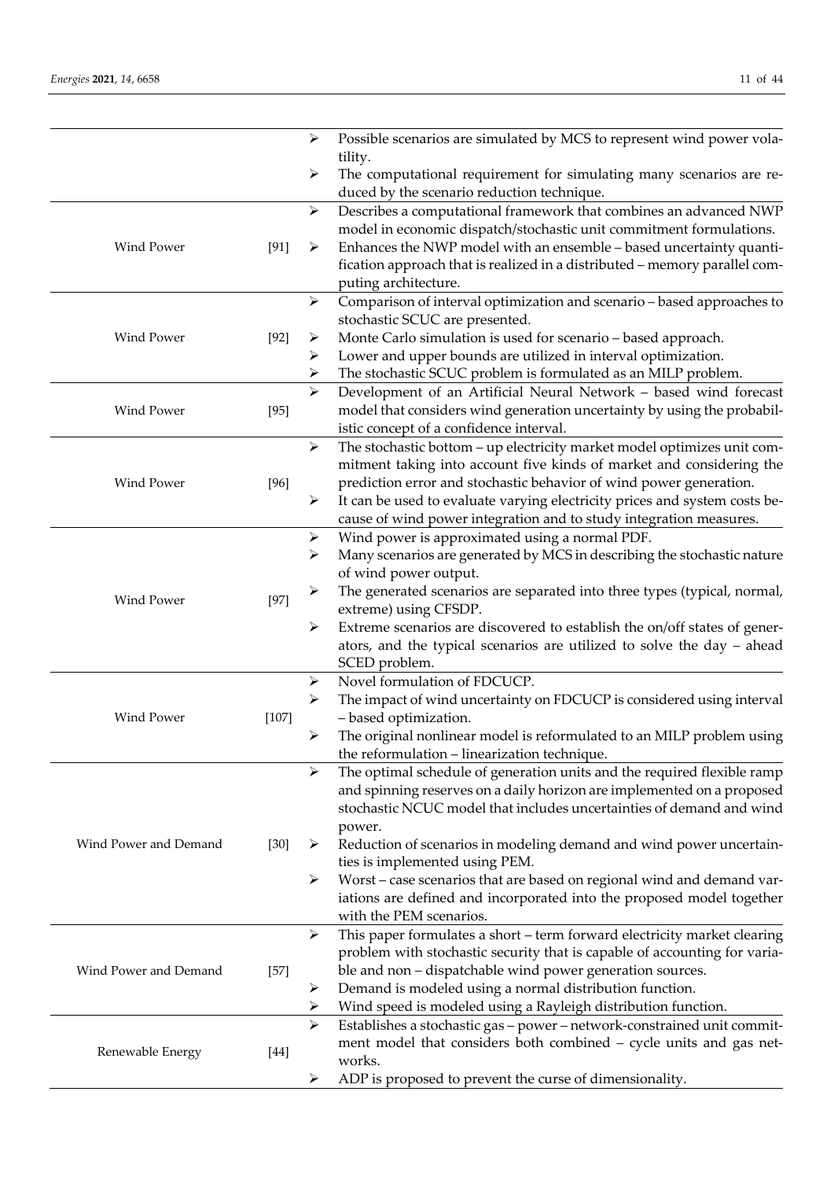| | | |
|---|---|---|
| | | ➢ Possible scenarios are simulated by MCS to represent wind power volatility.<br>➢ The computational requirement for simulating many scenarios are reduced by the scenario reduction technique. |
| Wind Power | [91] | ➢ Describes a computational framework that combines an advanced NWP model in economic dispatch/stochastic unit commitment formulations.<br>➢ Enhances the NWP model with an ensemble – based uncertainty quantification approach that is realized in a distributed – memory parallel computing architecture. |
| Wind Power | [92] | ➢ Comparison of interval optimization and scenario – based approaches to stochastic SCUC are presented.<br>➢ Monte Carlo simulation is used for scenario – based approach.<br>➢ Lower and upper bounds are utilized in interval optimization.<br>➢ The stochastic SCUC problem is formulated as an MILP problem. |
| Wind Power | [95] | ➢ Development of an Artificial Neural Network – based wind forecast model that considers wind generation uncertainty by using the probabilistic concept of a confidence interval. |
| Wind Power | [96] | ➢ The stochastic bottom – up electricity market model optimizes unit commitment taking into account five kinds of market and considering the prediction error and stochastic behavior of wind power generation.<br>➢ It can be used to evaluate varying electricity prices and system costs because of wind power integration and to study integration measures. |
| Wind Power | [97] | ➢ Wind power is approximated using a normal PDF.<br>➢ Many scenarios are generated by MCS in describing the stochastic nature of wind power output.<br>➢ The generated scenarios are separated into three types (typical, normal, extreme) using CFSDP.<br>➢ Extreme scenarios are discovered to establish the on/off states of generators, and the typical scenarios are utilized to solve the day – ahead SCED problem. |
| Wind Power | [107] | ➢ Novel formulation of FDCUCP.<br>➢ The impact of wind uncertainty on FDCUCP is considered using interval – based optimization.<br>➢ The original nonlinear model is reformulated to an MILP problem using the reformulation – linearization technique. |
| Wind Power and Demand | [30] | ➢ The optimal schedule of generation units and the required flexible ramp and spinning reserves on a daily horizon are implemented on a proposed stochastic NCUC model that includes uncertainties of demand and wind power.<br>➢ Reduction of scenarios in modeling demand and wind power uncertainties is implemented using PEM.<br>➢ Worst – case scenarios that are based on regional wind and demand variations are defined and incorporated into the proposed model together with the PEM scenarios. |
| Wind Power and Demand | [57] | ➢ This paper formulates a short – term forward electricity market clearing problem with stochastic security that is capable of accounting for variable and non – dispatchable wind power generation sources.<br>➢ Demand is modeled using a normal distribution function.<br>➢ Wind speed is modeled using a Rayleigh distribution function. |
| Renewable Energy | [44] | ➢ Establishes a stochastic gas – power – network-constrained unit commitment model that considers both combined – cycle units and gas networks.<br>➢ ADP is proposed to prevent the curse of dimensionality. |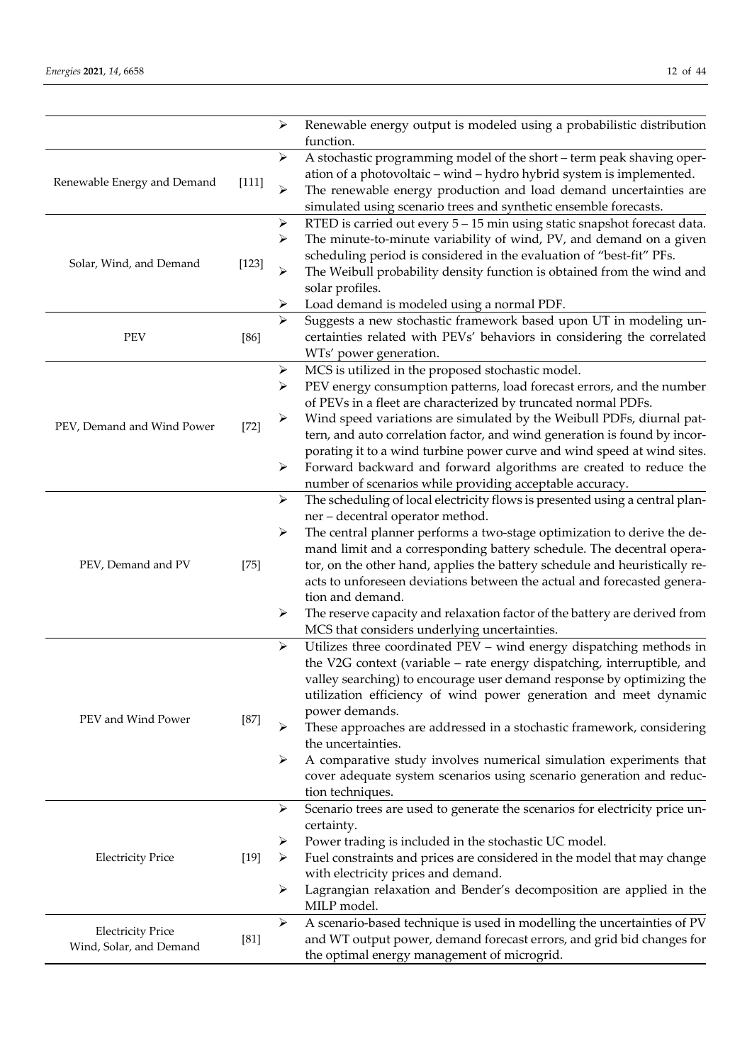| | | |
|---|---|---|
| | | ➢ Renewable energy output is modeled using a probabilistic distribution function. |
| Renewable Energy and Demand | [111] | ➢ A stochastic programming model of the short – term peak shaving operation of a photovoltaic – wind – hydro hybrid system is implemented.<br>➢ The renewable energy production and load demand uncertainties are simulated using scenario trees and synthetic ensemble forecasts. |
| Solar, Wind, and Demand | [123] | ➢ RTED is carried out every 5 – 15 min using static snapshot forecast data.<br>➢ The minute-to-minute variability of wind, PV, and demand on a given scheduling period is considered in the evaluation of "best-fit" PFs.<br>➢ The Weibull probability density function is obtained from the wind and solar profiles.<br>➢ Load demand is modeled using a normal PDF. |
| PEV | [86] | ➢ Suggests a new stochastic framework based upon UT in modeling uncertainties related with PEVs' behaviors in considering the correlated WTs' power generation. |
| PEV, Demand and Wind Power | [72] | ➢ MCS is utilized in the proposed stochastic model.<br>➢ PEV energy consumption patterns, load forecast errors, and the number of PEVs in a fleet are characterized by truncated normal PDFs.<br>➢ Wind speed variations are simulated by the Weibull PDFs, diurnal pattern, and auto correlation factor, and wind generation is found by incorporating it to a wind turbine power curve and wind speed at wind sites.<br>➢ Forward backward and forward algorithms are created to reduce the number of scenarios while providing acceptable accuracy. |
| PEV, Demand and PV | [75] | ➢ The scheduling of local electricity flows is presented using a central planner – decentral operator method.<br>➢ The central planner performs a two-stage optimization to derive the demand limit and a corresponding battery schedule. The decentral operator, on the other hand, applies the battery schedule and heuristically reacts to unforeseen deviations between the actual and forecasted generation and demand.<br>➢ The reserve capacity and relaxation factor of the battery are derived from MCS that considers underlying uncertainties. |
| PEV and Wind Power | [87] | ➢ Utilizes three coordinated PEV – wind energy dispatching methods in the V2G context (variable – rate energy dispatching, interruptible, and valley searching) to encourage user demand response by optimizing the utilization efficiency of wind power generation and meet dynamic power demands.<br>➢ These approaches are addressed in a stochastic framework, considering the uncertainties.<br>➢ A comparative study involves numerical simulation experiments that cover adequate system scenarios using scenario generation and reduction techniques. |
| Electricity Price | [19] | ➢ Scenario trees are used to generate the scenarios for electricity price uncertainty.<br>➢ Power trading is included in the stochastic UC model.<br>➢ Fuel constraints and prices are considered in the model that may change with electricity prices and demand.<br>➢ Lagrangian relaxation and Bender's decomposition are applied in the MILP model. |
| Electricity Price Wind, Solar, and Demand | [81] | ➢ A scenario-based technique is used in modelling the uncertainties of PV and WT output power, demand forecast errors, and grid bid changes for the optimal energy management of microgrid. |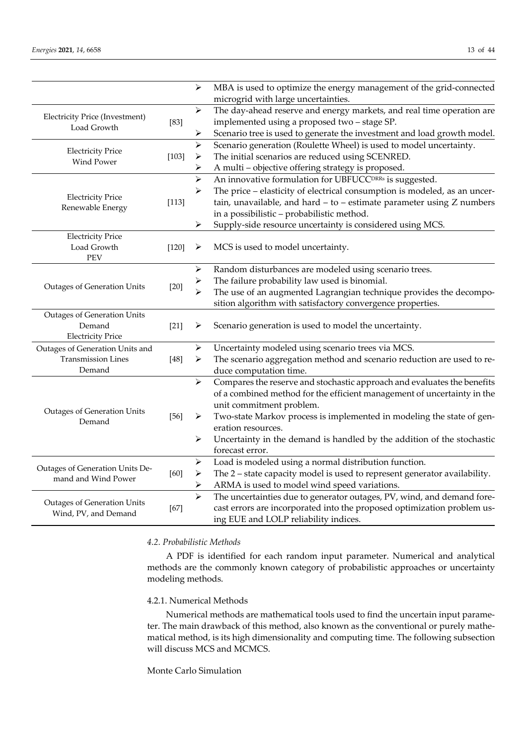| | | |
|---|---|---|
| | | ➢ MBA is used to optimize the energy management of the grid-connected microgrid with large uncertainties. |
| Electricity Price (Investment) Load Growth | [83] | ➢ The day-ahead reserve and energy markets, and real time operation are implemented using a proposed two – stage SP. ➢ Scenario tree is used to generate the investment and load growth model. |
| Electricity Price Wind Power | [103] | ➢ Scenario generation (Roulette Wheel) is used to model uncertainty. ➢ The initial scenarios are reduced using SCENRED. ➢ A multi – objective offering strategy is proposed. |
| Electricity Price Renewable Energy | [113] | ➢ An innovative formulation for UBFUCC$^{DRRs}$ is suggested. ➢ The price – elasticity of electrical consumption is modeled, as an uncertain, unavailable, and hard – to – estimate parameter using Z numbers in a possibilistic – probabilistic method. ➢ Supply-side resource uncertainty is considered using MCS. |
| Electricity Price Load Growth PEV | [120] | ➢ MCS is used to model uncertainty. |
| Outages of Generation Units | [20] | ➢ Random disturbances are modeled using scenario trees. ➢ The failure probability law used is binomial. ➢ The use of an augmented Lagrangian technique provides the decomposition algorithm with satisfactory convergence properties. |
| Outages of Generation Units Demand Electricity Price | [21] | ➢ Scenario generation is used to model the uncertainty. |
| Outages of Generation Units and Transmission Lines Demand | [48] | ➢ Uncertainty modeled using scenario trees via MCS. ➢ The scenario aggregation method and scenario reduction are used to reduce computation time. |
| Outages of Generation Units Demand | [56] | ➢ Compares the reserve and stochastic approach and evaluates the benefits of a combined method for the efficient management of uncertainty in the unit commitment problem. ➢ Two-state Markov process is implemented in modeling the state of generation resources. ➢ Uncertainty in the demand is handled by the addition of the stochastic forecast error. |
| Outages of Generation Units Demand and Wind Power | [60] | ➢ Load is modeled using a normal distribution function. ➢ The 2 – state capacity model is used to represent generator availability. ➢ ARMA is used to model wind speed variations. |
| Outages of Generation Units Wind, PV, and Demand | [67] | ➢ The uncertainties due to generator outages, PV, wind, and demand forecast errors are incorporated into the proposed optimization problem using EUE and LOLP reliability indices. |

### 4.2. Probabilistic Methods

A PDF is identified for each random input parameter. Numerical and analytical methods are the commonly known category of probabilistic approaches or uncertainty modeling methods.

#### 4.2.1. Numerical Methods

Numerical methods are mathematical tools used to find the uncertain input parameter. The main drawback of this method, also known as the conventional or purely mathematical method, is its high dimensionality and computing time. The following subsection will discuss MCS and MCMCS.

Monte Carlo Simulation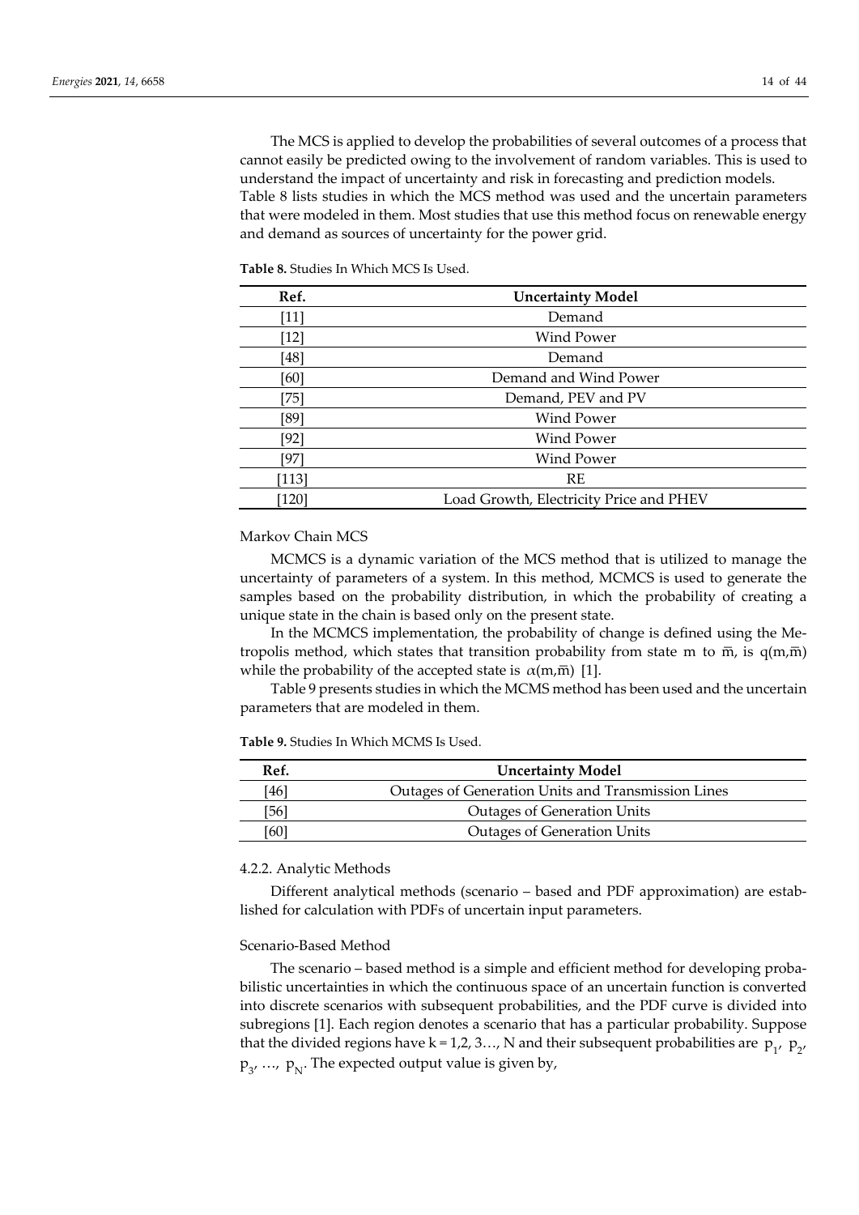The MCS is applied to develop the probabilities of several outcomes of a process that cannot easily be predicted owing to the involvement of random variables. This is used to understand the impact of uncertainty and risk in forecasting and prediction models. Table 8 lists studies in which the MCS method was used and the uncertain parameters that were modeled in them. Most studies that use this method focus on renewable energy and demand as sources of uncertainty for the power grid.

**Table 8.** Studies In Which MCS Is Used.

| Ref. | Uncertainty Model |
| --- | --- |
| [11] | Demand |
| [12] | Wind Power |
| [48] | Demand |
| [60] | Demand and Wind Power |
| [75] | Demand, PEV and PV |
| [89] | Wind Power |
| [92] | Wind Power |
| [97] | Wind Power |
| [113] | RE |
| [120] | Load Growth, Electricity Price and PHEV |

Markov Chain MCS

MCMCS is a dynamic variation of the MCS method that is utilized to manage the uncertainty of parameters of a system. In this method, MCMCS is used to generate the samples based on the probability distribution, in which the probability of creating a unique state in the chain is based only on the present state.

In the MCMCS implementation, the probability of change is defined using the Metropolis method, which states that transition probability from state m to $\bar{m}$, is $q(m,\bar{m})$ while the probability of the accepted state is $\alpha(m,\bar{m})$ [1].

Table 9 presents studies in which the MCMS method has been used and the uncertain parameters that are modeled in them.

**Table 9.** Studies In Which MCMS Is Used.

| Ref. | Uncertainty Model |
| --- | --- |
| [46] | Outages of Generation Units and Transmission Lines |
| [56] | Outages of Generation Units |
| [60] | Outages of Generation Units |

4.2.2. Analytic Methods

Different analytical methods (scenario – based and PDF approximation) are established for calculation with PDFs of uncertain input parameters.

Scenario-Based Method

The scenario – based method is a simple and efficient method for developing probabilistic uncertainties in which the continuous space of an uncertain function is converted into discrete scenarios with subsequent probabilities, and the PDF curve is divided into subregions [1]. Each region denotes a scenario that has a particular probability. Suppose that the divided regions have $k = 1,2,3\ldots, N$ and their subsequent probabilities are $p_1$, $p_2$, $p_3$, …, $p_N$. The expected output value is given by,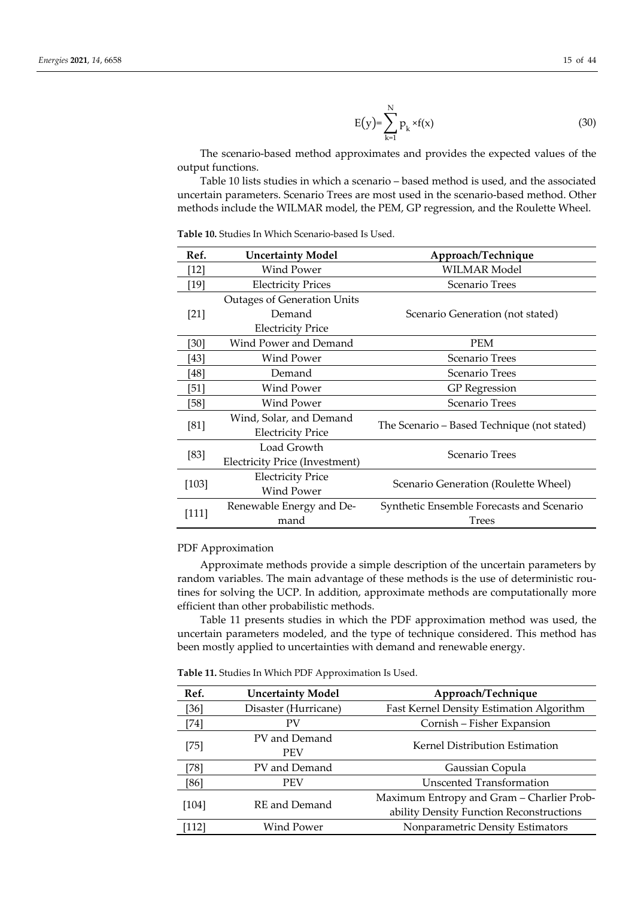$$E(y)=\sum_{k=1}^{N} p_k \times f(x) \quad (30)$$

The scenario-based method approximates and provides the expected values of the output functions.

Table 10 lists studies in which a scenario – based method is used, and the associated uncertain parameters. Scenario Trees are most used in the scenario-based method. Other methods include the WILMAR model, the PEM, GP regression, and the Roulette Wheel.

**Table 10.** Studies In Which Scenario-based Is Used.

| Ref. | Uncertainty Model | Approach/Technique |
|---|---|---|
| [12] | Wind Power | WILMAR Model |
| [19] | Electricity Prices | Scenario Trees |
| [21] | Outages of Generation Units<br>Demand<br>Electricity Price | Scenario Generation (not stated) |
| [30] | Wind Power and Demand | PEM |
| [43] | Wind Power | Scenario Trees |
| [48] | Demand | Scenario Trees |
| [51] | Wind Power | GP Regression |
| [58] | Wind Power | Scenario Trees |
| [81] | Wind, Solar, and Demand<br>Electricity Price | The Scenario – Based Technique (not stated) |
| [83] | Load Growth<br>Electricity Price (Investment) | Scenario Trees |
| [103] | Electricity Price<br>Wind Power | Scenario Generation (Roulette Wheel) |
| [111] | Renewable Energy and Demand | Synthetic Ensemble Forecasts and Scenario Trees |

PDF Approximation

Approximate methods provide a simple description of the uncertain parameters by random variables. The main advantage of these methods is the use of deterministic routines for solving the UCP. In addition, approximate methods are computationally more efficient than other probabilistic methods.

Table 11 presents studies in which the PDF approximation method was used, the uncertain parameters modeled, and the type of technique considered. This method has been mostly applied to uncertainties with demand and renewable energy.

**Table 11.** Studies In Which PDF Approximation Is Used.

| Ref. | Uncertainty Model | Approach/Technique |
|---|---|---|
| [36] | Disaster (Hurricane) | Fast Kernel Density Estimation Algorithm |
| [74] | PV | Cornish – Fisher Expansion |
| [75] | PV and Demand<br>PEV | Kernel Distribution Estimation |
| [78] | PV and Demand | Gaussian Copula |
| [86] | PEV | Unscented Transformation |
| [104] | RE and Demand | Maximum Entropy and Gram – Charlier Probability Density Function Reconstructions |
| [112] | Wind Power | Nonparametric Density Estimators |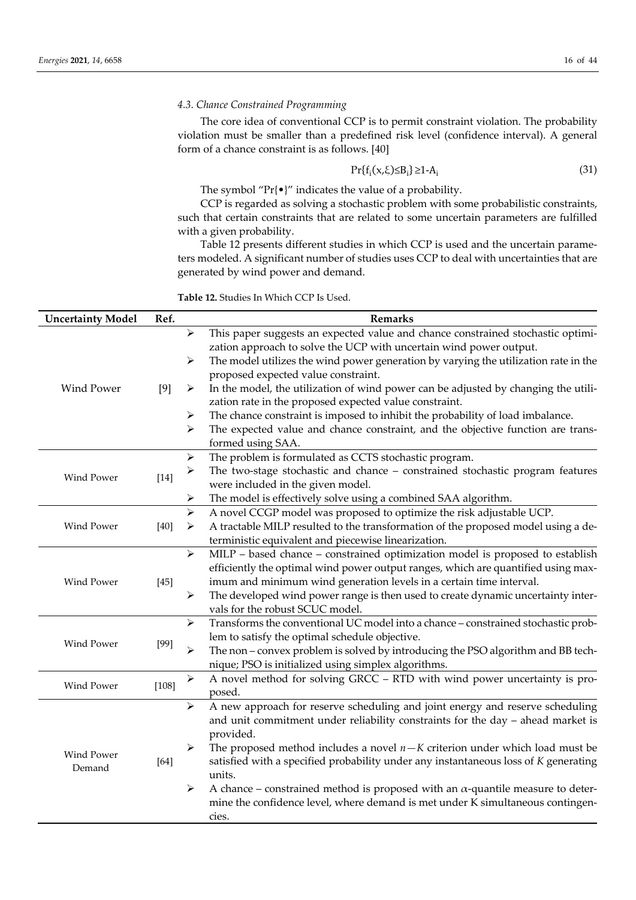### 4.3. Chance Constrained Programming

The core idea of conventional CCP is to permit constraint violation. The probability violation must be smaller than a predefined risk level (confidence interval). A general form of a chance constraint is as follows. [40]

$$\Pr\{f_i(x,\xi)\leq B_i\}\geq 1-A_i \tag{31}$$

The symbol "Pr{•}" indicates the value of a probability.

CCP is regarded as solving a stochastic problem with some probabilistic constraints, such that certain constraints that are related to some uncertain parameters are fulfilled with a given probability.

Table 12 presents different studies in which CCP is used and the uncertain parameters modeled. A significant number of studies uses CCP to deal with uncertainties that are generated by wind power and demand.

**Table 12.** Studies In Which CCP Is Used.

| Uncertainty Model | Ref. | Remarks |
|---|---|---|
| Wind Power | [9] | ➢ This paper suggests an expected value and chance constrained stochastic optimization approach to solve the UCP with uncertain wind power output.<br>➢ The model utilizes the wind power generation by varying the utilization rate in the proposed expected value constraint.<br>➢ In the model, the utilization of wind power can be adjusted by changing the utilization rate in the proposed expected value constraint.<br>➢ The chance constraint is imposed to inhibit the probability of load imbalance.<br>➢ The expected value and chance constraint, and the objective function are transformed using SAA. |
| Wind Power | [14] | ➢ The problem is formulated as CCTS stochastic program.<br>➢ The two-stage stochastic and chance – constrained stochastic program features were included in the given model.<br>➢ The model is effectively solve using a combined SAA algorithm. |
| Wind Power | [40] | ➢ A novel CCGP model was proposed to optimize the risk adjustable UCP.<br>➢ A tractable MILP resulted to the transformation of the proposed model using a deterministic equivalent and piecewise linearization. |
| Wind Power | [45] | ➢ MILP – based chance – constrained optimization model is proposed to establish efficiently the optimal wind power output ranges, which are quantified using maximum and minimum wind generation levels in a certain time interval.<br>➢ The developed wind power range is then used to create dynamic uncertainty intervals for the robust SCUC model. |
| Wind Power | [99] | ➢ Transforms the conventional UC model into a chance – constrained stochastic problem to satisfy the optimal schedule objective.<br>➢ The non – convex problem is solved by introducing the PSO algorithm and BB technique; PSO is initialized using simplex algorithms. |
| Wind Power | [108] | ➢ A novel method for solving GRCC – RTD with wind power uncertainty is proposed. |
| Wind Power<br>Demand | [64] | ➢ A new approach for reserve scheduling and joint energy and reserve scheduling and unit commitment under reliability constraints for the day – ahead market is provided.<br>➢ The proposed method includes a novel $n-K$ criterion under which load must be satisfied with a specified probability under any instantaneous loss of $K$ generating units.<br>➢ A chance – constrained method is proposed with an $\alpha$-quantile measure to determine the confidence level, where demand is met under K simultaneous contingencies. |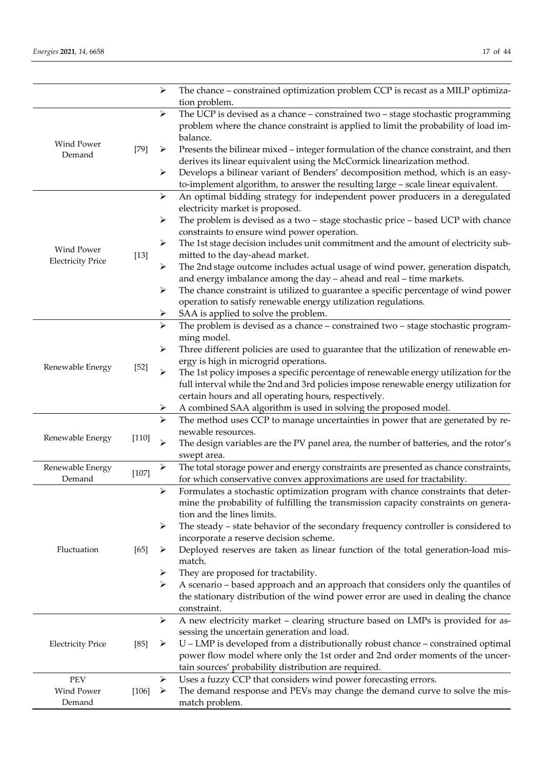| | | |
|---|---|---|
| | | ➢ The chance – constrained optimization problem CCP is recast as a MILP optimization problem. |
| Wind Power Demand | [79] | ➢ The UCP is devised as a chance – constrained two – stage stochastic programming problem where the chance constraint is applied to limit the probability of load imbalance. ➢ Presents the bilinear mixed – integer formulation of the chance constraint, and then derives its linear equivalent using the McCormick linearization method. ➢ Develops a bilinear variant of Benders' decomposition method, which is an easy-to-implement algorithm, to answer the resulting large – scale linear equivalent. |
| Wind Power Electricity Price | [13] | ➢ An optimal bidding strategy for independent power producers in a deregulated electricity market is proposed. ➢ The problem is devised as a two – stage stochastic price – based UCP with chance constraints to ensure wind power operation. ➢ The 1st stage decision includes unit commitment and the amount of electricity submitted to the day-ahead market. ➢ The 2nd stage outcome includes actual usage of wind power, generation dispatch, and energy imbalance among the day – ahead and real – time markets. ➢ The chance constraint is utilized to guarantee a specific percentage of wind power operation to satisfy renewable energy utilization regulations. ➢ SAA is applied to solve the problem. |
| Renewable Energy | [52] | ➢ The problem is devised as a chance – constrained two – stage stochastic programming model. ➢ Three different policies are used to guarantee that the utilization of renewable energy is high in microgrid operations. ➢ The 1st policy imposes a specific percentage of renewable energy utilization for the full interval while the 2nd and 3rd policies impose renewable energy utilization for certain hours and all operating hours, respectively. ➢ A combined SAA algorithm is used in solving the proposed model. |
| Renewable Energy | [110] | ➢ The method uses CCP to manage uncertainties in power that are generated by renewable resources. ➢ The design variables are the PV panel area, the number of batteries, and the rotor's swept area. |
| Renewable Energy Demand | [107] | ➢ The total storage power and energy constraints are presented as chance constraints, for which conservative convex approximations are used for tractability. |
| Fluctuation | [65] | ➢ Formulates a stochastic optimization program with chance constraints that determine the probability of fulfilling the transmission capacity constraints on generation and the lines limits. ➢ The steady – state behavior of the secondary frequency controller is considered to incorporate a reserve decision scheme. ➢ Deployed reserves are taken as linear function of the total generation-load mismatch. ➢ They are proposed for tractability. ➢ A scenario – based approach and an approach that considers only the quantiles of the stationary distribution of the wind power error are used in dealing the chance constraint. |
| Electricity Price | [85] | ➢ A new electricity market – clearing structure based on LMPs is provided for assessing the uncertain generation and load. ➢ U – LMP is developed from a distributionally robust chance – constrained optimal power flow model where only the 1st order and 2nd order moments of the uncertain sources' probability distribution are required. |
| PEV Wind Power Demand | [106] | ➢ Uses a fuzzy CCP that considers wind power forecasting errors. ➢ The demand response and PEVs may change the demand curve to solve the mismatch problem. |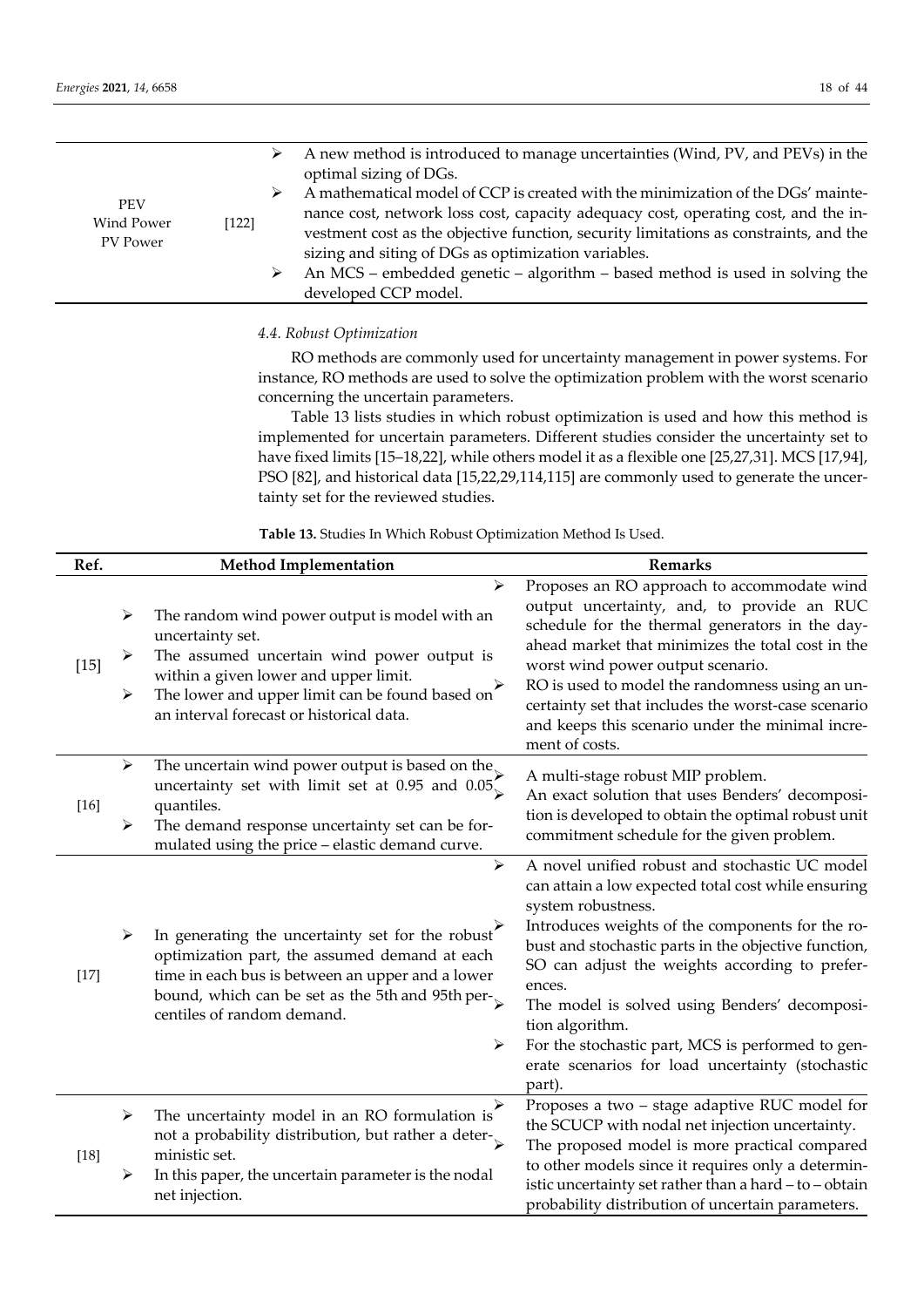| | | |
|---|---|---|
| PEV<br>Wind Power<br>PV Power | [122] | ➢ A new method is introduced to manage uncertainties (Wind, PV, and PEVs) in the optimal sizing of DGs.<br>➢ A mathematical model of CCP is created with the minimization of the DGs' maintenance cost, network loss cost, capacity adequacy cost, operating cost, and the investment cost as the objective function, security limitations as constraints, and the sizing and siting of DGs as optimization variables.<br>➢ An MCS – embedded genetic – algorithm – based method is used in solving the developed CCP model. |

### 4.4. Robust Optimization

RO methods are commonly used for uncertainty management in power systems. For instance, RO methods are used to solve the optimization problem with the worst scenario concerning the uncertain parameters.

Table 13 lists studies in which robust optimization is used and how this method is implemented for uncertain parameters. Different studies consider the uncertainty set to have fixed limits [15–18,22], while others model it as a flexible one [25,27,31]. MCS [17,94], PSO [82], and historical data [15,22,29,114,115] are commonly used to generate the uncertainty set for the reviewed studies.

**Table 13.** Studies In Which Robust Optimization Method Is Used.

| Ref. | Method Implementation | Remarks |
|---|---|---|
| [15] | ➢ The random wind power output is model with an uncertainty set.<br>➢ The assumed uncertain wind power output is within a given lower and upper limit.<br>➢ The lower and upper limit can be found based on an interval forecast or historical data. | ➢ Proposes an RO approach to accommodate wind output uncertainty, and, to provide an RUC schedule for the thermal generators in the day-ahead market that minimizes the total cost in the worst wind power output scenario.<br>➢ RO is used to model the randomness using an uncertainty set that includes the worst-case scenario and keeps this scenario under the minimal increment of costs. |
| [16] | ➢ The uncertain wind power output is based on the uncertainty set with limit set at 0.95 and 0.05 quantiles.<br>➢ The demand response uncertainty set can be formulated using the price – elastic demand curve. | ➢ A multi-stage robust MIP problem.<br>➢ An exact solution that uses Benders' decomposition is developed to obtain the optimal robust unit commitment schedule for the given problem. |
| [17] | ➢ In generating the uncertainty set for the robust optimization part, the assumed demand at each time in each bus is between an upper and a lower bound, which can be set as the 5th and 95th percentiles of random demand. | ➢ A novel unified robust and stochastic UC model can attain a low expected total cost while ensuring system robustness.<br>➢ Introduces weights of the components for the robust and stochastic parts in the objective function, SO can adjust the weights according to preferences.<br>➢ The model is solved using Benders' decomposition algorithm.<br>➢ For the stochastic part, MCS is performed to generate scenarios for load uncertainty (stochastic part). |
| [18] | ➢ The uncertainty model in an RO formulation is not a probability distribution, but rather a deterministic set.<br>➢ In this paper, the uncertain parameter is the nodal net injection. | ➢ Proposes a two – stage adaptive RUC model for the SCUCP with nodal net injection uncertainty.<br>➢ The proposed model is more practical compared to other models since it requires only a deterministic uncertainty set rather than a hard – to – obtain probability distribution of uncertain parameters. |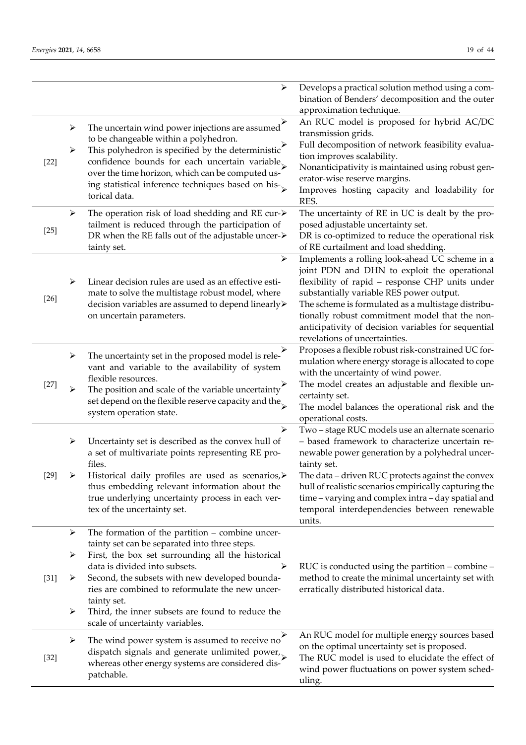| | | |
|---|---|---|
| | | ➢ Develops a practical solution method using a combination of Benders' decomposition and the outer approximation technique. |
| [22] | ➢ The uncertain wind power injections are assumed to be changeable within a polyhedron.<br>➢ This polyhedron is specified by the deterministic confidence bounds for each uncertain variable over the time horizon, which can be computed using statistical inference techniques based on historical data. | ➢ An RUC model is proposed for hybrid AC/DC transmission grids.<br>➢ Full decomposition of network feasibility evaluation improves scalability.<br>➢ Nonanticipativity is maintained using robust generator-wise reserve margins.<br>➢ Improves hosting capacity and loadability for RES. |
| [25] | ➢ The operation risk of load shedding and RE curtailment is reduced through the participation of DR when the RE falls out of the adjustable uncertainty set. | ➢ The uncertainty of RE in UC is dealt by the proposed adjustable uncertainty set.<br>➢ DR is co-optimized to reduce the operational risk of RE curtailment and load shedding. |
| [26] | ➢ Linear decision rules are used as an effective estimate to solve the multistage robust model, where decision variables are assumed to depend linearly on uncertain parameters. | ➢ Implements a rolling look-ahead UC scheme in a joint PDN and DHN to exploit the operational flexibility of rapid – response CHP units under substantially variable RES power output.<br>➢ The scheme is formulated as a multistage distributionally robust commitment model that the nonanticipativity of decision variables for sequential revelations of uncertainties. |
| [27] | ➢ The uncertainty set in the proposed model is relevant and variable to the availability of system flexible resources.<br>➢ The position and scale of the variable uncertainty set depend on the flexible reserve capacity and the system operation state. | ➢ Proposes a flexible robust risk-constrained UC formulation where energy storage is allocated to cope with the uncertainty of wind power.<br>➢ The model creates an adjustable and flexible uncertainty set.<br>➢ The model balances the operational risk and the operational costs. |
| [29] | ➢ Uncertainty set is described as the convex hull of a set of multivariate points representing RE profiles.<br>➢ Historical daily profiles are used as scenarios, thus embedding relevant information about the true underlying uncertainty process in each vertex of the uncertainty set. | ➢ Two – stage RUC models use an alternate scenario – based framework to characterize uncertain renewable power generation by a polyhedral uncertainty set.<br>➢ The data – driven RUC protects against the convex hull of realistic scenarios empirically capturing the time – varying and complex intra – day spatial and temporal interdependencies between renewable units. |
| [31] | ➢ The formation of the partition – combine uncertainty set can be separated into three steps.<br>➢ First, the box set surrounding all the historical data is divided into subsets.<br>➢ Second, the subsets with new developed boundaries are combined to reformulate the new uncertainty set.<br>➢ Third, the inner subsets are found to reduce the scale of uncertainty variables. | ➢ RUC is conducted using the partition – combine – method to create the minimal uncertainty set with erratically distributed historical data. |
| [32] | ➢ The wind power system is assumed to receive no dispatch signals and generate unlimited power, whereas other energy systems are considered dispatchable. | ➢ An RUC model for multiple energy sources based on the optimal uncertainty set is proposed.<br>➢ The RUC model is used to elucidate the effect of wind power fluctuations on power system scheduling. |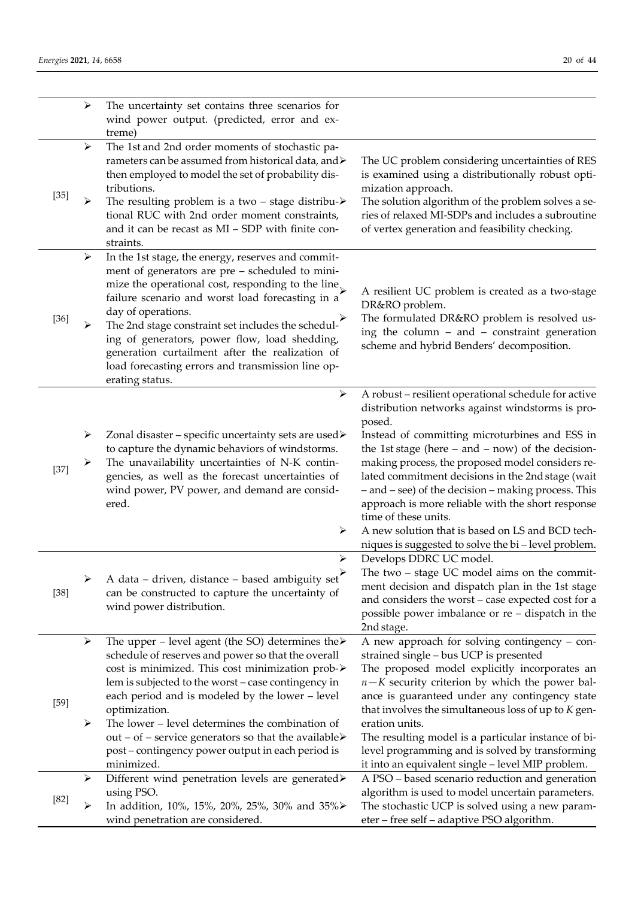| | | |
|---|---|---|
| | ➢ The uncertainty set contains three scenarios for wind power output. (predicted, error and extreme) | |
| [35] | ➢ The 1st and 2nd order moments of stochastic parameters can be assumed from historical data, and then employed to model the set of probability distributions.<br>➢ The resulting problem is a two – stage distributional RUC with 2nd order moment constraints, and it can be recast as MI – SDP with finite constraints. | ➢ The UC problem considering uncertainties of RES is examined using a distributionally robust optimization approach.<br>➢ The solution algorithm of the problem solves a series of relaxed MI-SDPs and includes a subroutine of vertex generation and feasibility checking. |
| [36] | ➢ In the 1st stage, the energy, reserves and commitment of generators are pre – scheduled to minimize the operational cost, responding to the line failure scenario and worst load forecasting in a day of operations.<br>➢ The 2nd stage constraint set includes the scheduling of generators, power flow, load shedding, generation curtailment after the realization of load forecasting errors and transmission line operating status. | ➢ A resilient UC problem is created as a two-stage DR&RO problem.<br>➢ The formulated DR&RO problem is resolved using the column – and – constraint generation scheme and hybrid Benders' decomposition. |
| [37] | ➢ Zonal disaster – specific uncertainty sets are used to capture the dynamic behaviors of windstorms.<br>➢ The unavailability uncertainties of N-K contingencies, as well as the forecast uncertainties of wind power, PV power, and demand are considered. | ➢ A robust – resilient operational schedule for active distribution networks against windstorms is proposed.<br>➢ Instead of committing microturbines and ESS in the 1st stage (here – and – now) of the decision-making process, the proposed model considers related commitment decisions in the 2nd stage (wait – and – see) of the decision – making process. This approach is more reliable with the short response time of these units.<br>➢ A new solution that is based on LS and BCD techniques is suggested to solve the bi – level problem. |
| [38] | ➢ A data – driven, distance – based ambiguity set can be constructed to capture the uncertainty of wind power distribution. | ➢ Develops DDRC UC model.<br>➢ The two – stage UC model aims on the commitment decision and dispatch plan in the 1st stage and considers the worst – case expected cost for a possible power imbalance or re – dispatch in the 2nd stage. |
| [59] | ➢ The upper – level agent (the SO) determines the schedule of reserves and power so that the overall cost is minimized. This cost minimization problem is subjected to the worst – case contingency in each period and is modeled by the lower – level optimization.<br>➢ The lower – level determines the combination of out – of – service generators so that the available post – contingency power output in each period is minimized. | ➢ A new approach for solving contingency – constrained single – bus UCP is presented<br>➢ The proposed model explicitly incorporates an $n-K$ security criterion by which the power balance is guaranteed under any contingency state that involves the simultaneous loss of up to $K$ generation units.<br>➢ The resulting model is a particular instance of bilevel programming and is solved by transforming it into an equivalent single – level MIP problem. |
| [82] | ➢ Different wind penetration levels are generated using PSO.<br>➢ In addition, 10%, 15%, 20%, 25%, 30% and 35% wind penetration are considered. | ➢ A PSO – based scenario reduction and generation algorithm is used to model uncertain parameters.<br>➢ The stochastic UCP is solved using a new parameter – free self – adaptive PSO algorithm. |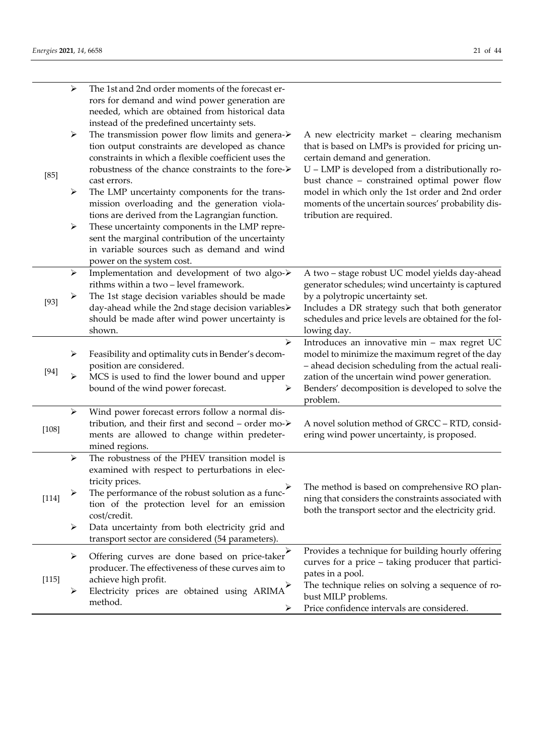| | | |
|---|---|---|
| [85] | ➢ The 1st and 2nd order moments of the forecast errors for demand and wind power generation are needed, which are obtained from historical data instead of the predefined uncertainty sets.<br>➢ The transmission power flow limits and generation output constraints are developed as chance constraints in which a flexible coefficient uses the robustness of the chance constraints to the forecast errors.<br>➢ The LMP uncertainty components for the transmission overloading and the generation violations are derived from the Lagrangian function.<br>➢ These uncertainty components in the LMP represent the marginal contribution of the uncertainty in variable sources such as demand and wind power on the system cost. | ➢ A new electricity market – clearing mechanism that is based on LMPs is provided for pricing uncertain demand and generation.<br>➢ U – LMP is developed from a distributionally robust chance – constrained optimal power flow model in which only the 1st order and 2nd order moments of the uncertain sources' probability distribution are required. |
| [93] | ➢ Implementation and development of two algorithms within a two – level framework.<br>➢ The 1st stage decision variables should be made day-ahead while the 2nd stage decision variables should be made after wind power uncertainty is shown. | ➢ A two – stage robust UC model yields day-ahead generator schedules; wind uncertainty is captured by a polytropic uncertainty set.<br>➢ Includes a DR strategy such that both generator schedules and price levels are obtained for the following day. |
| [94] | ➢ Feasibility and optimality cuts in Bender's decomposition are considered.<br>➢ MCS is used to find the lower bound and upper bound of the wind power forecast. | ➢ Introduces an innovative min – max regret UC model to minimize the maximum regret of the day – ahead decision scheduling from the actual realization of the uncertain wind power generation.<br>➢ Benders' decomposition is developed to solve the problem. |
| [108] | ➢ Wind power forecast errors follow a normal distribution, and their first and second – order moments are allowed to change within predetermined regions. | ➢ A novel solution method of GRCC – RTD, considering wind power uncertainty, is proposed. |
| [114] | ➢ The robustness of the PHEV transition model is examined with respect to perturbations in electricity prices.<br>➢ The performance of the robust solution as a function of the protection level for an emission cost/credit.<br>➢ Data uncertainty from both electricity grid and transport sector are considered (54 parameters). | ➢ The method is based on comprehensive RO planning that considers the constraints associated with both the transport sector and the electricity grid. |
| [115] | ➢ Offering curves are done based on price-taker producer. The effectiveness of these curves aim to achieve high profit.<br>➢ Electricity prices are obtained using ARIMA method. | ➢ Provides a technique for building hourly offering curves for a price – taking producer that participates in a pool.<br>➢ The technique relies on solving a sequence of robust MILP problems.<br>➢ Price confidence intervals are considered. |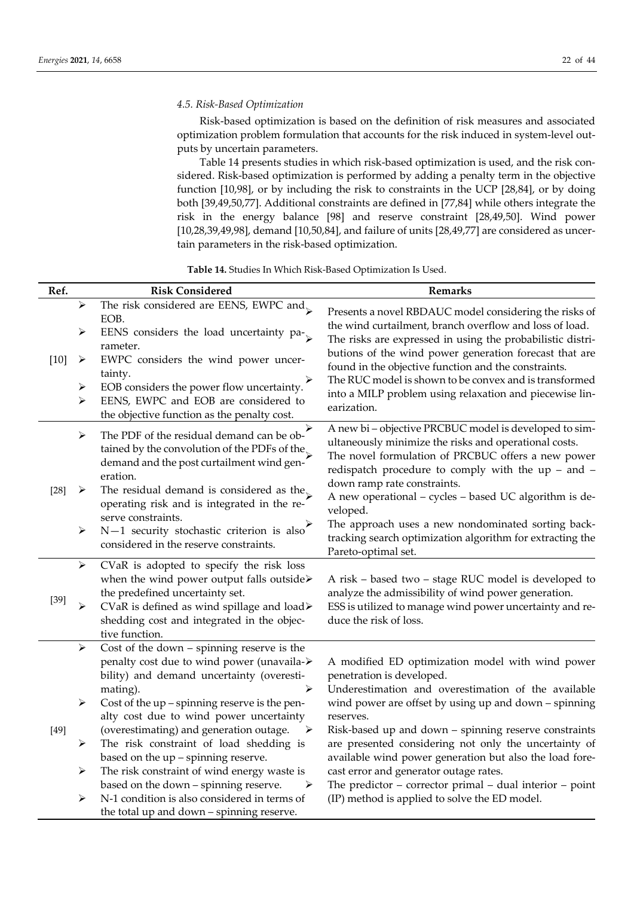### 4.5. Risk-Based Optimization

Risk-based optimization is based on the definition of risk measures and associated optimization problem formulation that accounts for the risk induced in system-level outputs by uncertain parameters.

Table 14 presents studies in which risk-based optimization is used, and the risk considered. Risk-based optimization is performed by adding a penalty term in the objective function [10,98], or by including the risk to constraints in the UCP [28,84], or by doing both [39,49,50,77]. Additional constraints are defined in [77,84] while others integrate the risk in the energy balance [98] and reserve constraint [28,49,50]. Wind power [10,28,39,49,98], demand [10,50,84], and failure of units [28,49,77] are considered as uncertain parameters in the risk-based optimization.

**Table 14.** Studies In Which Risk-Based Optimization Is Used.

| Ref. | Risk Considered | Remarks |
|---|---|---|
| [10] | ➢ The risk considered are EENS, EWPC and EOB.<br>➢ EENS considers the load uncertainty parameter.<br>➢ EWPC considers the wind power uncertainty.<br>➢ EOB considers the power flow uncertainty.<br>➢ EENS, EWPC and EOB are considered to the objective function as the penalty cost. | ➢ Presents a novel RBDAUC model considering the risks of the wind curtailment, branch overflow and loss of load.<br>➢ The risks are expressed in using the probabilistic distributions of the wind power generation forecast that are found in the objective function and the constraints.<br>➢ The RUC model is shown to be convex and is transformed into a MILP problem using relaxation and piecewise linearization. |
| [28] | ➢ The PDF of the residual demand can be obtained by the convolution of the PDFs of the demand and the post curtailment wind generation.<br>➢ The residual demand is considered as the operating risk and is integrated in the reserve constraints.<br>➢ N−1 security stochastic criterion is also considered in the reserve constraints. | ➢ A new bi – objective PRCBUC model is developed to simultaneously minimize the risks and operational costs.<br>➢ The novel formulation of PRCBUC offers a new power redispatch procedure to comply with the up – and – down ramp rate constraints.<br>➢ A new operational – cycles – based UC algorithm is developed.<br>➢ The approach uses a new nondominated sorting backtracking search optimization algorithm for extracting the Pareto-optimal set. |
| [39] | ➢ CVaR is adopted to specify the risk loss when the wind power output falls outside the predefined uncertainty set.<br>➢ CVaR is defined as wind spillage and load shedding cost and integrated in the objective function. | ➢ A risk – based two – stage RUC model is developed to analyze the admissibility of wind power generation.<br>➢ ESS is utilized to manage wind power uncertainty and reduce the risk of loss. |
| [49] | ➢ Cost of the down – spinning reserve is the penalty cost due to wind power (unavailability) and demand uncertainty (overestimating).<br>➢ Cost of the up – spinning reserve is the penalty cost due to wind power uncertainty (overestimating) and generation outage.<br>➢ The risk constraint of load shedding is based on the up – spinning reserve.<br>➢ The risk constraint of wind energy waste is based on the down – spinning reserve.<br>➢ N-1 condition is also considered in terms of the total up and down – spinning reserve. | ➢ A modified ED optimization model with wind power penetration is developed.<br>➢ Underestimation and overestimation of the available wind power are offset by using up and down – spinning reserves.<br>➢ Risk-based up and down – spinning reserve constraints are presented considering not only the uncertainty of available wind power generation but also the load forecast error and generator outage rates.<br>➢ The predictor – corrector primal – dual interior – point (IP) method is applied to solve the ED model. |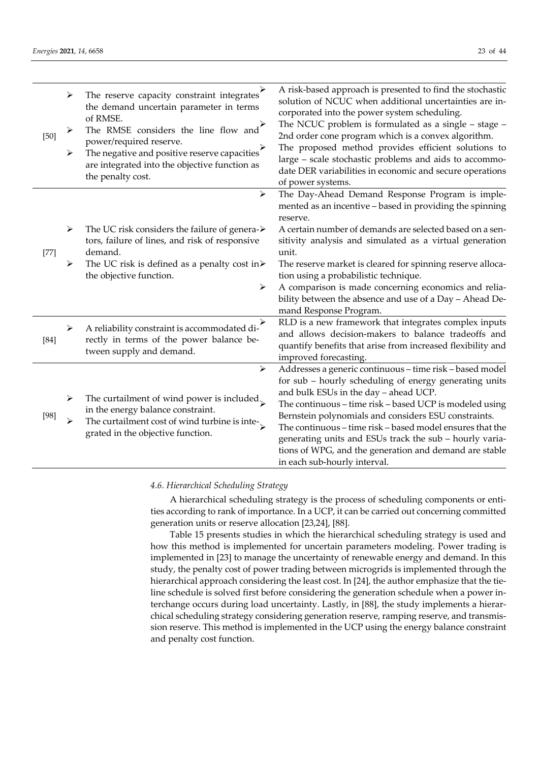| | | |
|---|---|---|
| [50] | ➢ The reserve capacity constraint integrates the demand uncertain parameter in terms of RMSE.<br>➢ The RMSE considers the line flow and power/required reserve.<br>➢ The negative and positive reserve capacities are integrated into the objective function as the penalty cost. | ➢ A risk-based approach is presented to find the stochastic solution of NCUC when additional uncertainties are incorporated into the power system scheduling.<br>➢ The NCUC problem is formulated as a single – stage – 2nd order cone program which is a convex algorithm.<br>➢ The proposed method provides efficient solutions to large – scale stochastic problems and aids to accommodate DER variabilities in economic and secure operations of power systems. |
| [77] | ➢ The UC risk considers the failure of generators, failure of lines, and risk of responsive demand.<br>➢ The UC risk is defined as a penalty cost in the objective function. | ➢ The Day-Ahead Demand Response Program is implemented as an incentive – based in providing the spinning reserve.<br>➢ A certain number of demands are selected based on a sensitivity analysis and simulated as a virtual generation unit.<br>➢ The reserve market is cleared for spinning reserve allocation using a probabilistic technique.<br>➢ A comparison is made concerning economics and reliability between the absence and use of a Day – Ahead Demand Response Program. |
| [84] | ➢ A reliability constraint is accommodated directly in terms of the power balance between supply and demand. | ➢ RLD is a new framework that integrates complex inputs and allows decision-makers to balance tradeoffs and quantify benefits that arise from increased flexibility and improved forecasting. |
| [98] | ➢ The curtailment of wind power is included in the energy balance constraint.<br>➢ The curtailment cost of wind turbine is integrated in the objective function. | ➢ Addresses a generic continuous – time risk – based model for sub – hourly scheduling of energy generating units and bulk ESUs in the day – ahead UCP.<br>➢ The continuous – time risk – based UCP is modeled using Bernstein polynomials and considers ESU constraints.<br>➢ The continuous – time risk – based model ensures that the generating units and ESUs track the sub – hourly variations of WPG, and the generation and demand are stable in each sub-hourly interval. |

### *4.6. Hierarchical Scheduling Strategy*

A hierarchical scheduling strategy is the process of scheduling components or entities according to rank of importance. In a UCP, it can be carried out concerning committed generation units or reserve allocation [23,24], [88].

Table 15 presents studies in which the hierarchical scheduling strategy is used and how this method is implemented for uncertain parameters modeling. Power trading is implemented in [23] to manage the uncertainty of renewable energy and demand. In this study, the penalty cost of power trading between microgrids is implemented through the hierarchical approach considering the least cost. In [24], the author emphasize that the tie-line schedule is solved first before considering the generation schedule when a power interchange occurs during load uncertainty. Lastly, in [88], the study implements a hierarchical scheduling strategy considering generation reserve, ramping reserve, and transmission reserve. This method is implemented in the UCP using the energy balance constraint and penalty cost function.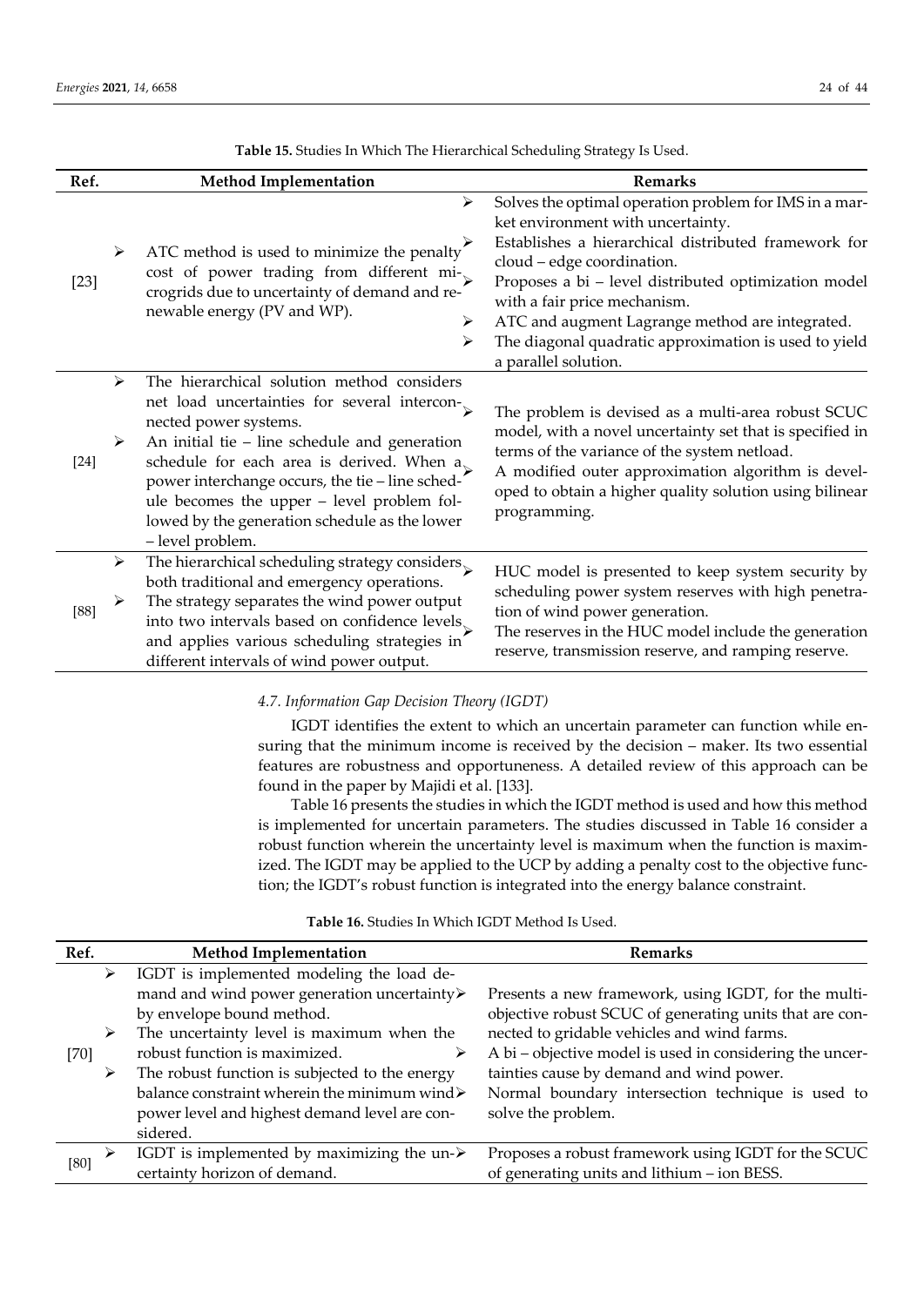**Table 15.** Studies In Which The Hierarchical Scheduling Strategy Is Used.

| Ref. | Method Implementation | Remarks |
|---|---|---|
| [23] | ➢ ATC method is used to minimize the penalty cost of power trading from different microgrids due to uncertainty of demand and renewable energy (PV and WP). | ➢ Solves the optimal operation problem for IMS in a market environment with uncertainty. <br> ➢ Establishes a hierarchical distributed framework for cloud – edge coordination. <br> ➢ Proposes a bi – level distributed optimization model with a fair price mechanism. <br> ➢ ATC and augment Lagrange method are integrated. <br> ➢ The diagonal quadratic approximation is used to yield a parallel solution. |
| [24] | ➢ The hierarchical solution method considers net load uncertainties for several interconnected power systems. <br> ➢ An initial tie – line schedule and generation schedule for each area is derived. When a power interchange occurs, the tie – line schedule becomes the upper – level problem followed by the generation schedule as the lower – level problem. | ➢ The problem is devised as a multi-area robust SCUC model, with a novel uncertainty set that is specified in terms of the variance of the system netload. <br> ➢ A modified outer approximation algorithm is developed to obtain a higher quality solution using bilinear programming. |
| [88] | ➢ The hierarchical scheduling strategy considers both traditional and emergency operations. <br> ➢ The strategy separates the wind power output into two intervals based on confidence levels and applies various scheduling strategies in different intervals of wind power output. | ➢ HUC model is presented to keep system security by scheduling power system reserves with high penetration of wind power generation. <br> ➢ The reserves in the HUC model include the generation reserve, transmission reserve, and ramping reserve. |

### *4.7. Information Gap Decision Theory (IGDT)*

IGDT identifies the extent to which an uncertain parameter can function while ensuring that the minimum income is received by the decision – maker. Its two essential features are robustness and opportuneness. A detailed review of this approach can be found in the paper by Majidi et al. [133].

Table 16 presents the studies in which the IGDT method is used and how this method is implemented for uncertain parameters. The studies discussed in Table 16 consider a robust function wherein the uncertainty level is maximum when the function is maximized. The IGDT may be applied to the UCP by adding a penalty cost to the objective function; the IGDT's robust function is integrated into the energy balance constraint.

**Table 16.** Studies In Which IGDT Method Is Used.

| Ref. | Method Implementation | Remarks |
|---|---|---|
| [70] | ➢ IGDT is implemented modeling the load demand and wind power generation uncertainty by envelope bound method. <br> ➢ The uncertainty level is maximum when the robust function is maximized. <br> ➢ The robust function is subjected to the energy balance constraint wherein the minimum wind power level and highest demand level are considered. | ➢ Presents a new framework, using IGDT, for the multi-objective robust SCUC of generating units that are connected to gridable vehicles and wind farms. <br> ➢ A bi – objective model is used in considering the uncertainties cause by demand and wind power. <br> ➢ Normal boundary intersection technique is used to solve the problem. |
| [80] | ➢ IGDT is implemented by maximizing the uncertainty horizon of demand. | ➢ Proposes a robust framework using IGDT for the SCUC of generating units and lithium – ion BESS. |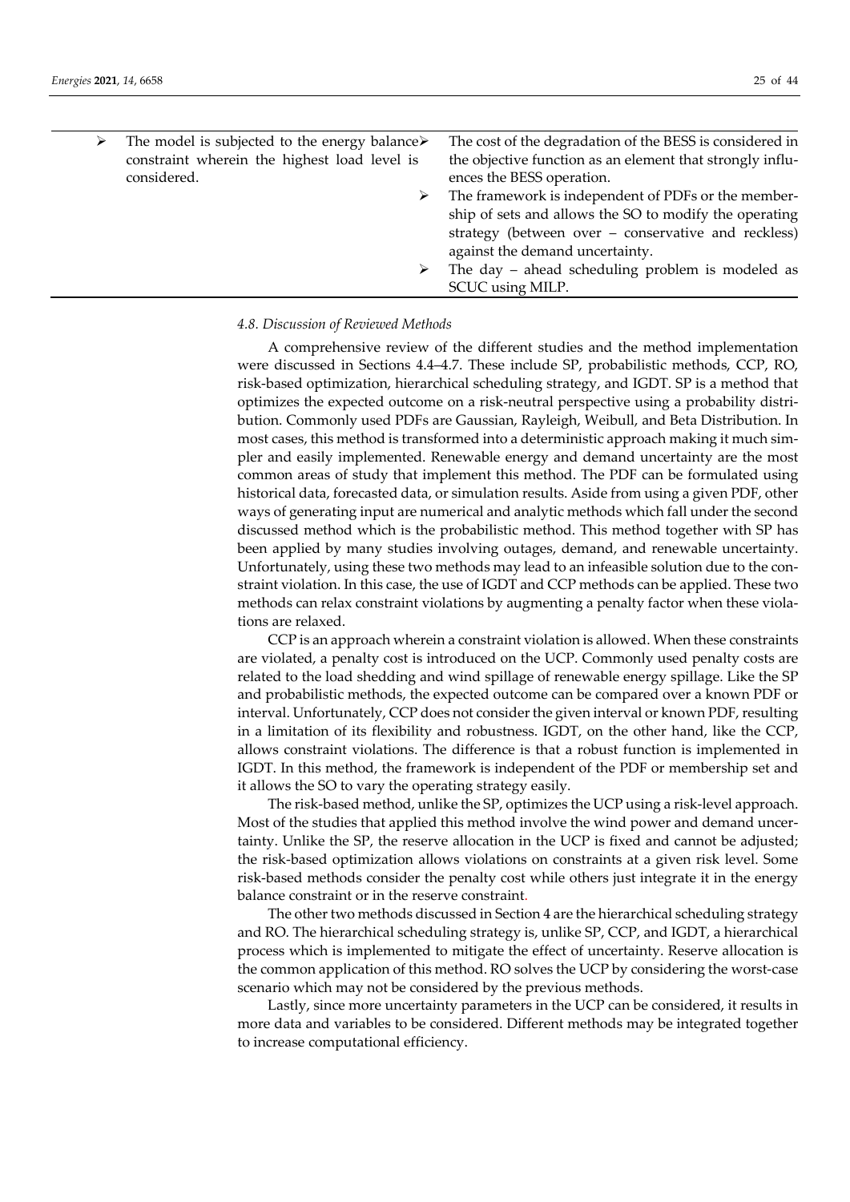| | |
|---|---|
| ➢ The model is subjected to the energy balance constraint wherein the highest load level is considered. | ➢ The cost of the degradation of the BESS is considered in the objective function as an element that strongly influences the BESS operation.<br>➢ The framework is independent of PDFs or the membership of sets and allows the SO to modify the operating strategy (between over – conservative and reckless) against the demand uncertainty.<br>➢ The day – ahead scheduling problem is modeled as SCUC using MILP. |

*4.8. Discussion of Reviewed Methods*

A comprehensive review of the different studies and the method implementation were discussed in Sections 4.4–4.7. These include SP, probabilistic methods, CCP, RO, risk-based optimization, hierarchical scheduling strategy, and IGDT. SP is a method that optimizes the expected outcome on a risk-neutral perspective using a probability distribution. Commonly used PDFs are Gaussian, Rayleigh, Weibull, and Beta Distribution. In most cases, this method is transformed into a deterministic approach making it much simpler and easily implemented. Renewable energy and demand uncertainty are the most common areas of study that implement this method. The PDF can be formulated using historical data, forecasted data, or simulation results. Aside from using a given PDF, other ways of generating input are numerical and analytic methods which fall under the second discussed method which is the probabilistic method. This method together with SP has been applied by many studies involving outages, demand, and renewable uncertainty. Unfortunately, using these two methods may lead to an infeasible solution due to the constraint violation. In this case, the use of IGDT and CCP methods can be applied. These two methods can relax constraint violations by augmenting a penalty factor when these violations are relaxed.

CCP is an approach wherein a constraint violation is allowed. When these constraints are violated, a penalty cost is introduced on the UCP. Commonly used penalty costs are related to the load shedding and wind spillage of renewable energy spillage. Like the SP and probabilistic methods, the expected outcome can be compared over a known PDF or interval. Unfortunately, CCP does not consider the given interval or known PDF, resulting in a limitation of its flexibility and robustness. IGDT, on the other hand, like the CCP, allows constraint violations. The difference is that a robust function is implemented in IGDT. In this method, the framework is independent of the PDF or membership set and it allows the SO to vary the operating strategy easily.

The risk-based method, unlike the SP, optimizes the UCP using a risk-level approach. Most of the studies that applied this method involve the wind power and demand uncertainty. Unlike the SP, the reserve allocation in the UCP is fixed and cannot be adjusted; the risk-based optimization allows violations on constraints at a given risk level. Some risk-based methods consider the penalty cost while others just integrate it in the energy balance constraint or in the reserve constraint.

The other two methods discussed in Section 4 are the hierarchical scheduling strategy and RO. The hierarchical scheduling strategy is, unlike SP, CCP, and IGDT, a hierarchical process which is implemented to mitigate the effect of uncertainty. Reserve allocation is the common application of this method. RO solves the UCP by considering the worst-case scenario which may not be considered by the previous methods.

Lastly, since more uncertainty parameters in the UCP can be considered, it results in more data and variables to be considered. Different methods may be integrated together to increase computational efficiency.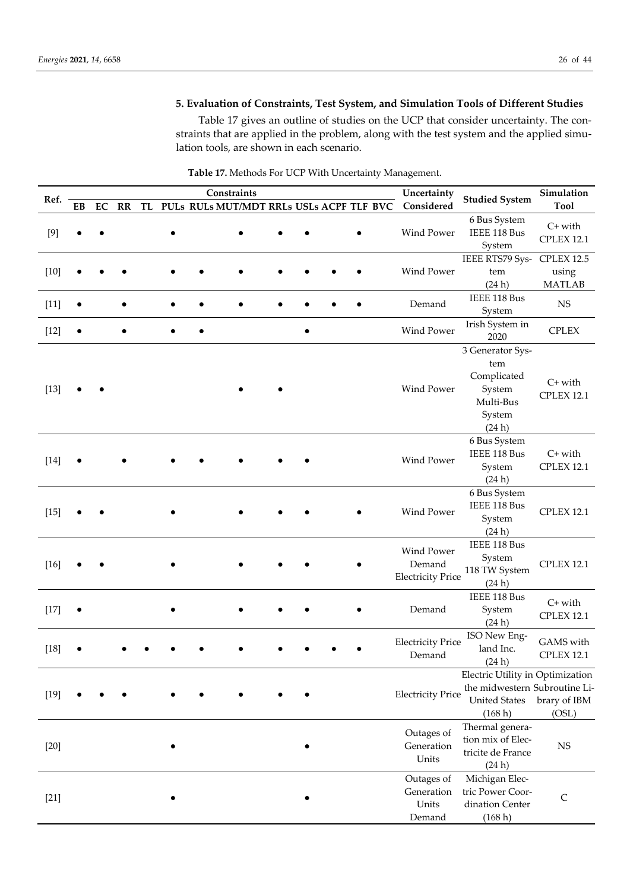## 5. Evaluation of Constraints, Test System, and Simulation Tools of Different Studies

Table 17 gives an outline of studies on the UCP that consider uncertainty. The constraints that are applied in the problem, along with the test system and the applied simulation tools, are shown in each scenario.

**Table 17.** Methods For UCP With Uncertainty Management.

| Ref. | Constraints | | | | | | | | | | | | Uncertainty Considered | Studied System | Simulation Tool |
|---|---|---|---|---|---|---|---|---|---|---|---|---|---|---|---|
| | EB | EC | RR | TL | PULs | RULs | MUT/MDT | RRLs | USLs | ACPF | TLF | BVC | | | |
| [9] | ● | ● | | | ● | | ● | ● | ● | | ● | | Wind Power | 6 Bus System IEEE 118 Bus System | C+ with CPLEX 12.1 |
| [10] | ● | ● | ● | | ● | ● | ● | ● | ● | ● | ● | | Wind Power | IEEE RTS79 System (24 h) | CPLEX 12.5 using MATLAB |
| [11] | ● | | ● | | ● | ● | ● | ● | ● | ● | ● | | Demand | IEEE 118 Bus System | NS |
| [12] | ● | | ● | | ● | ● | | | ● | | | | Wind Power | Irish System in 2020 | CPLEX |
| [13] | ● | ● | | | | | ● | ● | | | | | Wind Power | 3 Generator System Complicated System Multi-Bus System (24 h) | C+ with CPLEX 12.1 |
| [14] | ● | | ● | | ● | ● | ● | ● | ● | | | | Wind Power | 6 Bus System IEEE 118 Bus System (24 h) | C+ with CPLEX 12.1 |
| [15] | ● | ● | | | ● | | ● | ● | ● | | ● | | Wind Power | 6 Bus System IEEE 118 Bus System (24 h) | CPLEX 12.1 |
| [16] | ● | ● | | | ● | | ● | ● | ● | | ● | | Wind Power Demand Electricity Price | IEEE 118 Bus System 118 TW System (24 h) | CPLEX 12.1 |
| [17] | ● | | | | ● | | ● | ● | ● | | ● | | Demand | IEEE 118 Bus System (24 h) | C+ with CPLEX 12.1 |
| [18] | ● | | ● | ● | ● | ● | ● | ● | ● | ● | ● | | Electricity Price Demand | ISO New England Inc. (24 h) | GAMS with CPLEX 12.1 |
| [19] | ● | ● | ● | | ● | ● | ● | ● | ● | | | | Electricity Price | Electric Utility in the midwestern United States (168 h) | Optimization Subroutine Library of IBM (OSL) |
| [20] | | | | | ● | | | | ● | | | | Outages of Generation Units | Thermal generation mix of Electricite de France (24 h) | NS |
| [21] | | | | | ● | | | | ● | | | | Outages of Generation Units Demand | Michigan Electric Power Coordination Center (168 h) | C |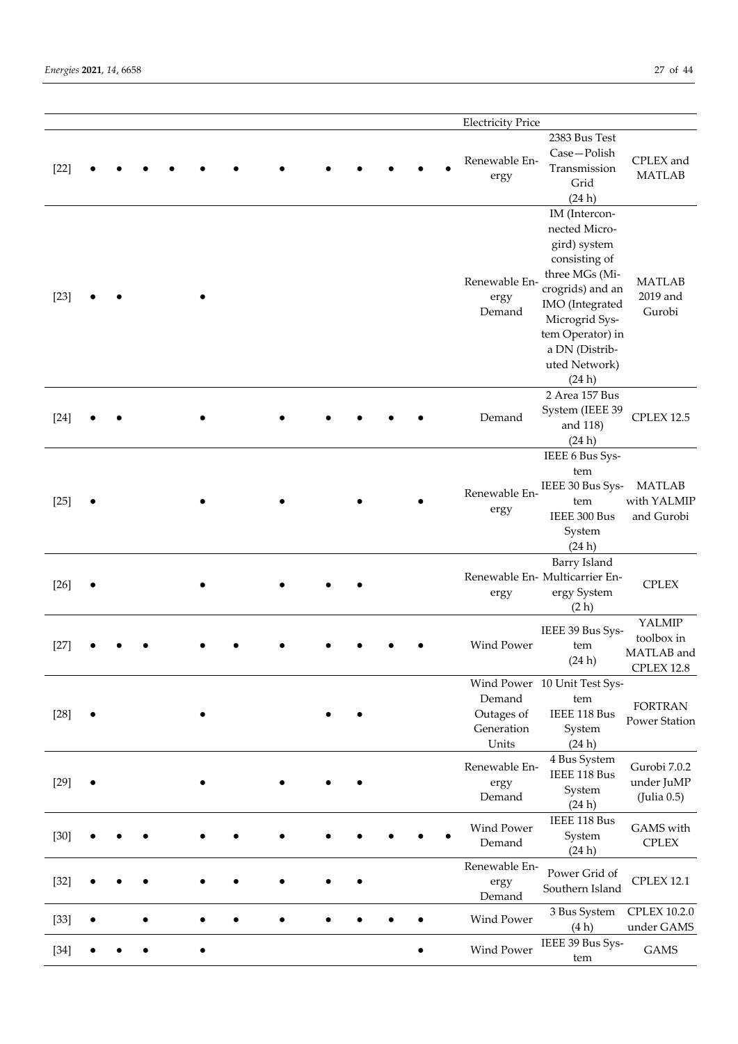| | | | | | | | | | | | | | | | |
|---|---|---|---|---|---|---|---|---|---|---|---|---|---|---|---|
| | | | | | | | | | | | | | Electricity Price | | |
| [22] | • | • | • | • | • | • | • | • | • | • | • | • | Renewable Energy | 2383 Bus Test Case—Polish Transmission Grid (24 h) | CPLEX and MATLAB |
| [23] | • | • | | | • | | | | | | | | Renewable Energy Demand | IM (Interconnected Microgird) system consisting of three MGs (Microgrids) and an IMO (Integrated Microgrid System Operator) in a DN (Distributed Network) (24 h) | MATLAB 2019 and Gurobi |
| [24] | • | • | | | • | | • | • | • | • | • | | Demand | 2 Area 157 Bus System (IEEE 39 and 118) (24 h) | CPLEX 12.5 |
| [25] | • | | | | • | | • | | • | | • | | Renewable Energy | IEEE 6 Bus System IEEE 30 Bus System IEEE 300 Bus System (24 h) | MATLAB with YALMIP and Gurobi |
| [26] | • | | | | • | | • | • | • | | | | Renewable Energy | Barry Island Multicarrier Energy System (2 h) | CPLEX |
| [27] | • | • | • | | • | • | • | • | • | • | • | | Wind Power | IEEE 39 Bus System (24 h) | YALMIP toolbox in MATLAB and CPLEX 12.8 |
| [28] | • | | | | • | | | • | • | | | | Wind Power Demand Outages of Generation Units | 10 Unit Test System IEEE 118 Bus System (24 h) | FORTRAN Power Station |
| [29] | • | | | | • | | • | • | • | | | | Renewable Energy Demand | 4 Bus System IEEE 118 Bus System (24 h) | Gurobi 7.0.2 under JuMP (Julia 0.5) |
| [30] | • | • | • | | • | • | • | • | • | • | • | • | Wind Power Demand | IEEE 118 Bus System (24 h) | GAMS with CPLEX |
| [32] | • | • | • | | • | • | • | • | • | | | | Renewable Energy Demand | Power Grid of Southern Island | CPLEX 12.1 |
| [33] | • | | • | | • | • | • | • | • | • | • | | Wind Power | 3 Bus System (4 h) | CPLEX 10.2.0 under GAMS |
| [34] | • | • | • | | • | | | | | | • | | Wind Power | IEEE 39 Bus System | GAMS |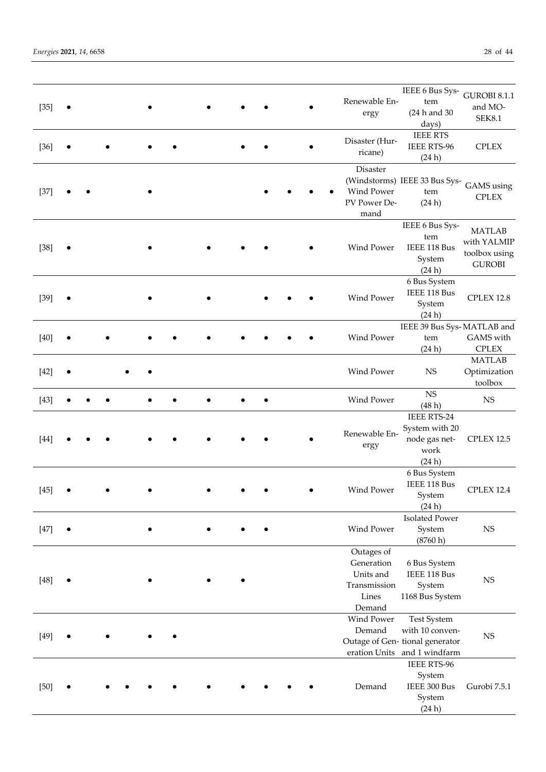| | | | | | | | | | | | | | | | |
|---|---|---|---|---|---|---|---|---|---|---|---|---|---|---|---|
| [35] | • | | | | • | | • | • | • | | • | | Renewable Energy | IEEE 6 Bus System (24 h and 30 days) | GUROBI 8.1.1 and MOSEK8.1 |
| [36] | • | | • | | • | • | | • | • | | • | | Disaster (Hurricane) | IEEE RTS IEEE RTS-96 (24 h) | CPLEX |
| [37] | • | • | | | • | | | | • | • | • | • | Disaster (Windstorms) Wind Power PV Power Demand | IEEE 33 Bus System (24 h) | GAMS using CPLEX |
| [38] | • | | | | • | | • | • | • | | • | | Wind Power | IEEE 6 Bus System IEEE 118 Bus System (24 h) | MATLAB with YALMIP toolbox using GUROBI |
| [39] | • | | | | • | | • | | • | • | • | | Wind Power | 6 Bus System IEEE 118 Bus System (24 h) | CPLEX 12.8 |
| [40] | • | | • | | • | • | • | • | • | • | • | | Wind Power | IEEE 39 Bus System (24 h) | MATLAB and GAMS with CPLEX |
| [42] | • | | | • | • | | | | | | | | Wind Power | NS | MATLAB Optimization toolbox |
| [43] | • | • | • | | • | • | • | • | • | | | | Wind Power | NS (48 h) | NS |
| [44] | • | • | • | | • | • | • | • | • | | • | | Renewable Energy | IEEE RTS-24 System with 20 node gas network (24 h) | CPLEX 12.5 |
| [45] | • | | • | | • | | • | • | • | | • | | Wind Power | 6 Bus System IEEE 118 Bus System (24 h) | CPLEX 12.4 |
| [47] | • | | | | • | | • | • | • | | | | Wind Power | Isolated Power System (8760 h) | NS |
| [48] | • | | | | • | | • | • | | | | | Outages of Generation Units and Transmission Lines Demand | 6 Bus System IEEE 118 Bus System 1168 Bus System | NS |
| [49] | • | | • | | • | • | | | | | | | Wind Power Demand Outage of Generation Units | Test System with 10 conventional generator and 1 windfarm | NS |
| [50] | • | | • | • | • | • | • | • | • | • | • | | Demand | IEEE RTS-96 System IEEE 300 Bus System (24 h) | Gurobi 7.5.1 |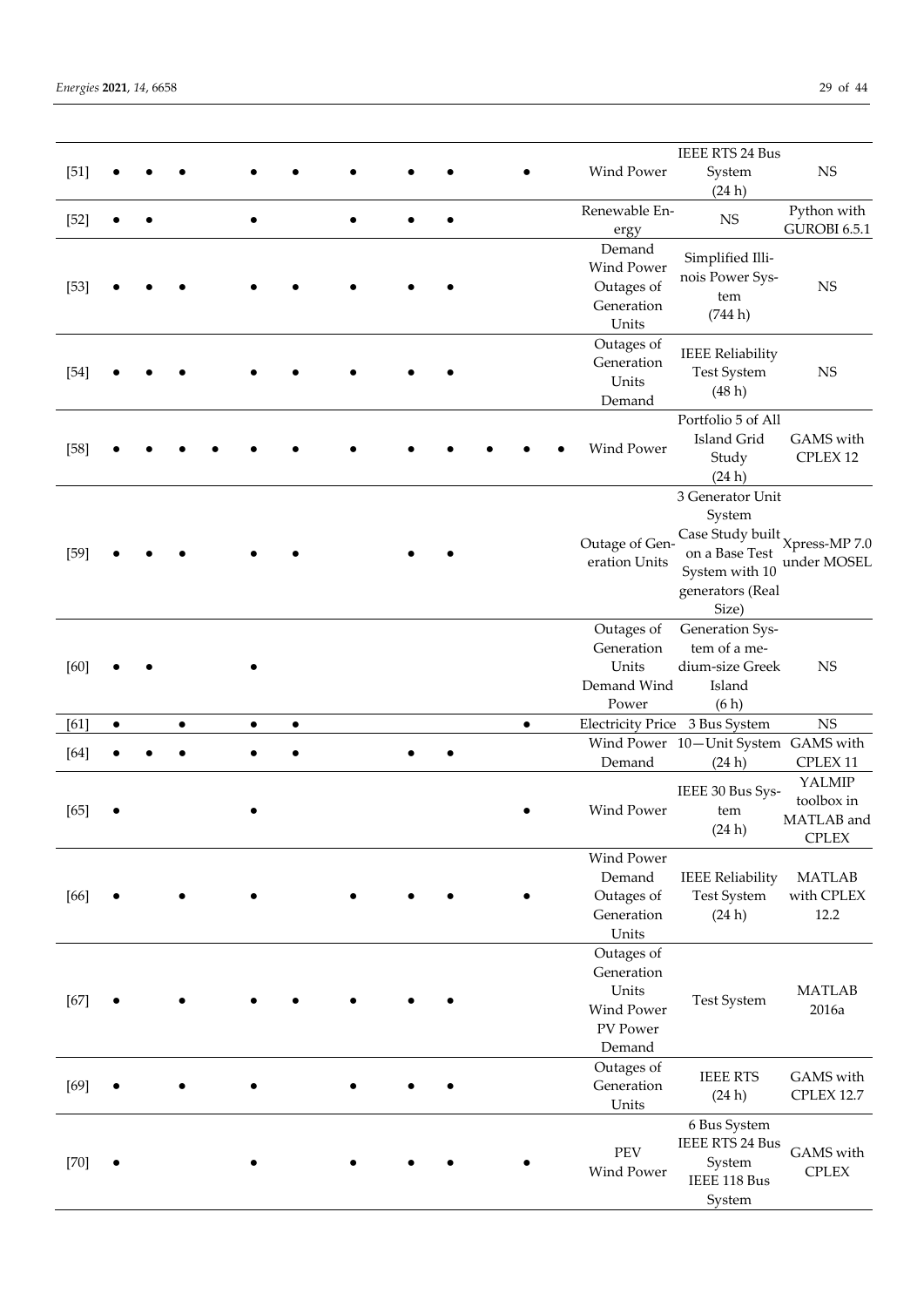| | | | | | | | | | | | | | | | |
|---|---|---|---|---|---|---|---|---|---|---|---|---|---|---|---|
| [51] | • | • | • | | • | • | • | • | • | | • | | Wind Power | IEEE RTS 24 Bus System (24 h) | NS |
| [52] | • | • | | | • | | • | • | • | | | | Renewable Energy | NS | Python with GUROBI 6.5.1 |
| [53] | • | • | • | | • | • | • | • | • | | | | Demand Wind Power Outages of Generation Units | Simplified Illinois Power System (744 h) | NS |
| [54] | • | • | • | | • | • | • | • | • | | | | Outages of Generation Units Demand | IEEE Reliability Test System (48 h) | NS |
| [58] | • | • | • | • | • | • | • | • | • | • | • | • | Wind Power | Portfolio 5 of All Island Grid Study (24 h) | GAMS with CPLEX 12 |
| [59] | • | • | • | | • | • | | • | • | | | | Outage of Generation Units | 3 Generator Unit System Case Study built on a Base Test System with 10 generators (Real Size) | Xpress-MP 7.0 under MOSEL |
| [60] | • | • | | | • | | | | | | | | Outages of Generation Units Demand Wind Power | Generation System of a medium-size Greek Island (6 h) | NS |
| [61] | • | | • | | • | • | | | | | • | | Electricity Price | 3 Bus System | NS |
| [64] | • | • | • | | • | • | | • | • | | | | Wind Power Demand | 10—Unit System (24 h) | GAMS with CPLEX 11 |
| [65] | • | | | | • | | | | | | • | | Wind Power | IEEE 30 Bus System (24 h) | YALMIP toolbox in MATLAB and CPLEX |
| [66] | • | | • | | • | | • | • | • | | • | | Wind Power Demand Outages of Generation Units | IEEE Reliability Test System (24 h) | MATLAB with CPLEX 12.2 |
| [67] | • | | • | | • | • | • | • | • | | | | Outages of Generation Units Wind Power PV Power Demand | Test System | MATLAB 2016a |
| [69] | • | | • | | • | | • | • | • | | | | Outages of Generation Units | IEEE RTS (24 h) | GAMS with CPLEX 12.7 |
| [70] | • | | | | • | | • | • | • | | • | | PEV Wind Power | 6 Bus System IEEE RTS 24 Bus System IEEE 118 Bus System | GAMS with CPLEX |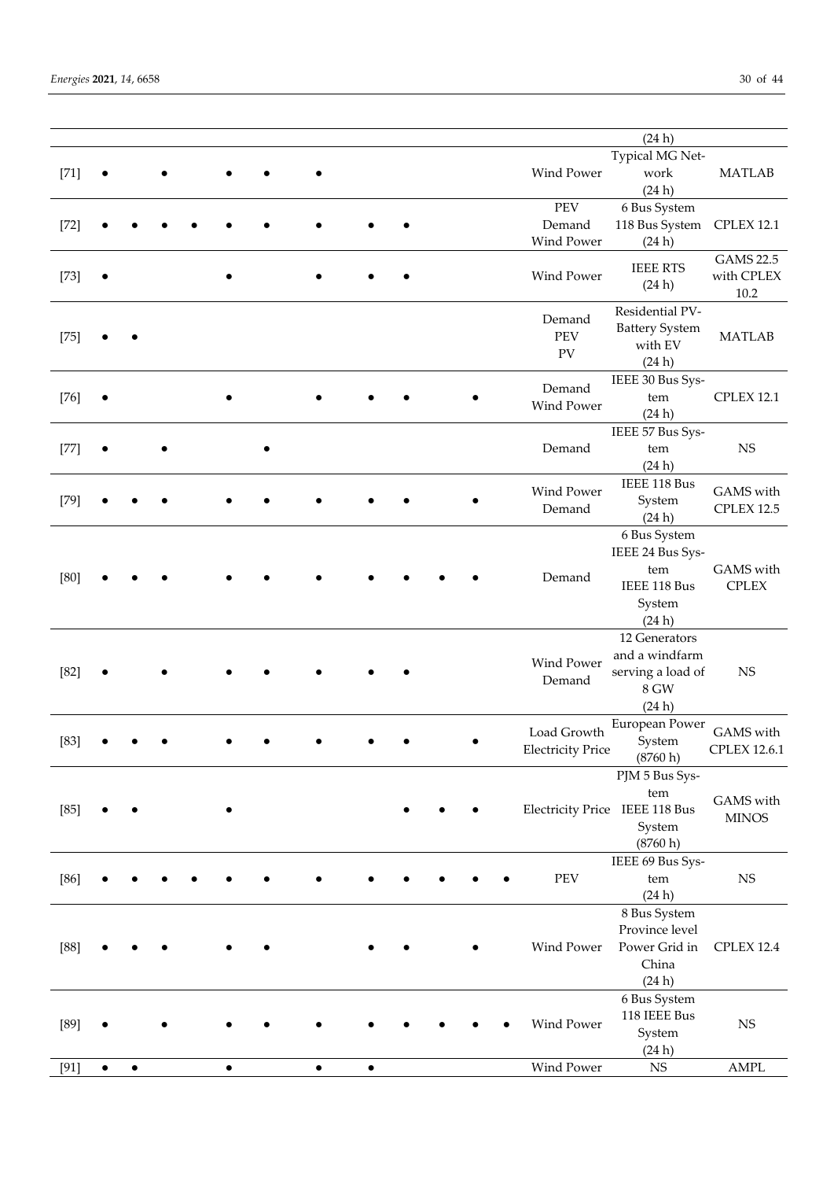| | | | | | | | | | | | | | | | |
|---|---|---|---|---|---|---|---|---|---|---|---|---|---|---|---|
| | | | | | | | | | | | | | | (24 h) | |
| [71] | • | | • | | • | • | • | | | | | | Wind Power | Typical MG Network (24 h) | MATLAB |
| [72] | • | • | • | • | • | • | • | • | • | | | | PEV Demand Wind Power | 6 Bus System 118 Bus System (24 h) | CPLEX 12.1 |
| [73] | • | | | | • | | • | • | • | | | | Wind Power | IEEE RTS (24 h) | GAMS 22.5 with CPLEX 10.2 |
| [75] | • | • | | | | | | | | | | | Demand PEV PV | Residential PV-Battery System with EV (24 h) | MATLAB |
| [76] | • | | | | • | | • | • | • | | • | | Demand Wind Power | IEEE 30 Bus System (24 h) | CPLEX 12.1 |
| [77] | • | | • | | | • | | | | | | | Demand | IEEE 57 Bus System (24 h) | NS |
| [79] | • | • | • | | • | • | • | • | • | | • | | Wind Power Demand | IEEE 118 Bus System (24 h) | GAMS with CPLEX 12.5 |
| [80] | • | • | • | | • | • | • | • | • | • | • | | Demand | 6 Bus System IEEE 24 Bus System IEEE 118 Bus System (24 h) | GAMS with CPLEX |
| [82] | • | | • | | • | • | • | • | • | | | | Wind Power Demand | 12 Generators and a windfarm serving a load of 8 GW (24 h) | NS |
| [83] | • | • | • | | • | • | • | • | • | | • | | Load Growth Electricity Price | European Power System (8760 h) | GAMS with CPLEX 12.6.1 |
| [85] | • | • | | | • | | | | • | • | • | | Electricity Price | PJM 5 Bus System IEEE 118 Bus System (8760 h) | GAMS with MINOS |
| [86] | • | • | • | • | • | • | • | • | • | • | • | • | PEV | IEEE 69 Bus System (24 h) | NS |
| [88] | • | • | • | | • | • | | • | • | | • | | Wind Power | 8 Bus System Province level Power Grid in China (24 h) | CPLEX 12.4 |
| [89] | • | | • | | • | • | • | • | • | • | • | • | Wind Power | 6 Bus System 118 IEEE Bus System (24 h) | NS |
| [91] | • | • | | | • | | • | • | | | | | Wind Power | NS | AMPL |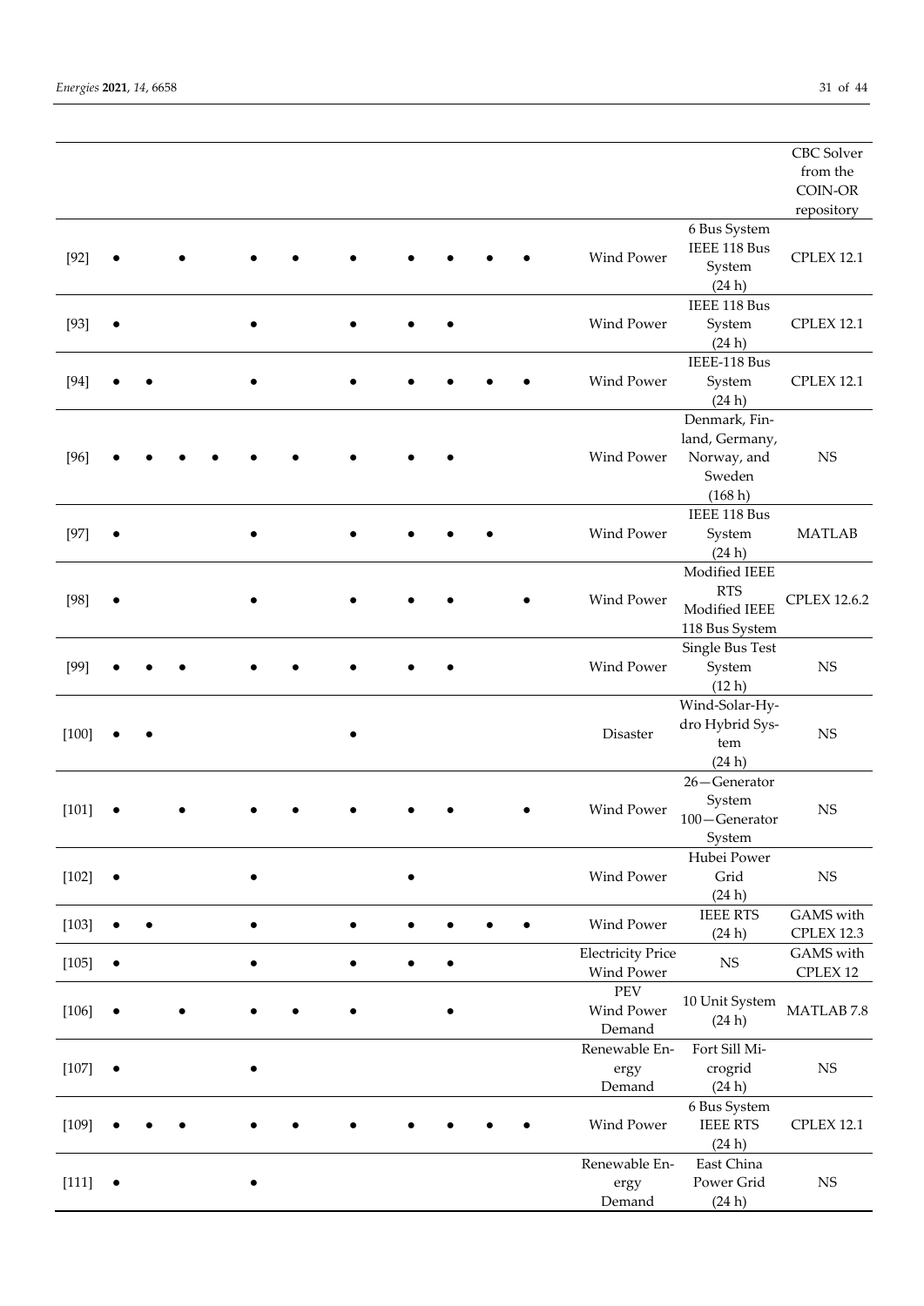| | | | | | | | | | | | | | | |
|---|---|---|---|---|---|---|---|---|---|---|---|---|---|---|
| | | | | | | | | | | | | | | CBC Solver from the COIN-OR repository |
| [92] | • | | • | | • | • | • | • | • | • | • | Wind Power | 6 Bus System IEEE 118 Bus System (24 h) | CPLEX 12.1 |
| [93] | • | | | | • | | • | • | • | | | Wind Power | IEEE 118 Bus System (24 h) | CPLEX 12.1 |
| [94] | • | • | | | • | | • | • | • | • | • | Wind Power | IEEE-118 Bus System (24 h) | CPLEX 12.1 |
| [96] | • | • | • | • | • | • | • | • | • | | | Wind Power | Denmark, Finland, Germany, Norway, and Sweden (168 h) | NS |
| [97] | • | | | | • | | • | • | • | • | | Wind Power | IEEE 118 Bus System (24 h) | MATLAB |
| [98] | • | | | | • | | • | • | • | | • | Wind Power | Modified IEEE RTS Modified IEEE 118 Bus System | CPLEX 12.6.2 |
| [99] | • | • | • | | • | • | • | • | • | | | Wind Power | Single Bus Test System (12 h) | NS |
| [100] | • | • | | | | | • | | | | | Disaster | Wind-Solar-Hydro Hybrid System (24 h) | NS |
| [101] | • | | • | | • | • | • | • | • | | • | Wind Power | 26—Generator System 100—Generator System | NS |
| [102] | • | | | | • | | | • | | | | Wind Power | Hubei Power Grid (24 h) | NS |
| [103] | • | • | | | • | | • | • | • | • | • | Wind Power | IEEE RTS (24 h) | GAMS with CPLEX 12.3 |
| [105] | • | | | | • | | • | • | • | | | Electricity Price Wind Power | NS | GAMS with CPLEX 12 |
| [106] | • | | • | | • | • | • | | • | | | PEV Wind Power Demand | 10 Unit System (24 h) | MATLAB 7.8 |
| [107] | • | | | | • | | | | | | | Renewable Energy Demand | Fort Sill Microgrid (24 h) | NS |
| [109] | • | • | • | | • | • | • | • | • | • | • | Wind Power | 6 Bus System IEEE RTS (24 h) | CPLEX 12.1 |
| [111] | • | | | | • | | | | | | | Renewable Energy Demand | East China Power Grid (24 h) | NS |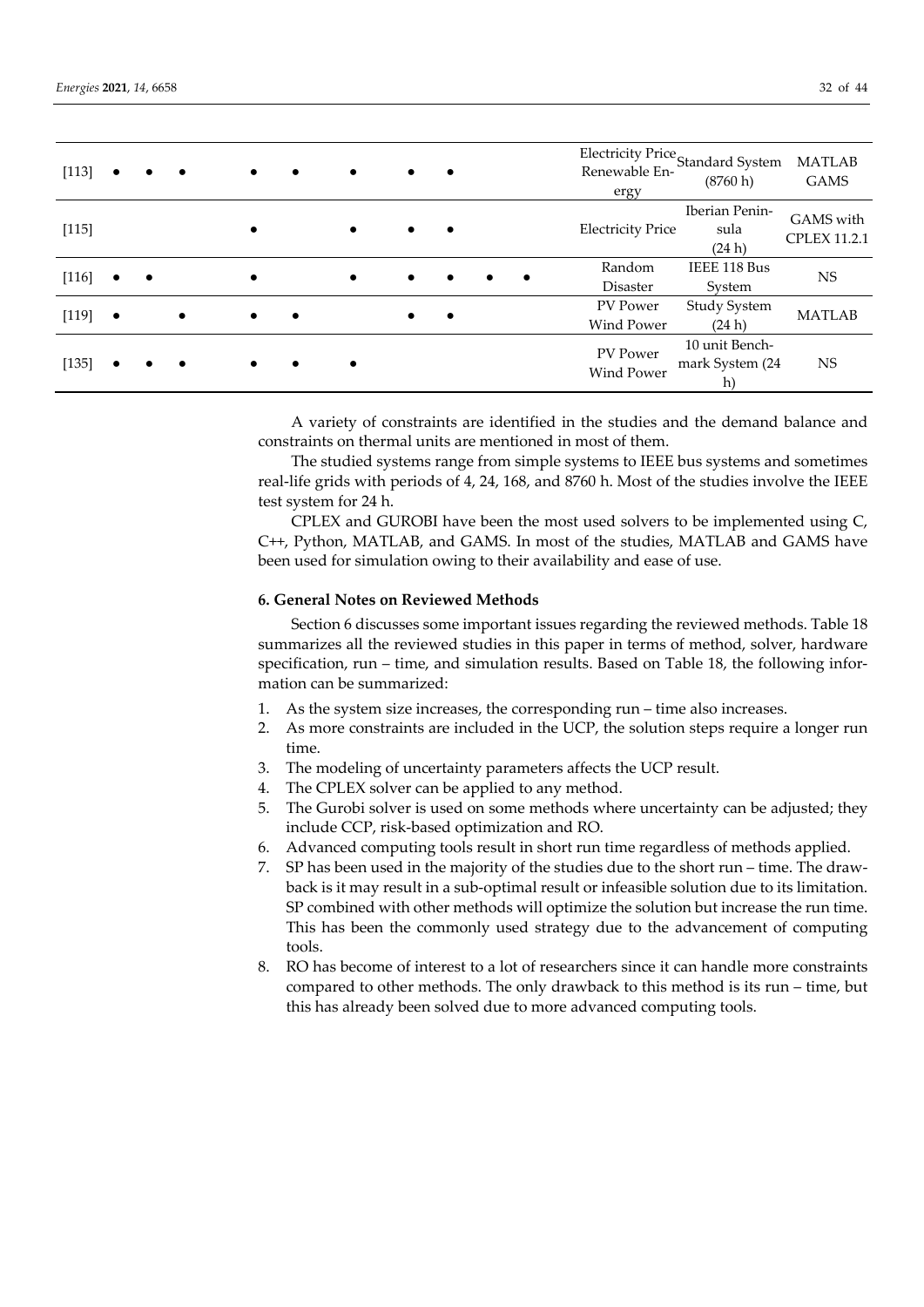| | | | | | | | | | | | | | |
|---|---|---|---|---|---|---|---|---|---|---|---|---|---|
| [113] | • | • | • | • | • | • | • | • | | | Electricity Price Renewable Energy | Standard System (8760 h) | MATLAB GAMS |
| [115] | | | | • | | • | • | • | | | Electricity Price | Iberian Peninsula (24 h) | GAMS with CPLEX 11.2.1 |
| [116] | • | • | | • | | • | • | • | • | • | Random Disaster | IEEE 118 Bus System | NS |
| [119] | • | | • | • | • | | • | • | | | PV Power Wind Power | Study System (24 h) | MATLAB |
| [135] | • | • | • | • | • | • | | | | | PV Power Wind Power | 10 unit Benchmark System (24 h) | NS |

A variety of constraints are identified in the studies and the demand balance and constraints on thermal units are mentioned in most of them.

The studied systems range from simple systems to IEEE bus systems and sometimes real-life grids with periods of 4, 24, 168, and 8760 h. Most of the studies involve the IEEE test system for 24 h.

CPLEX and GUROBI have been the most used solvers to be implemented using C, C++, Python, MATLAB, and GAMS. In most of the studies, MATLAB and GAMS have been used for simulation owing to their availability and ease of use.

## 6. General Notes on Reviewed Methods

Section 6 discusses some important issues regarding the reviewed methods. Table 18 summarizes all the reviewed studies in this paper in terms of method, solver, hardware specification, run – time, and simulation results. Based on Table 18, the following information can be summarized:

1. As the system size increases, the corresponding run – time also increases.
2. As more constraints are included in the UCP, the solution steps require a longer run time.
3. The modeling of uncertainty parameters affects the UCP result.
4. The CPLEX solver can be applied to any method.
5. The Gurobi solver is used on some methods where uncertainty can be adjusted; they include CCP, risk-based optimization and RO.
6. Advanced computing tools result in short run time regardless of methods applied.
7. SP has been used in the majority of the studies due to the short run – time. The drawback is it may result in a sub-optimal result or infeasible solution due to its limitation. SP combined with other methods will optimize the solution but increase the run time. This has been the commonly used strategy due to the advancement of computing tools.
8. RO has become of interest to a lot of researchers since it can handle more constraints compared to other methods. The only drawback to this method is its run – time, but this has already been solved due to more advanced computing tools.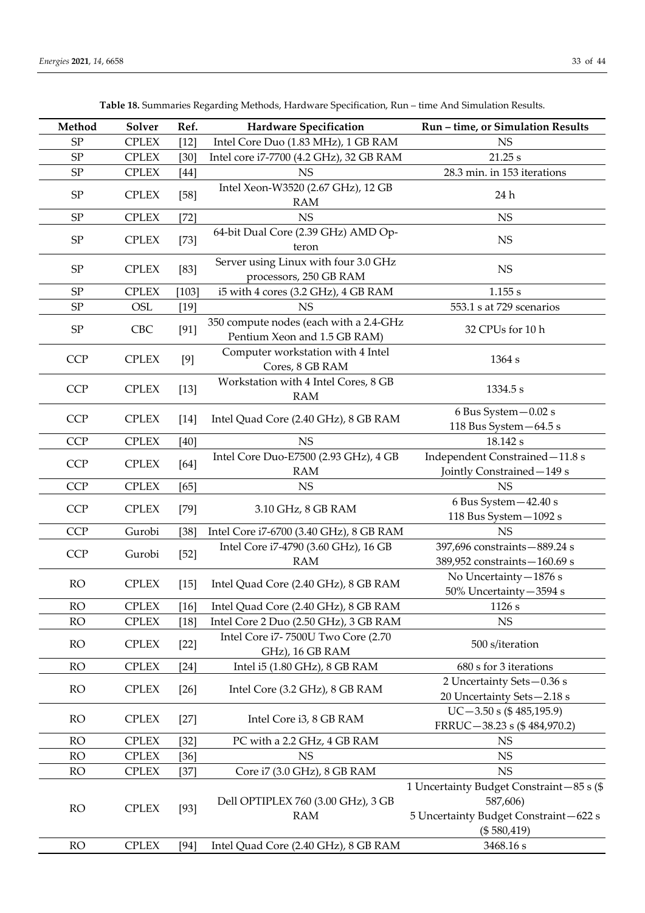**Table 18.** Summaries Regarding Methods, Hardware Specification, Run – time And Simulation Results.

| Method | Solver | Ref. | Hardware Specification | Run – time, or Simulation Results |
|---|---|---|---|---|
| SP | CPLEX | [12] | Intel Core Duo (1.83 MHz), 1 GB RAM | NS |
| SP | CPLEX | [30] | Intel core i7-7700 (4.2 GHz), 32 GB RAM | 21.25 s |
| SP | CPLEX | [44] | NS | 28.3 min. in 153 iterations |
| SP | CPLEX | [58] | Intel Xeon-W3520 (2.67 GHz), 12 GB RAM | 24 h |
| SP | CPLEX | [72] | NS | NS |
| SP | CPLEX | [73] | 64-bit Dual Core (2.39 GHz) AMD Opteron | NS |
| SP | CPLEX | [83] | Server using Linux with four 3.0 GHz processors, 250 GB RAM | NS |
| SP | CPLEX | [103] | i5 with 4 cores (3.2 GHz), 4 GB RAM | 1.155 s |
| SP | OSL | [19] | NS | 553.1 s at 729 scenarios |
| SP | CBC | [91] | 350 compute nodes (each with a 2.4-GHz Pentium Xeon and 1.5 GB RAM) | 32 CPUs for 10 h |
| CCP | CPLEX | [9] | Computer workstation with 4 Intel Cores, 8 GB RAM | 1364 s |
| CCP | CPLEX | [13] | Workstation with 4 Intel Cores, 8 GB RAM | 1334.5 s |
| CCP | CPLEX | [14] | Intel Quad Core (2.40 GHz), 8 GB RAM | 6 Bus System—0.02 s<br>118 Bus System—64.5 s |
| CCP | CPLEX | [40] | NS | 18.142 s |
| CCP | CPLEX | [64] | Intel Core Duo-E7500 (2.93 GHz), 4 GB RAM | Independent Constrained—11.8 s<br>Jointly Constrained—149 s |
| CCP | CPLEX | [65] | NS | NS |
| CCP | CPLEX | [79] | 3.10 GHz, 8 GB RAM | 6 Bus System—42.40 s<br>118 Bus System—1092 s |
| CCP | Gurobi | [38] | Intel Core i7-6700 (3.40 GHz), 8 GB RAM | NS |
| CCP | Gurobi | [52] | Intel Core i7-4790 (3.60 GHz), 16 GB RAM | 397,696 constraints—889.24 s<br>389,952 constraints—160.69 s |
| RO | CPLEX | [15] | Intel Quad Core (2.40 GHz), 8 GB RAM | No Uncertainty—1876 s<br>50% Uncertainty—3594 s |
| RO | CPLEX | [16] | Intel Quad Core (2.40 GHz), 8 GB RAM | 1126 s |
| RO | CPLEX | [18] | Intel Core 2 Duo (2.50 GHz), 3 GB RAM | NS |
| RO | CPLEX | [22] | Intel Core i7- 7500U Two Core (2.70 GHz), 16 GB RAM | 500 s/iteration |
| RO | CPLEX | [24] | Intel i5 (1.80 GHz), 8 GB RAM | 680 s for 3 iterations |
| RO | CPLEX | [26] | Intel Core (3.2 GHz), 8 GB RAM | 2 Uncertainty Sets—0.36 s<br>20 Uncertainty Sets—2.18 s |
| RO | CPLEX | [27] | Intel Core i3, 8 GB RAM | UC—3.50 s ($ 485,195.9)<br>FRRUC—38.23 s ($ 484,970.2) |
| RO | CPLEX | [32] | PC with a 2.2 GHz, 4 GB RAM | NS |
| RO | CPLEX | [36] | NS | NS |
| RO | CPLEX | [37] | Core i7 (3.0 GHz), 8 GB RAM | NS |
| RO | CPLEX | [93] | Dell OPTIPLEX 760 (3.00 GHz), 3 GB RAM | 1 Uncertainty Budget Constraint—85 s ($ 587,606)<br>5 Uncertainty Budget Constraint—622 s ($ 580,419) |
| RO | CPLEX | [94] | Intel Quad Core (2.40 GHz), 8 GB RAM | 3468.16 s |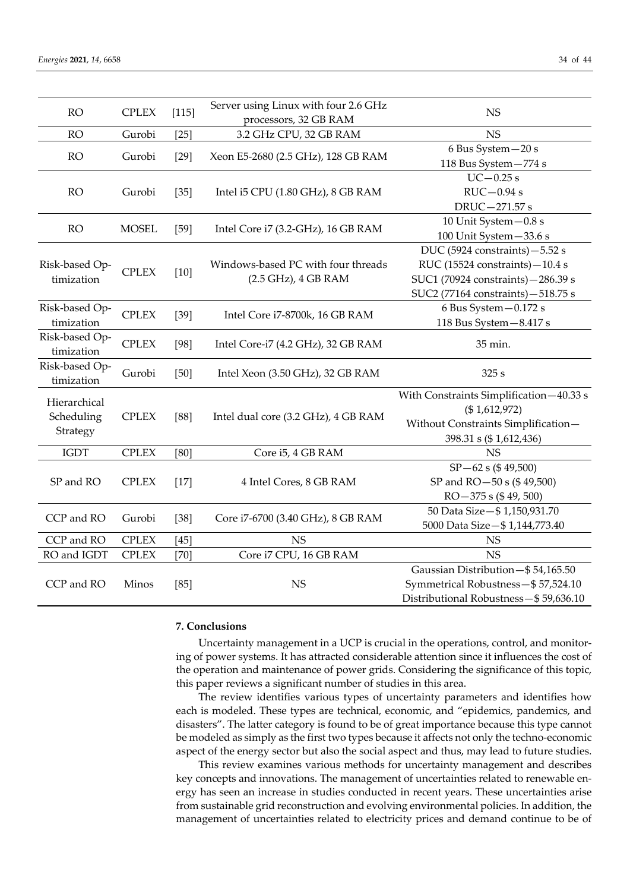| RO | CPLEX | [115] | Server using Linux with four 2.6 GHz processors, 32 GB RAM | NS |
|---|---|---|---|---|
| RO | Gurobi | [25] | 3.2 GHz CPU, 32 GB RAM | NS |
| RO | Gurobi | [29] | Xeon E5-2680 (2.5 GHz), 128 GB RAM | 6 Bus System—20 s<br>118 Bus System—774 s |
| RO | Gurobi | [35] | Intel i5 CPU (1.80 GHz), 8 GB RAM | UC—0.25 s<br>RUC—0.94 s<br>DRUC—271.57 s |
| RO | MOSEL | [59] | Intel Core i7 (3.2-GHz), 16 GB RAM | 10 Unit System—0.8 s<br>100 Unit System—33.6 s |
| Risk-based Optimization | CPLEX | [10] | Windows-based PC with four threads (2.5 GHz), 4 GB RAM | DUC (5924 constraints)—5.52 s<br>RUC (15524 constraints)—10.4 s<br>SUC1 (70924 constraints)—286.39 s<br>SUC2 (77164 constraints)—518.75 s |
| Risk-based Optimization | CPLEX | [39] | Intel Core i7-8700k, 16 GB RAM | 6 Bus System—0.172 s<br>118 Bus System—8.417 s |
| Risk-based Optimization | CPLEX | [98] | Intel Core-i7 (4.2 GHz), 32 GB RAM | 35 min. |
| Risk-based Optimization | Gurobi | [50] | Intel Xeon (3.50 GHz), 32 GB RAM | 325 s |
| Hierarchical Scheduling Strategy | CPLEX | [88] | Intel dual core (3.2 GHz), 4 GB RAM | With Constraints Simplification—40.33 s ($ 1,612,972)<br>Without Constraints Simplification—398.31 s ($ 1,612,436) |
| IGDT | CPLEX | [80] | Core i5, 4 GB RAM | NS |
| SP and RO | CPLEX | [17] | 4 Intel Cores, 8 GB RAM | SP—62 s ($ 49,500)<br>SP and RO—50 s ($ 49,500)<br>RO—375 s ($ 49, 500) |
| CCP and RO | Gurobi | [38] | Core i7-6700 (3.40 GHz), 8 GB RAM | 50 Data Size—$ 1,150,931.70<br>5000 Data Size—$ 1,144,773.40 |
| CCP and RO | CPLEX | [45] | NS | NS |
| RO and IGDT | CPLEX | [70] | Core i7 CPU, 16 GB RAM | NS |
| CCP and RO | Minos | [85] | NS | Gaussian Distribution—$ 54,165.50<br>Symmetrical Robustness—$ 57,524.10<br>Distributional Robustness—$ 59,636.10 |

## 7. Conclusions

Uncertainty management in a UCP is crucial in the operations, control, and monitoring of power systems. It has attracted considerable attention since it influences the cost of the operation and maintenance of power grids. Considering the significance of this topic, this paper reviews a significant number of studies in this area.

The review identifies various types of uncertainty parameters and identifies how each is modeled. These types are technical, economic, and "epidemics, pandemics, and disasters". The latter category is found to be of great importance because this type cannot be modeled as simply as the first two types because it affects not only the techno-economic aspect of the energy sector but also the social aspect and thus, may lead to future studies.

This review examines various methods for uncertainty management and describes key concepts and innovations. The management of uncertainties related to renewable energy has seen an increase in studies conducted in recent years. These uncertainties arise from sustainable grid reconstruction and evolving environmental policies. In addition, the management of uncertainties related to electricity prices and demand continue to be of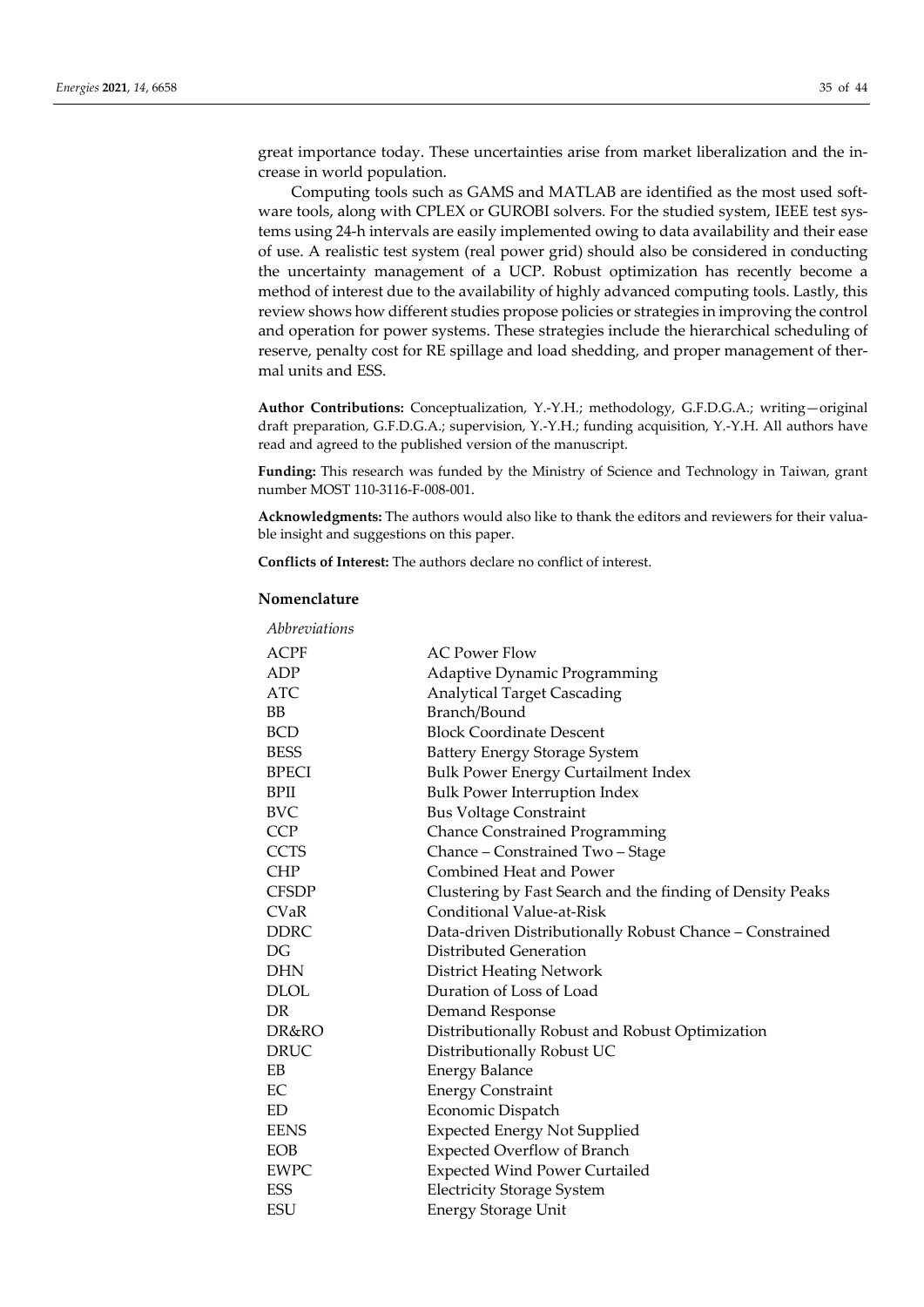great importance today. These uncertainties arise from market liberalization and the increase in world population.

Computing tools such as GAMS and MATLAB are identified as the most used software tools, along with CPLEX or GUROBI solvers. For the studied system, IEEE test systems using 24-h intervals are easily implemented owing to data availability and their ease of use. A realistic test system (real power grid) should also be considered in conducting the uncertainty management of a UCP. Robust optimization has recently become a method of interest due to the availability of highly advanced computing tools. Lastly, this review shows how different studies propose policies or strategies in improving the control and operation for power systems. These strategies include the hierarchical scheduling of reserve, penalty cost for RE spillage and load shedding, and proper management of thermal units and ESS.

**Author Contributions:** Conceptualization, Y.-Y.H.; methodology, G.F.D.G.A.; writing—original draft preparation, G.F.D.G.A.; supervision, Y.-Y.H.; funding acquisition, Y.-Y.H. All authors have read and agreed to the published version of the manuscript.

**Funding:** This research was funded by the Ministry of Science and Technology in Taiwan, grant number MOST 110-3116-F-008-001.

**Acknowledgments:** The authors would also like to thank the editors and reviewers for their valuable insight and suggestions on this paper.

**Conflicts of Interest:** The authors declare no conflict of interest.

## Nomenclature

*Abbreviations*

| | |
|---|---|
| ACPF | AC Power Flow |
| ADP | Adaptive Dynamic Programming |
| ATC | Analytical Target Cascading |
| BB | Branch/Bound |
| BCD | Block Coordinate Descent |
| BESS | Battery Energy Storage System |
| BPECI | Bulk Power Energy Curtailment Index |
| BPII | Bulk Power Interruption Index |
| BVC | Bus Voltage Constraint |
| CCP | Chance Constrained Programming |
| CCTS | Chance – Constrained Two – Stage |
| CHP | Combined Heat and Power |
| CFSDP | Clustering by Fast Search and the finding of Density Peaks |
| CVaR | Conditional Value-at-Risk |
| DDRC | Data-driven Distributionally Robust Chance – Constrained |
| DG | Distributed Generation |
| DHN | District Heating Network |
| DLOL | Duration of Loss of Load |
| DR | Demand Response |
| DR&RO | Distributionally Robust and Robust Optimization |
| DRUC | Distributionally Robust UC |
| EB | Energy Balance |
| EC | Energy Constraint |
| ED | Economic Dispatch |
| EENS | Expected Energy Not Supplied |
| EOB | Expected Overflow of Branch |
| EWPC | Expected Wind Power Curtailed |
| ESS | Electricity Storage System |
| ESU | Energy Storage Unit |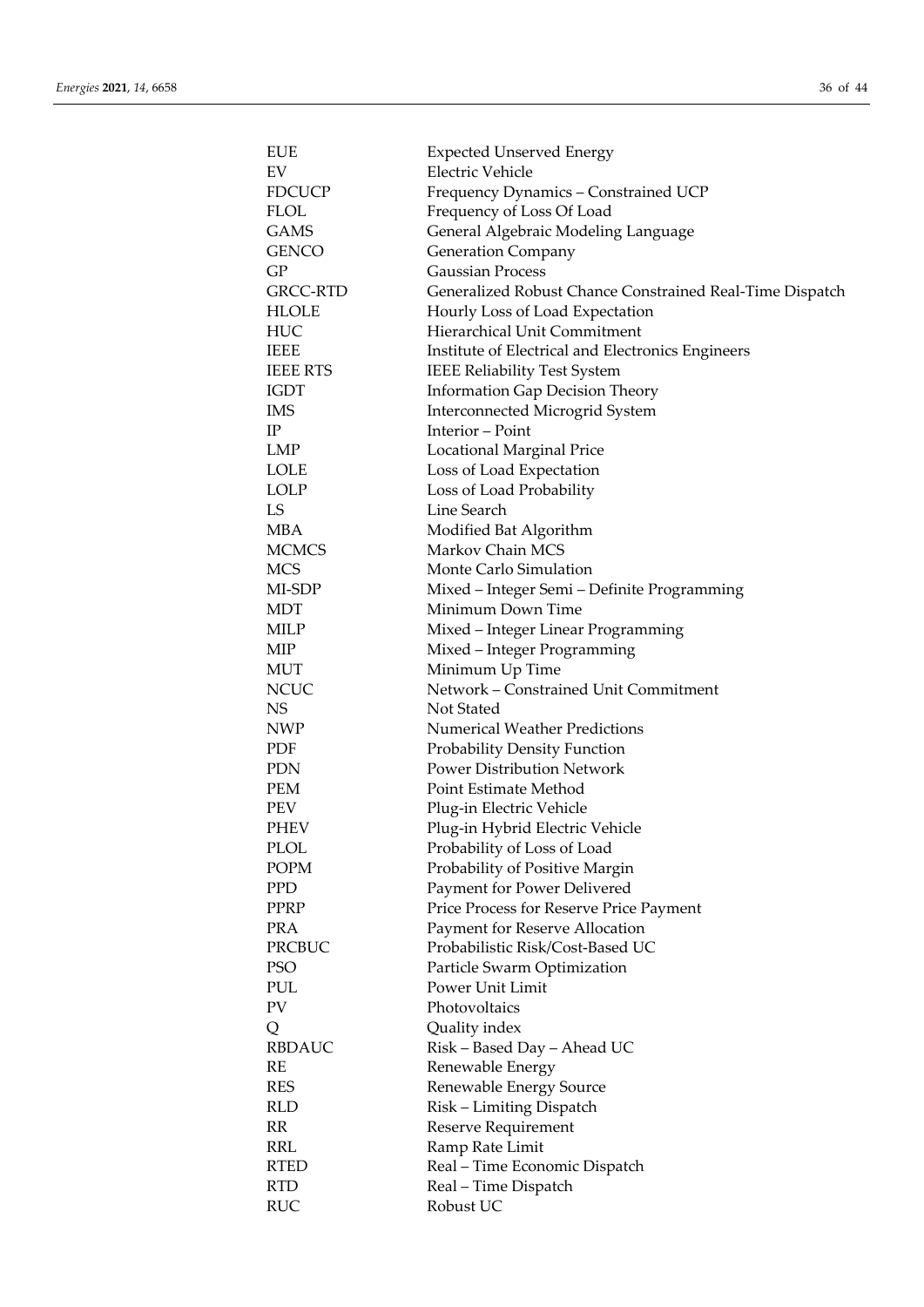| | |
|---|---|
| EUE | Expected Unserved Energy |
| EV | Electric Vehicle |
| FDCUCP | Frequency Dynamics – Constrained UCP |
| FLOL | Frequency of Loss Of Load |
| GAMS | General Algebraic Modeling Language |
| GENCO | Generation Company |
| GP | Gaussian Process |
| GRCC-RTD | Generalized Robust Chance Constrained Real-Time Dispatch |
| HLOLE | Hourly Loss of Load Expectation |
| HUC | Hierarchical Unit Commitment |
| IEEE | Institute of Electrical and Electronics Engineers |
| IEEE RTS | IEEE Reliability Test System |
| IGDT | Information Gap Decision Theory |
| IMS | Interconnected Microgrid System |
| IP | Interior – Point |
| LMP | Locational Marginal Price |
| LOLE | Loss of Load Expectation |
| LOLP | Loss of Load Probability |
| LS | Line Search |
| MBA | Modified Bat Algorithm |
| MCMCS | Markov Chain MCS |
| MCS | Monte Carlo Simulation |
| MI-SDP | Mixed – Integer Semi – Definite Programming |
| MDT | Minimum Down Time |
| MILP | Mixed – Integer Linear Programming |
| MIP | Mixed – Integer Programming |
| MUT | Minimum Up Time |
| NCUC | Network – Constrained Unit Commitment |
| NS | Not Stated |
| NWP | Numerical Weather Predictions |
| PDF | Probability Density Function |
| PDN | Power Distribution Network |
| PEM | Point Estimate Method |
| PEV | Plug-in Electric Vehicle |
| PHEV | Plug-in Hybrid Electric Vehicle |
| PLOL | Probability of Loss of Load |
| POPM | Probability of Positive Margin |
| PPD | Payment for Power Delivered |
| PPRP | Price Process for Reserve Price Payment |
| PRA | Payment for Reserve Allocation |
| PRCBUC | Probabilistic Risk/Cost-Based UC |
| PSO | Particle Swarm Optimization |
| PUL | Power Unit Limit |
| PV | Photovoltaics |
| Q | Quality index |
| RBDAUC | Risk – Based Day – Ahead UC |
| RE | Renewable Energy |
| RES | Renewable Energy Source |
| RLD | Risk – Limiting Dispatch |
| RR | Reserve Requirement |
| RRL | Ramp Rate Limit |
| RTED | Real – Time Economic Dispatch |
| RTD | Real – Time Dispatch |
| RUC | Robust UC |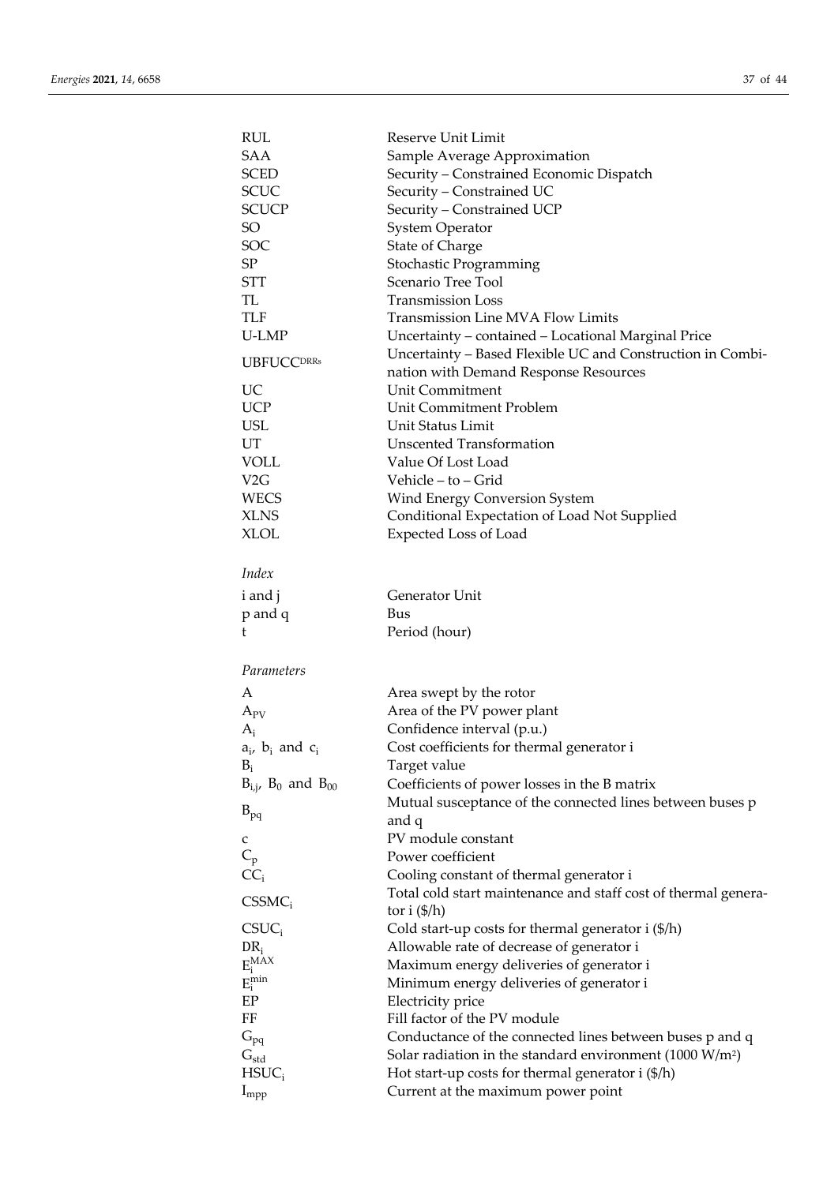| | |
|---|---|
| RUL | Reserve Unit Limit |
| SAA | Sample Average Approximation |
| SCED | Security – Constrained Economic Dispatch |
| SCUC | Security – Constrained UC |
| SCUCP | Security – Constrained UCP |
| SO | System Operator |
| SOC | State of Charge |
| SP | Stochastic Programming |
| STT | Scenario Tree Tool |
| TL | Transmission Loss |
| TLF | Transmission Line MVA Flow Limits |
| U-LMP | Uncertainty – contained – Locational Marginal Price |
| $UBFUCC^{DRRs}$ | Uncertainty – Based Flexible UC and Construction in Combination with Demand Response Resources |
| UC | Unit Commitment |
| UCP | Unit Commitment Problem |
| USL | Unit Status Limit |
| UT | Unscented Transformation |
| VOLL | Value Of Lost Load |
| V2G | Vehicle – to – Grid |
| WECS | Wind Energy Conversion System |
| XLNS | Conditional Expectation of Load Not Supplied |
| XLOL | Expected Loss of Load |

*Index*

| | |
|---|---|
| i and j | Generator Unit |
| p and q | Bus |
| t | Period (hour) |

*Parameters*

| | |
|---|---|
| A | Area swept by the rotor |
| $A_{PV}$ | Area of the PV power plant |
| $A_i$ | Confidence interval (p.u.) |
| $a_i$, $b_i$ and $c_i$ | Cost coefficients for thermal generator i |
| $B_i$ | Target value |
| $B_{i,j}$, $B_0$ and $B_{00}$ | Coefficients of power losses in the B matrix |
| $B_{pq}$ | Mutual susceptance of the connected lines between buses p and q |
| c | PV module constant |
| $C_p$ | Power coefficient |
| $CC_i$ | Cooling constant of thermal generator i |
| $CSSMC_i$ | Total cold start maintenance and staff cost of thermal generator i ($/h) |
| $CSUC_i$ | Cold start-up costs for thermal generator i ($/h) |
| $DR_i$ | Allowable rate of decrease of generator i |
| $E_i^{MAX}$ | Maximum energy deliveries of generator i |
| $E_i^{min}$ | Minimum energy deliveries of generator i |
| EP | Electricity price |
| FF | Fill factor of the PV module |
| $G_{pq}$ | Conductance of the connected lines between buses p and q |
| $G_{std}$ | Solar radiation in the standard environment (1000 W/m$^2$) |
| $HSUC_i$ | Hot start-up costs for thermal generator i ($/h) |
| $I_{mpp}$ | Current at the maximum power point |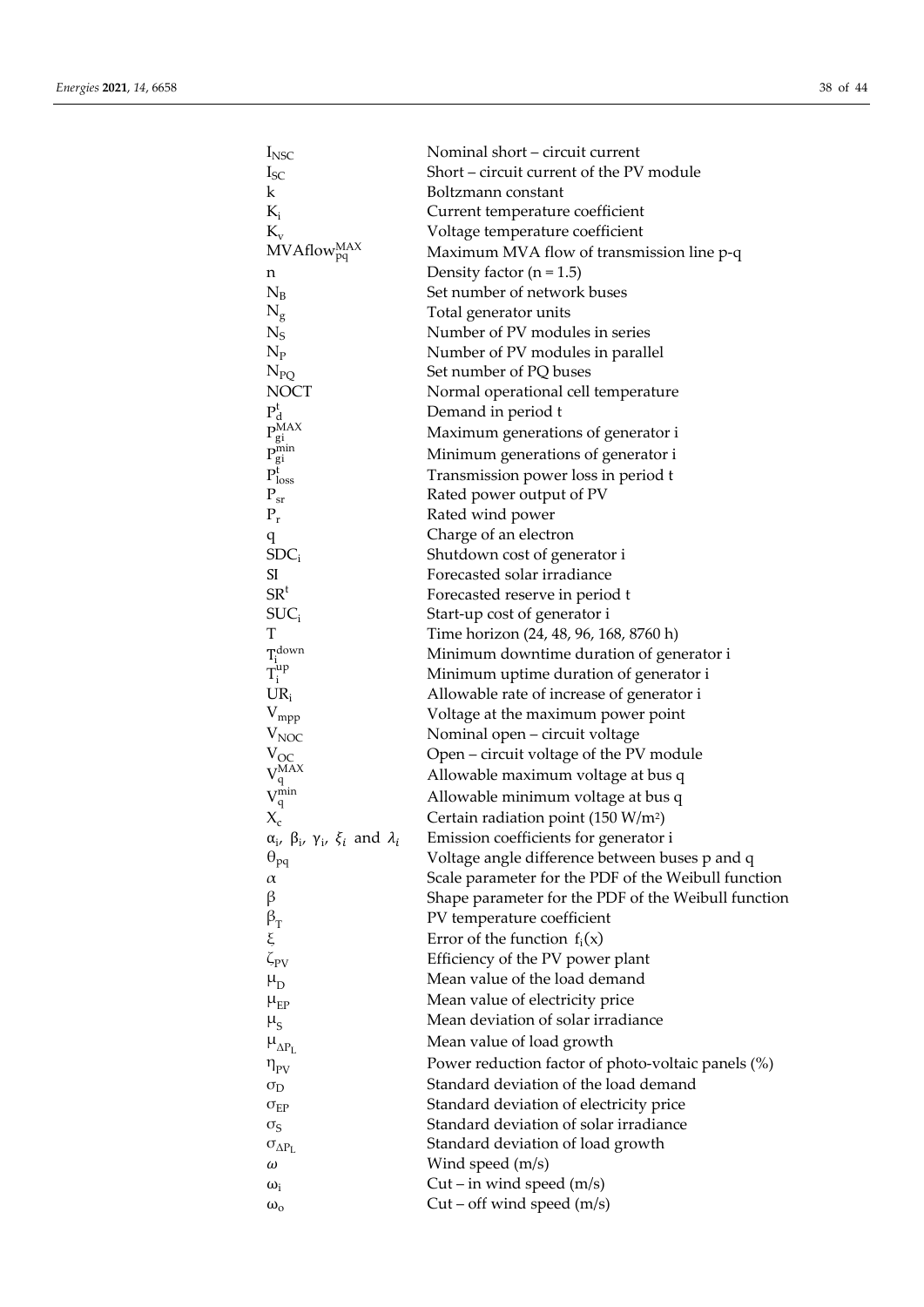| | |
|---|---|
| $I_{NSC}$ | Nominal short – circuit current |
| $I_{SC}$ | Short – circuit current of the PV module |
| $k$ | Boltzmann constant |
| $K_i$ | Current temperature coefficient |
| $K_v$ | Voltage temperature coefficient |
| $MVAflow_{pq}^{MAX}$ | Maximum MVA flow of transmission line p-q |
| $n$ | Density factor ($n = 1.5$) |
| $N_B$ | Set number of network buses |
| $N_g$ | Total generator units |
| $N_S$ | Number of PV modules in series |
| $N_P$ | Number of PV modules in parallel |
| $N_{PQ}$ | Set number of PQ buses |
| NOCT | Normal operational cell temperature |
| $P_d^t$ | Demand in period t |
| $P_{gi}^{MAX}$ | Maximum generations of generator i |
| $P_{gi}^{min}$ | Minimum generations of generator i |
| $P_{loss}^t$ | Transmission power loss in period t |
| $P_{sr}$ | Rated power output of PV |
| $P_r$ | Rated wind power |
| $q$ | Charge of an electron |
| $SDC_i$ | Shutdown cost of generator i |
| SI | Forecasted solar irradiance |
| $SR^t$ | Forecasted reserve in period t |
| $SUC_i$ | Start-up cost of generator i |
| T | Time horizon (24, 48, 96, 168, 8760 h) |
| $T_i^{down}$ | Minimum downtime duration of generator i |
| $T_i^{up}$ | Minimum uptime duration of generator i |
| $UR_i$ | Allowable rate of increase of generator i |
| $V_{mpp}$ | Voltage at the maximum power point |
| $V_{NOC}$ | Nominal open – circuit voltage |
| $V_{OC}$ | Open – circuit voltage of the PV module |
| $V_q^{MAX}$ | Allowable maximum voltage at bus q |
| $V_q^{min}$ | Allowable minimum voltage at bus q |
| $X_c$ | Certain radiation point (150 W/m²) |
| $\alpha_i$, $\beta_i$, $\gamma_i$, $\xi_i$ and $\lambda_i$ | Emission coefficients for generator i |
| $\theta_{pq}$ | Voltage angle difference between buses p and q |
| $\alpha$ | Scale parameter for the PDF of the Weibull function |
| $\beta$ | Shape parameter for the PDF of the Weibull function |
| $\beta_T$ | PV temperature coefficient |
| $\xi$ | Error of the function $f_i(x)$ |
| $\zeta_{PV}$ | Efficiency of the PV power plant |
| $\mu_D$ | Mean value of the load demand |
| $\mu_{EP}$ | Mean value of electricity price |
| $\mu_S$ | Mean deviation of solar irradiance |
| $\mu_{\Delta P_L}$ | Mean value of load growth |
| $\eta_{PV}$ | Power reduction factor of photo-voltaic panels (%) |
| $\sigma_D$ | Standard deviation of the load demand |
| $\sigma_{EP}$ | Standard deviation of electricity price |
| $\sigma_S$ | Standard deviation of solar irradiance |
| $\sigma_{\Delta P_L}$ | Standard deviation of load growth |
| $\omega$ | Wind speed (m/s) |
| $\omega_i$ | Cut – in wind speed (m/s) |
| $\omega_o$ | Cut – off wind speed (m/s) |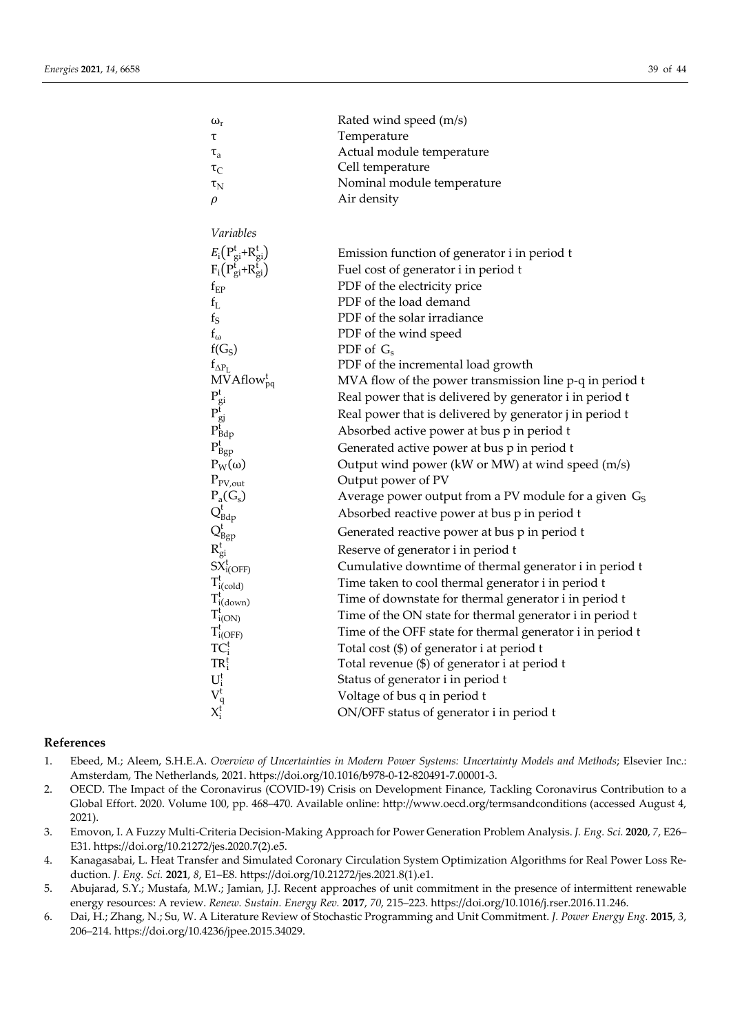| | |
|---|---|
| $\omega_r$ | Rated wind speed (m/s) |
| $\tau$ | Temperature |
| $\tau_a$ | Actual module temperature |
| $\tau_C$ | Cell temperature |
| $\tau_N$ | Nominal module temperature |
| $\rho$ | Air density |

*Variables*

| | |
|---|---|
| $E_i(P^t_{gi}+R^t_{gi})$ | Emission function of generator i in period t |
| $F_i(P^t_{gi}+R^t_{gi})$ | Fuel cost of generator i in period t |
| $f_{EP}$ | PDF of the electricity price |
| $f_L$ | PDF of the load demand |
| $f_S$ | PDF of the solar irradiance |
| $f_\omega$ | PDF of the wind speed |
| $f(G_S)$ | PDF of $G_s$ |
| $f_{\Delta P_L}$ | PDF of the incremental load growth |
| $MVAflow^t_{pq}$ | MVA flow of the power transmission line p-q in period t |
| $P^t_{gi}$ | Real power that is delivered by generator i in period t |
| $P^t_{gj}$ | Real power that is delivered by generator j in period t |
| $P^t_{Bdp}$ | Absorbed active power at bus p in period t |
| $P^t_{Bgp}$ | Generated active power at bus p in period t |
| $P_W(\omega)$ | Output wind power (kW or MW) at wind speed (m/s) |
| $P_{PV,out}$ | Output power of PV |
| $P_a(G_s)$ | Average power output from a PV module for a given $G_S$ |
| $Q^t_{Bdp}$ | Absorbed reactive power at bus p in period t |
| $Q^t_{Bgp}$ | Generated reactive power at bus p in period t |
| $R^t_{gi}$ | Reserve of generator i in period t |
| $SX^t_{i(OFF)}$ | Cumulative downtime of thermal generator i in period t |
| $T^t_{i(cold)}$ | Time taken to cool thermal generator i in period t |
| $T^t_{i(down)}$ | Time of downstate for thermal generator i in period t |
| $T^t_{i(ON)}$ | Time of the ON state for thermal generator i in period t |
| $T^t_{i(OFF)}$ | Time of the OFF state for thermal generator i in period t |
| $TC^t_i$ | Total cost ($) of generator i at period t |
| $TR^t_i$ | Total revenue ($) of generator i at period t |
| $U^t_i$ | Status of generator i in period t |
| $V^t_q$ | Voltage of bus q in period t |
| $X^t_i$ | ON/OFF status of generator i in period t |

## References

1. Ebeed, M.; Aleem, S.H.E.A. *Overview of Uncertainties in Modern Power Systems: Uncertainty Models and Methods*; Elsevier Inc.: Amsterdam, The Netherlands, 2021. https://doi.org/10.1016/b978-0-12-820491-7.00001-3.
2. OECD. The Impact of the Coronavirus (COVID-19) Crisis on Development Finance, Tackling Coronavirus Contribution to a Global Effort. 2020. Volume 100, pp. 468–470. Available online: http://www.oecd.org/termsandconditions (accessed August 4, 2021).
3. Emovon, I. A Fuzzy Multi-Criteria Decision-Making Approach for Power Generation Problem Analysis. *J. Eng. Sci.* **2020**, *7*, E26–E31. https://doi.org/10.21272/jes.2020.7(2).e5.
4. Kanagasabai, L. Heat Transfer and Simulated Coronary Circulation System Optimization Algorithms for Real Power Loss Reduction. *J. Eng. Sci.* **2021**, *8*, E1–E8. https://doi.org/10.21272/jes.2021.8(1).e1.
5. Abujarad, S.Y.; Mustafa, M.W.; Jamian, J.J. Recent approaches of unit commitment in the presence of intermittent renewable energy resources: A review. *Renew. Sustain. Energy Rev.* **2017**, *70*, 215–223. https://doi.org/10.1016/j.rser.2016.11.246.
6. Dai, H.; Zhang, N.; Su, W. A Literature Review of Stochastic Programming and Unit Commitment. *J. Power Energy Eng.* **2015**, *3*, 206–214. https://doi.org/10.4236/jpee.2015.34029.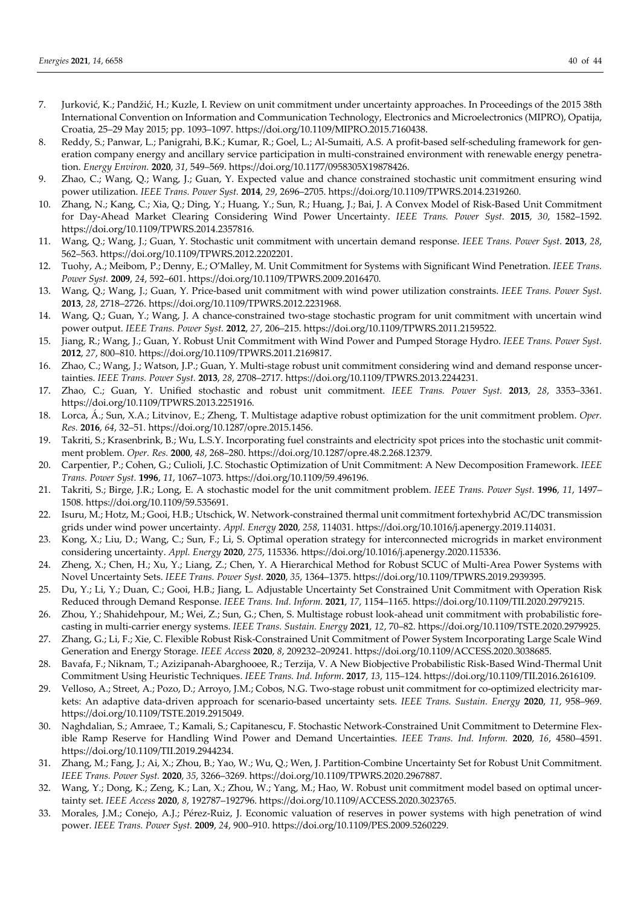7. Jurković, K.; Pandžić, H.; Kuzle, I. Review on unit commitment under uncertainty approaches. In Proceedings of the 2015 38th International Convention on Information and Communication Technology, Electronics and Microelectronics (MIPRO), Opatija, Croatia, 25–29 May 2015; pp. 1093–1097. https://doi.org/10.1109/MIPRO.2015.7160438.
8. Reddy, S.; Panwar, L.; Panigrahi, B.K.; Kumar, R.; Goel, L.; Al-Sumaiti, A.S. A profit-based self-scheduling framework for generation company energy and ancillary service participation in multi-constrained environment with renewable energy penetration. *Energy Environ.* **2020**, *31*, 549–569. https://doi.org/10.1177/0958305X19878426.
9. Zhao, C.; Wang, Q.; Wang, J.; Guan, Y. Expected value and chance constrained stochastic unit commitment ensuring wind power utilization. *IEEE Trans. Power Syst.* **2014**, *29*, 2696–2705. https://doi.org/10.1109/TPWRS.2014.2319260.
10. Zhang, N.; Kang, C.; Xia, Q.; Ding, Y.; Huang, Y.; Sun, R.; Huang, J.; Bai, J. A Convex Model of Risk-Based Unit Commitment for Day-Ahead Market Clearing Considering Wind Power Uncertainty. *IEEE Trans. Power Syst.* **2015**, *30*, 1582–1592. https://doi.org/10.1109/TPWRS.2014.2357816.
11. Wang, Q.; Wang, J.; Guan, Y. Stochastic unit commitment with uncertain demand response. *IEEE Trans. Power Syst.* **2013**, *28*, 562–563. https://doi.org/10.1109/TPWRS.2012.2202201.
12. Tuohy, A.; Meibom, P.; Denny, E.; O'Malley, M. Unit Commitment for Systems with Significant Wind Penetration. *IEEE Trans. Power Syst.* **2009**, *24*, 592–601. https://doi.org/10.1109/TPWRS.2009.2016470.
13. Wang, Q.; Wang, J.; Guan, Y. Price-based unit commitment with wind power utilization constraints. *IEEE Trans. Power Syst.* **2013**, *28*, 2718–2726. https://doi.org/10.1109/TPWRS.2012.2231968.
14. Wang, Q.; Guan, Y.; Wang, J. A chance-constrained two-stage stochastic program for unit commitment with uncertain wind power output. *IEEE Trans. Power Syst.* **2012**, *27*, 206–215. https://doi.org/10.1109/TPWRS.2011.2159522.
15. Jiang, R.; Wang, J.; Guan, Y. Robust Unit Commitment with Wind Power and Pumped Storage Hydro. *IEEE Trans. Power Syst.* **2012**, *27*, 800–810. https://doi.org/10.1109/TPWRS.2011.2169817.
16. Zhao, C.; Wang, J.; Watson, J.P.; Guan, Y. Multi-stage robust unit commitment considering wind and demand response uncertainties. *IEEE Trans. Power Syst.* **2013**, *28*, 2708–2717. https://doi.org/10.1109/TPWRS.2013.2244231.
17. Zhao, C.; Guan, Y. Unified stochastic and robust unit commitment. *IEEE Trans. Power Syst.* **2013**, *28*, 3353–3361. https://doi.org/10.1109/TPWRS.2013.2251916.
18. Lorca, Á.; Sun, X.A.; Litvinov, E.; Zheng, T. Multistage adaptive robust optimization for the unit commitment problem. *Oper. Res.* **2016**, *64*, 32–51. https://doi.org/10.1287/opre.2015.1456.
19. Takriti, S.; Krasenbrink, B.; Wu, L.S.Y. Incorporating fuel constraints and electricity spot prices into the stochastic unit commitment problem. *Oper. Res.* **2000**, *48*, 268–280. https://doi.org/10.1287/opre.48.2.268.12379.
20. Carpentier, P.; Cohen, G.; Culioli, J.C. Stochastic Optimization of Unit Commitment: A New Decomposition Framework. *IEEE Trans. Power Syst.* **1996**, *11*, 1067–1073. https://doi.org/10.1109/59.496196.
21. Takriti, S.; Birge, J.R.; Long, E. A stochastic model for the unit commitment problem. *IEEE Trans. Power Syst.* **1996**, *11*, 1497–1508. https://doi.org/10.1109/59.535691.
22. Isuru, M.; Hotz, M.; Gooi, H.B.; Utschick, W. Network-constrained thermal unit commitment fortexhybrid AC/DC transmission grids under wind power uncertainty. *Appl. Energy* **2020**, *258*, 114031. https://doi.org/10.1016/j.apenergy.2019.114031.
23. Kong, X.; Liu, D.; Wang, C.; Sun, F.; Li, S. Optimal operation strategy for interconnected microgrids in market environment considering uncertainty. *Appl. Energy* **2020**, *275*, 115336. https://doi.org/10.1016/j.apenergy.2020.115336.
24. Zheng, X.; Chen, H.; Xu, Y.; Liang, Z.; Chen, Y. A Hierarchical Method for Robust SCUC of Multi-Area Power Systems with Novel Uncertainty Sets. *IEEE Trans. Power Syst.* **2020**, *35*, 1364–1375. https://doi.org/10.1109/TPWRS.2019.2939395.
25. Du, Y.; Li, Y.; Duan, C.; Gooi, H.B.; Jiang, L. Adjustable Uncertainty Set Constrained Unit Commitment with Operation Risk Reduced through Demand Response. *IEEE Trans. Ind. Inform.* **2021**, *17*, 1154–1165. https://doi.org/10.1109/TII.2020.2979215.
26. Zhou, Y.; Shahidehpour, M.; Wei, Z.; Sun, G.; Chen, S. Multistage robust look-ahead unit commitment with probabilistic forecasting in multi-carrier energy systems. *IEEE Trans. Sustain. Energy* **2021**, *12*, 70–82. https://doi.org/10.1109/TSTE.2020.2979925.
27. Zhang, G.; Li, F.; Xie, C. Flexible Robust Risk-Constrained Unit Commitment of Power System Incorporating Large Scale Wind Generation and Energy Storage. *IEEE Access* **2020**, *8*, 209232–209241. https://doi.org/10.1109/ACCESS.2020.3038685.
28. Bavafa, F.; Niknam, T.; Azizipanah-Abarghooee, R.; Terzija, V. A New Biobjective Probabilistic Risk-Based Wind-Thermal Unit Commitment Using Heuristic Techniques. *IEEE Trans. Ind. Inform*. **2017**, *13*, 115–124. https://doi.org/10.1109/TII.2016.2616109.
29. Velloso, A.; Street, A.; Pozo, D.; Arroyo, J.M.; Cobos, N.G. Two-stage robust unit commitment for co-optimized electricity markets: An adaptive data-driven approach for scenario-based uncertainty sets. *IEEE Trans. Sustain. Energy* **2020**, *11*, 958–969. https://doi.org/10.1109/TSTE.2019.2915049.
30. Naghdalian, S.; Amraee, T.; Kamali, S.; Capitanescu, F. Stochastic Network-Constrained Unit Commitment to Determine Flexible Ramp Reserve for Handling Wind Power and Demand Uncertainties. *IEEE Trans. Ind. Inform.* **2020**, *16*, 4580–4591. https://doi.org/10.1109/TII.2019.2944234.
31. Zhang, M.; Fang, J.; Ai, X.; Zhou, B.; Yao, W.; Wu, Q.; Wen, J. Partition-Combine Uncertainty Set for Robust Unit Commitment. *IEEE Trans. Power Syst.* **2020**, *35*, 3266–3269. https://doi.org/10.1109/TPWRS.2020.2967887.
32. Wang, Y.; Dong, K.; Zeng, K.; Lan, X.; Zhou, W.; Yang, M.; Hao, W. Robust unit commitment model based on optimal uncertainty set. *IEEE Access* **2020**, *8*, 192787–192796. https://doi.org/10.1109/ACCESS.2020.3023765.
33. Morales, J.M.; Conejo, A.J.; Pérez-Ruiz, J. Economic valuation of reserves in power systems with high penetration of wind power. *IEEE Trans. Power Syst.* **2009**, *24*, 900–910. https://doi.org/10.1109/PES.2009.5260229.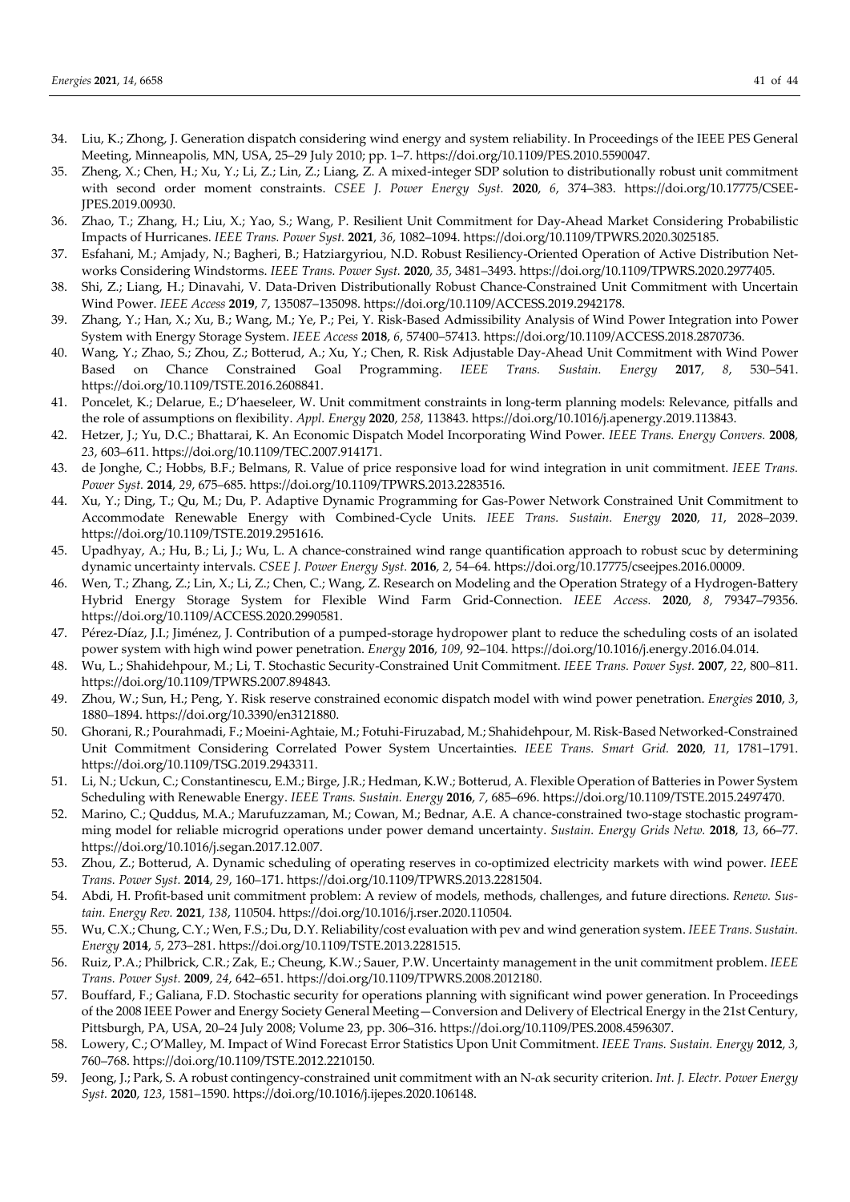34. Liu, K.; Zhong, J. Generation dispatch considering wind energy and system reliability. In Proceedings of the IEEE PES General Meeting, Minneapolis, MN, USA, 25–29 July 2010; pp. 1–7. https://doi.org/10.1109/PES.2010.5590047.
35. Zheng, X.; Chen, H.; Xu, Y.; Li, Z.; Lin, Z.; Liang, Z. A mixed-integer SDP solution to distributionally robust unit commitment with second order moment constraints. *CSEE J. Power Energy Syst.* **2020**, *6*, 374–383. https://doi.org/10.17775/CSEEJPES.2019.00930.
36. Zhao, T.; Zhang, H.; Liu, X.; Yao, S.; Wang, P. Resilient Unit Commitment for Day-Ahead Market Considering Probabilistic Impacts of Hurricanes. *IEEE Trans. Power Syst.* **2021**, *36*, 1082–1094. https://doi.org/10.1109/TPWRS.2020.3025185.
37. Esfahani, M.; Amjady, N.; Bagheri, B.; Hatziargyriou, N.D. Robust Resiliency-Oriented Operation of Active Distribution Networks Considering Windstorms. *IEEE Trans. Power Syst.* **2020**, *35*, 3481–3493. https://doi.org/10.1109/TPWRS.2020.2977405.
38. Shi, Z.; Liang, H.; Dinavahi, V. Data-Driven Distributionally Robust Chance-Constrained Unit Commitment with Uncertain Wind Power. *IEEE Access* **2019**, *7*, 135087–135098. https://doi.org/10.1109/ACCESS.2019.2942178.
39. Zhang, Y.; Han, X.; Xu, B.; Wang, M.; Ye, P.; Pei, Y. Risk-Based Admissibility Analysis of Wind Power Integration into Power System with Energy Storage System. *IEEE Access* **2018**, *6*, 57400–57413. https://doi.org/10.1109/ACCESS.2018.2870736.
40. Wang, Y.; Zhao, S.; Zhou, Z.; Botterud, A.; Xu, Y.; Chen, R. Risk Adjustable Day-Ahead Unit Commitment with Wind Power Based on Chance Constrained Goal Programming. *IEEE Trans. Sustain. Energy* **2017**, *8*, 530–541. https://doi.org/10.1109/TSTE.2016.2608841.
41. Poncelet, K.; Delarue, E.; D'haeseleer, W. Unit commitment constraints in long-term planning models: Relevance, pitfalls and the role of assumptions on flexibility. *Appl. Energy* **2020**, *258*, 113843. https://doi.org/10.1016/j.apenergy.2019.113843.
42. Hetzer, J.; Yu, D.C.; Bhattarai, K. An Economic Dispatch Model Incorporating Wind Power. *IEEE Trans. Energy Convers.* **2008**, *23*, 603–611. https://doi.org/10.1109/TEC.2007.914171.
43. de Jonghe, C.; Hobbs, B.F.; Belmans, R. Value of price responsive load for wind integration in unit commitment. *IEEE Trans. Power Syst.* **2014**, *29*, 675–685. https://doi.org/10.1109/TPWRS.2013.2283516.
44. Xu, Y.; Ding, T.; Qu, M.; Du, P. Adaptive Dynamic Programming for Gas-Power Network Constrained Unit Commitment to Accommodate Renewable Energy with Combined-Cycle Units. *IEEE Trans. Sustain. Energy* **2020**, *11*, 2028–2039. https://doi.org/10.1109/TSTE.2019.2951616.
45. Upadhyay, A.; Hu, B.; Li, J.; Wu, L. A chance-constrained wind range quantification approach to robust scuc by determining dynamic uncertainty intervals. *CSEE J. Power Energy Syst.* **2016**, *2*, 54–64. https://doi.org/10.17775/cseejpes.2016.00009.
46. Wen, T.; Zhang, Z.; Lin, X.; Li, Z.; Chen, C.; Wang, Z. Research on Modeling and the Operation Strategy of a Hydrogen-Battery Hybrid Energy Storage System for Flexible Wind Farm Grid-Connection. *IEEE Access.* **2020**, *8*, 79347–79356. https://doi.org/10.1109/ACCESS.2020.2990581.
47. Pérez-Díaz, J.I.; Jiménez, J. Contribution of a pumped-storage hydropower plant to reduce the scheduling costs of an isolated power system with high wind power penetration. *Energy* **2016**, *109*, 92–104. https://doi.org/10.1016/j.energy.2016.04.014.
48. Wu, L.; Shahidehpour, M.; Li, T. Stochastic Security-Constrained Unit Commitment. *IEEE Trans. Power Syst.* **2007**, *22*, 800–811. https://doi.org/10.1109/TPWRS.2007.894843.
49. Zhou, W.; Sun, H.; Peng, Y. Risk reserve constrained economic dispatch model with wind power penetration. *Energies* **2010**, *3*, 1880–1894. https://doi.org/10.3390/en3121880.
50. Ghorani, R.; Pourahmadi, F.; Moeini-Aghtaie, M.; Fotuhi-Firuzabad, M.; Shahidehpour, M. Risk-Based Networked-Constrained Unit Commitment Considering Correlated Power System Uncertainties. *IEEE Trans. Smart Grid.* **2020**, *11*, 1781–1791. https://doi.org/10.1109/TSG.2019.2943311.
51. Li, N.; Uckun, C.; Constantinescu, E.M.; Birge, J.R.; Hedman, K.W.; Botterud, A. Flexible Operation of Batteries in Power System Scheduling with Renewable Energy. *IEEE Trans. Sustain. Energy* **2016**, *7*, 685–696. https://doi.org/10.1109/TSTE.2015.2497470.
52. Marino, C.; Quddus, M.A.; Marufuzzaman, M.; Cowan, M.; Bednar, A.E. A chance-constrained two-stage stochastic programming model for reliable microgrid operations under power demand uncertainty. *Sustain. Energy Grids Netw.* **2018**, *13*, 66–77. https://doi.org/10.1016/j.segan.2017.12.007.
53. Zhou, Z.; Botterud, A. Dynamic scheduling of operating reserves in co-optimized electricity markets with wind power. *IEEE Trans. Power Syst.* **2014**, *29*, 160–171. https://doi.org/10.1109/TPWRS.2013.2281504.
54. Abdi, H. Profit-based unit commitment problem: A review of models, methods, challenges, and future directions. *Renew. Sustain. Energy Rev.* **2021**, *138*, 110504. https://doi.org/10.1016/j.rser.2020.110504.
55. Wu, C.X.; Chung, C.Y.; Wen, F.S.; Du, D.Y. Reliability/cost evaluation with pev and wind generation system. *IEEE Trans. Sustain. Energy* **2014**, *5*, 273–281. https://doi.org/10.1109/TSTE.2013.2281515.
56. Ruiz, P.A.; Philbrick, C.R.; Zak, E.; Cheung, K.W.; Sauer, P.W. Uncertainty management in the unit commitment problem. *IEEE Trans. Power Syst.* **2009**, *24*, 642–651. https://doi.org/10.1109/TPWRS.2008.2012180.
57. Bouffard, F.; Galiana, F.D. Stochastic security for operations planning with significant wind power generation. In Proceedings of the 2008 IEEE Power and Energy Society General Meeting—Conversion and Delivery of Electrical Energy in the 21st Century, Pittsburgh, PA, USA, 20–24 July 2008; Volume 23, pp. 306–316. https://doi.org/10.1109/PES.2008.4596307.
58. Lowery, C.; O'Malley, M. Impact of Wind Forecast Error Statistics Upon Unit Commitment. *IEEE Trans. Sustain. Energy* **2012**, *3*, 760–768. https://doi.org/10.1109/TSTE.2012.2210150.
59. Jeong, J.; Park, S. A robust contingency-constrained unit commitment with an N-αk security criterion. *Int. J. Electr. Power Energy Syst.* **2020**, *123*, 1581–1590. https://doi.org/10.1016/j.ijepes.2020.106148.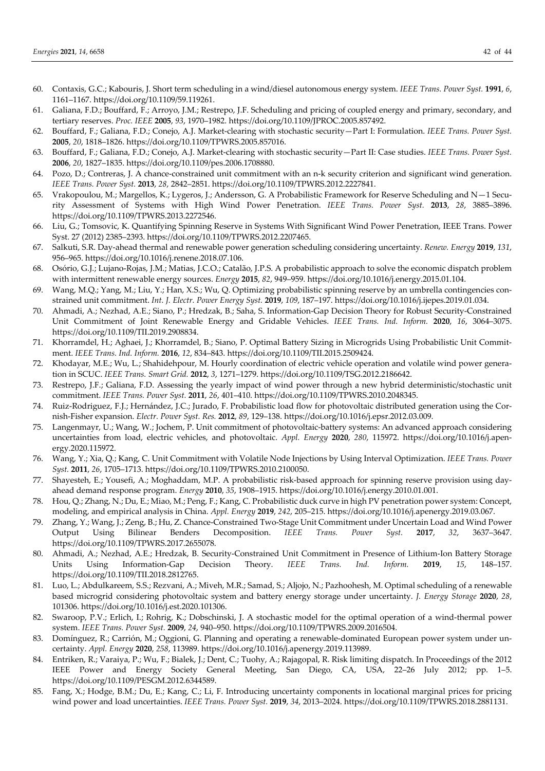60. Contaxis, G.C.; Kabouris, J. Short term scheduling in a wind/diesel autonomous energy system. *IEEE Trans. Power Syst.* **1991**, *6*, 1161–1167. https://doi.org/10.1109/59.119261.
61. Galiana, F.D.; Bouffard, F.; Arroyo, J.M.; Restrepo, J.F. Scheduling and pricing of coupled energy and primary, secondary, and tertiary reserves. *Proc. IEEE* **2005**, *93*, 1970–1982. https://doi.org/10.1109/JPROC.2005.857492.
62. Bouffard, F.; Galiana, F.D.; Conejo, A.J. Market-clearing with stochastic security—Part I: Formulation. *IEEE Trans. Power Syst.* **2005**, *20*, 1818–1826. https://doi.org/10.1109/TPWRS.2005.857016.
63. Bouffard, F.; Galiana, F.D.; Conejo, A.J. Market-clearing with stochastic security—Part II: Case studies. *IEEE Trans. Power Syst.* **2006**, *20*, 1827–1835. https://doi.org/10.1109/pes.2006.1708880.
64. Pozo, D.; Contreras, J. A chance-constrained unit commitment with an n-k security criterion and significant wind generation. *IEEE Trans. Power Syst.* **2013**, *28*, 2842–2851. https://doi.org/10.1109/TPWRS.2012.2227841.
65. Vrakopoulou, M.; Margellos, K.; Lygeros, J.; Andersson, G. A Probabilistic Framework for Reserve Scheduling and N−1 Security Assessment of Systems with High Wind Power Penetration. *IEEE Trans. Power Syst.* **2013**, *28*, 3885–3896. https://doi.org/10.1109/TPWRS.2013.2272546.
66. Liu, G.; Tomsovic, K. Quantifying Spinning Reserve in Systems With Significant Wind Power Penetration, IEEE Trans. Power Syst. 27 (2012) 2385–2393. https://doi.org/10.1109/TPWRS.2012.2207465.
67. Salkuti, S.R. Day-ahead thermal and renewable power generation scheduling considering uncertainty. *Renew. Energy* **2019**, *131*, 956–965. https://doi.org/10.1016/j.renene.2018.07.106.
68. Osório, G.J.; Lujano-Rojas, J.M.; Matias, J.C.O.; Catalão, J.P.S. A probabilistic approach to solve the economic dispatch problem with intermittent renewable energy sources. *Energy* **2015**, *82*, 949–959. https://doi.org/10.1016/j.energy.2015.01.104.
69. Wang, M.Q.; Yang, M.; Liu, Y.; Han, X.S.; Wu, Q. Optimizing probabilistic spinning reserve by an umbrella contingencies constrained unit commitment. *Int. J. Electr. Power Energy Syst.* **2019**, *109*, 187–197. https://doi.org/10.1016/j.ijepes.2019.01.034.
70. Ahmadi, A.; Nezhad, A.E.; Siano, P.; Hredzak, B.; Saha, S. Information-Gap Decision Theory for Robust Security-Constrained Unit Commitment of Joint Renewable Energy and Gridable Vehicles. *IEEE Trans. Ind. Inform.* **2020**, *16*, 3064–3075. https://doi.org/10.1109/TII.2019.2908834.
71. Khorramdel, H.; Aghaei, J.; Khorramdel, B.; Siano, P. Optimal Battery Sizing in Microgrids Using Probabilistic Unit Commitment. *IEEE Trans. Ind. Inform.* **2016**, *12*, 834–843. https://doi.org/10.1109/TII.2015.2509424.
72. Khodayar, M.E.; Wu, L.; Shahidehpour, M. Hourly coordination of electric vehicle operation and volatile wind power generation in SCUC. *IEEE Trans. Smart Grid.* **2012**, *3*, 1271–1279. https://doi.org/10.1109/TSG.2012.2186642.
73. Restrepo, J.F.; Galiana, F.D. Assessing the yearly impact of wind power through a new hybrid deterministic/stochastic unit commitment. *IEEE Trans. Power Syst.* **2011**, *26*, 401–410. https://doi.org/10.1109/TPWRS.2010.2048345.
74. Ruiz-Rodriguez, F.J.; Hernández, J.C.; Jurado, F. Probabilistic load flow for photovoltaic distributed generation using the Cornish-Fisher expansion. *Electr. Power Syst. Res.* **2012**, *89*, 129–138. https://doi.org/10.1016/j.epsr.2012.03.009.
75. Langenmayr, U.; Wang, W.; Jochem, P. Unit commitment of photovoltaic-battery systems: An advanced approach considering uncertainties from load, electric vehicles, and photovoltaic. *Appl. Energy* **2020**, *280*, 115972. https://doi.org/10.1016/j.apenergy.2020.115972.
76. Wang, Y.; Xia, Q.; Kang, C. Unit Commitment with Volatile Node Injections by Using Interval Optimization. *IEEE Trans. Power Syst.* **2011**, *26*, 1705–1713. https://doi.org/10.1109/TPWRS.2010.2100050.
77. Shayesteh, E.; Yousefi, A.; Moghaddam, M.P. A probabilistic risk-based approach for spinning reserve provision using day-ahead demand response program. *Energy* **2010**, *35*, 1908–1915. https://doi.org/10.1016/j.energy.2010.01.001.
78. Hou, Q.; Zhang, N.; Du, E.; Miao, M.; Peng, F.; Kang, C. Probabilistic duck curve in high PV penetration power system: Concept, modeling, and empirical analysis in China. *Appl. Energy* **2019**, *242*, 205–215. https://doi.org/10.1016/j.apenergy.2019.03.067.
79. Zhang, Y.; Wang, J.; Zeng, B.; Hu, Z. Chance-Constrained Two-Stage Unit Commitment under Uncertain Load and Wind Power Output Using Bilinear Benders Decomposition. *IEEE Trans. Power Syst.* **2017**, *32*, 3637–3647. https://doi.org/10.1109/TPWRS.2017.2655078.
80. Ahmadi, A.; Nezhad, A.E.; Hredzak, B. Security-Constrained Unit Commitment in Presence of Lithium-Ion Battery Storage Units Using Information-Gap Decision Theory. *IEEE Trans. Ind. Inform.* **2019**, *15*, 148–157. https://doi.org/10.1109/TII.2018.2812765.
81. Luo, L.; Abdulkareem, S.S.; Rezvani, A.; Miveh, M.R.; Samad, S.; Aljojo, N.; Pazhoohesh, M. Optimal scheduling of a renewable based microgrid considering photovoltaic system and battery energy storage under uncertainty. *J. Energy Storage* **2020**, *28*, 101306. https://doi.org/10.1016/j.est.2020.101306.
82. Swaroop, P.V.; Erlich, I.; Rohrig, K.; Dobschinski, J. A stochastic model for the optimal operation of a wind-thermal power system. *IEEE Trans. Power Syst.* **2009**, *24*, 940–950. https://doi.org/10.1109/TPWRS.2009.2016504.
83. Domínguez, R.; Carrión, M.; Oggioni, G. Planning and operating a renewable-dominated European power system under uncertainty. *Appl. Energy* **2020**, *258*, 113989. https://doi.org/10.1016/j.apenergy.2019.113989.
84. Entriken, R.; Varaiya, P.; Wu, F.; Bialek, J.; Dent, C.; Tuohy, A.; Rajagopal, R. Risk limiting dispatch. In Proceedings of the 2012 IEEE Power and Energy Society General Meeting, San Diego, CA, USA, 22–26 July 2012; pp. 1–5. https://doi.org/10.1109/PESGM.2012.6344589.
85. Fang, X.; Hodge, B.M.; Du, E.; Kang, C.; Li, F. Introducing uncertainty components in locational marginal prices for pricing wind power and load uncertainties. *IEEE Trans. Power Syst.* **2019**, *34*, 2013–2024. https://doi.org/10.1109/TPWRS.2018.2881131.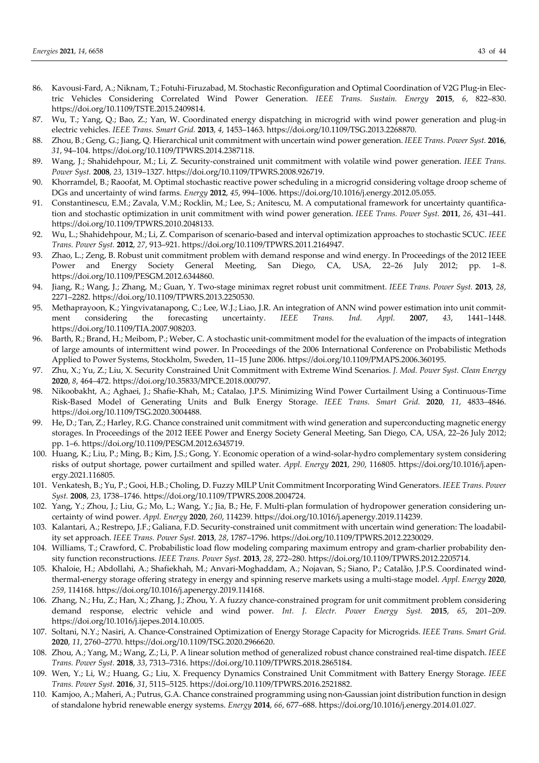86. Kavousi-Fard, A.; Niknam, T.; Fotuhi-Firuzabad, M. Stochastic Reconfiguration and Optimal Coordination of V2G Plug-in Electric Vehicles Considering Correlated Wind Power Generation. *IEEE Trans. Sustain. Energy* **2015**, *6*, 822–830. https://doi.org/10.1109/TSTE.2015.2409814.
87. Wu, T.; Yang, Q.; Bao, Z.; Yan, W. Coordinated energy dispatching in microgrid with wind power generation and plug-in electric vehicles. *IEEE Trans. Smart Grid.* **2013**, *4*, 1453–1463. https://doi.org/10.1109/TSG.2013.2268870.
88. Zhou, B.; Geng, G.; Jiang, Q. Hierarchical unit commitment with uncertain wind power generation. *IEEE Trans. Power Syst.* **2016**, *31*, 94–104. https://doi.org/10.1109/TPWRS.2014.2387118.
89. Wang, J.; Shahidehpour, M.; Li, Z. Security-constrained unit commitment with volatile wind power generation. *IEEE Trans. Power Syst.* **2008**, *23*, 1319–1327. https://doi.org/10.1109/TPWRS.2008.926719.
90. Khorramdel, B.; Raoofat, M. Optimal stochastic reactive power scheduling in a microgrid considering voltage droop scheme of DGs and uncertainty of wind farms. *Energy* **2012**, *45*, 994–1006. https://doi.org/10.1016/j.energy.2012.05.055.
91. Constantinescu, E.M.; Zavala, V.M.; Rocklin, M.; Lee, S.; Anitescu, M. A computational framework for uncertainty quantification and stochastic optimization in unit commitment with wind power generation. *IEEE Trans. Power Syst.* **2011**, *26*, 431–441. https://doi.org/10.1109/TPWRS.2010.2048133.
92. Wu, L.; Shahidehpour, M.; Li, Z. Comparison of scenario-based and interval optimization approaches to stochastic SCUC. *IEEE Trans. Power Syst.* **2012**, *27*, 913–921. https://doi.org/10.1109/TPWRS.2011.2164947.
93. Zhao, L.; Zeng, B. Robust unit commitment problem with demand response and wind energy. In Proceedings of the 2012 IEEE Power and Energy Society General Meeting, San Diego, CA, USA, 22–26 July 2012; pp. 1–8. https://doi.org/10.1109/PESGM.2012.6344860.
94. Jiang, R.; Wang, J.; Zhang, M.; Guan, Y. Two-stage minimax regret robust unit commitment. *IEEE Trans. Power Syst.* **2013**, *28*, 2271–2282. https://doi.org/10.1109/TPWRS.2013.2250530.
95. Methaprayoon, K.; Yingvivatanapong, C.; Lee, W.J.; Liao, J.R. An integration of ANN wind power estimation into unit commitment considering the forecasting uncertainty. *IEEE Trans. Ind. Appl.* **2007**, *43*, 1441–1448. https://doi.org/10.1109/TIA.2007.908203.
96. Barth, R.; Brand, H.; Meibom, P.; Weber, C. A stochastic unit-commitment model for the evaluation of the impacts of integration of large amounts of intermittent wind power. In Proceedings of the 2006 International Conference on Probabilistic Methods Applied to Power Systems, Stockholm, Sweden, 11–15 June 2006. https://doi.org/10.1109/PMAPS.2006.360195.
97. Zhu, X.; Yu, Z.; Liu, X. Security Constrained Unit Commitment with Extreme Wind Scenarios. *J. Mod. Power Syst. Clean Energy* **2020**, *8*, 464–472. https://doi.org/10.35833/MPCE.2018.000797.
98. Nikoobakht, A.; Aghaei, J.; Shafie-Khah, M.; Catalao, J.P.S. Minimizing Wind Power Curtailment Using a Continuous-Time Risk-Based Model of Generating Units and Bulk Energy Storage. *IEEE Trans. Smart Grid.* **2020**, *11*, 4833–4846. https://doi.org/10.1109/TSG.2020.3004488.
99. He, D.; Tan, Z.; Harley, R.G. Chance constrained unit commitment with wind generation and superconducting magnetic energy storages. In Proceedings of the 2012 IEEE Power and Energy Society General Meeting, San Diego, CA, USA, 22–26 July 2012; pp. 1–6. https://doi.org/10.1109/PESGM.2012.6345719.
100. Huang, K.; Liu, P.; Ming, B.; Kim, J.S.; Gong, Y. Economic operation of a wind-solar-hydro complementary system considering risks of output shortage, power curtailment and spilled water. *Appl. Energy* **2021**, *290*, 116805. https://doi.org/10.1016/j.apenergy.2021.116805.
101. Venkatesh, B.; Yu, P.; Gooi, H.B.; Choling, D. Fuzzy MILP Unit Commitment Incorporating Wind Generators. *IEEE Trans. Power Syst.* **2008**, *23*, 1738–1746. https://doi.org/10.1109/TPWRS.2008.2004724.
102. Yang, Y.; Zhou, J.; Liu, G.; Mo, L.; Wang, Y.; Jia, B.; He, F. Multi-plan formulation of hydropower generation considering uncertainty of wind power. *Appl. Energy* **2020**, *260*, 114239. https://doi.org/10.1016/j.apenergy.2019.114239.
103. Kalantari, A.; Restrepo, J.F.; Galiana, F.D. Security-constrained unit commitment with uncertain wind generation: The loadability set approach. *IEEE Trans. Power Syst.* **2013**, *28*, 1787–1796. https://doi.org/10.1109/TPWRS.2012.2230029.
104. Williams, T.; Crawford, C. Probabilistic load flow modeling comparing maximum entropy and gram-charlier probability density function reconstructions. *IEEE Trans. Power Syst.* **2013**, *28*, 272–280. https://doi.org/10.1109/TPWRS.2012.2205714.
105. Khaloie, H.; Abdollahi, A.; Shafiekhah, M.; Anvari-Moghaddam, A.; Nojavan, S.; Siano, P.; Catalão, J.P.S. Coordinated wind-thermal-energy storage offering strategy in energy and spinning reserve markets using a multi-stage model. *Appl. Energy* **2020**, *259*, 114168. https://doi.org/10.1016/j.apenergy.2019.114168.
106. Zhang, N.; Hu, Z.; Han, X.; Zhang, J.; Zhou, Y. A fuzzy chance-constrained program for unit commitment problem considering demand response, electric vehicle and wind power. *Int. J. Electr. Power Energy Syst.* **2015**, *65*, 201–209. https://doi.org/10.1016/j.ijepes.2014.10.005.
107. Soltani, N.Y.; Nasiri, A. Chance-Constrained Optimization of Energy Storage Capacity for Microgrids. *IEEE Trans. Smart Grid.* **2020**, *11*, 2760–2770. https://doi.org/10.1109/TSG.2020.2966620.
108. Zhou, A.; Yang, M.; Wang, Z.; Li, P. A linear solution method of generalized robust chance constrained real-time dispatch. *IEEE Trans. Power Syst.* **2018**, *33*, 7313–7316. https://doi.org/10.1109/TPWRS.2018.2865184.
109. Wen, Y.; Li, W.; Huang, G.; Liu, X. Frequency Dynamics Constrained Unit Commitment with Battery Energy Storage. *IEEE Trans. Power Syst.* **2016**, *31*, 5115–5125. https://doi.org/10.1109/TPWRS.2016.2521882.
110. Kamjoo, A.; Maheri, A.; Putrus, G.A. Chance constrained programming using non-Gaussian joint distribution function in design of standalone hybrid renewable energy systems. *Energy* **2014**, *66*, 677–688. https://doi.org/10.1016/j.energy.2014.01.027.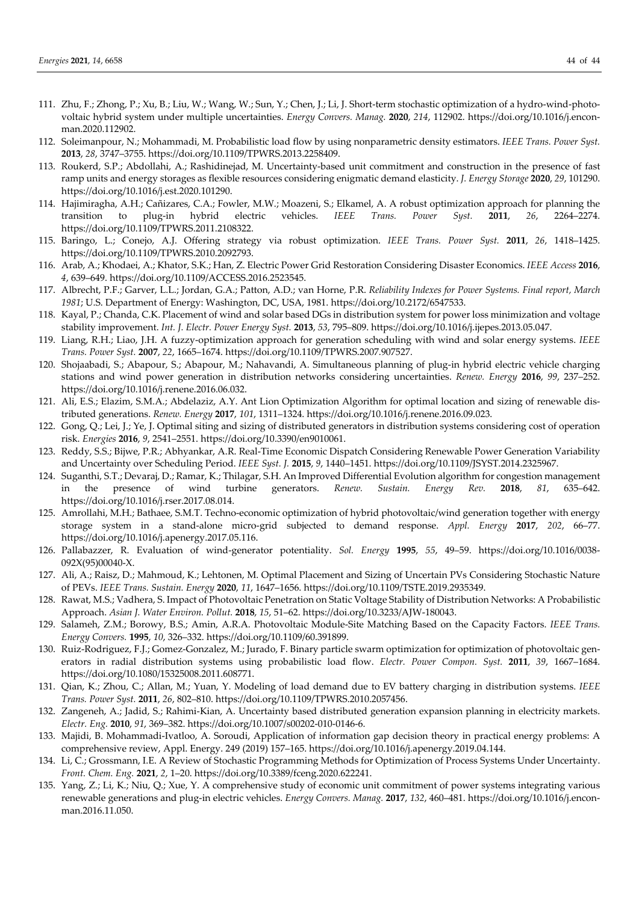111. Zhu, F.; Zhong, P.; Xu, B.; Liu, W.; Wang, W.; Sun, Y.; Chen, J.; Li, J. Short-term stochastic optimization of a hydro-wind-photovoltaic hybrid system under multiple uncertainties. *Energy Convers. Manag.* **2020**, *214*, 112902. https://doi.org/10.1016/j.enconman.2020.112902.
112. Soleimanpour, N.; Mohammadi, M. Probabilistic load flow by using nonparametric density estimators. *IEEE Trans. Power Syst.* **2013**, *28*, 3747–3755. https://doi.org/10.1109/TPWRS.2013.2258409.
113. Roukerd, S.P.; Abdollahi, A.; Rashidinejad, M. Uncertainty-based unit commitment and construction in the presence of fast ramp units and energy storages as flexible resources considering enigmatic demand elasticity. *J. Energy Storage* **2020**, *29*, 101290. https://doi.org/10.1016/j.est.2020.101290.
114. Hajimiragha, A.H.; Cañizares, C.A.; Fowler, M.W.; Moazeni, S.; Elkamel, A. A robust optimization approach for planning the transition to plug-in hybrid electric vehicles. *IEEE Trans. Power Syst.* **2011**, *26*, 2264–2274. https://doi.org/10.1109/TPWRS.2011.2108322.
115. Baringo, L.; Conejo, A.J. Offering strategy via robust optimization. *IEEE Trans. Power Syst.* **2011**, *26*, 1418–1425. https://doi.org/10.1109/TPWRS.2010.2092793.
116. Arab, A.; Khodaei, A.; Khator, S.K.; Han, Z. Electric Power Grid Restoration Considering Disaster Economics. *IEEE Access* **2016**, *4*, 639–649. https://doi.org/10.1109/ACCESS.2016.2523545.
117. Albrecht, P.F.; Garver, L.L.; Jordan, G.A.; Patton, A.D.; van Horne, P.R. *Reliability Indexes for Power Systems. Final report, March 1981*; U.S. Department of Energy: Washington, DC, USA, 1981. https://doi.org/10.2172/6547533.
118. Kayal, P.; Chanda, C.K. Placement of wind and solar based DGs in distribution system for power loss minimization and voltage stability improvement. *Int. J. Electr. Power Energy Syst.* **2013**, *53*, 795–809. https://doi.org/10.1016/j.ijepes.2013.05.047.
119. Liang, R.H.; Liao, J.H. A fuzzy-optimization approach for generation scheduling with wind and solar energy systems. *IEEE Trans. Power Syst.* **2007**, *22*, 1665–1674. https://doi.org/10.1109/TPWRS.2007.907527.
120. Shojaabadi, S.; Abapour, S.; Abapour, M.; Nahavandi, A. Simultaneous planning of plug-in hybrid electric vehicle charging stations and wind power generation in distribution networks considering uncertainties. *Renew. Energy* **2016**, *99*, 237–252. https://doi.org/10.1016/j.renene.2016.06.032.
121. Ali, E.S.; Elazim, S.M.A.; Abdelaziz, A.Y. Ant Lion Optimization Algorithm for optimal location and sizing of renewable distributed generations. *Renew. Energy* **2017**, *101*, 1311–1324. https://doi.org/10.1016/j.renene.2016.09.023.
122. Gong, Q.; Lei, J.; Ye, J. Optimal siting and sizing of distributed generators in distribution systems considering cost of operation risk. *Energies* **2016**, *9*, 2541–2551. https://doi.org/10.3390/en9010061.
123. Reddy, S.S.; Bijwe, P.R.; Abhyankar, A.R. Real-Time Economic Dispatch Considering Renewable Power Generation Variability and Uncertainty over Scheduling Period. *IEEE Syst. J.* **2015**, *9*, 1440–1451. https://doi.org/10.1109/JSYST.2014.2325967.
124. Suganthi, S.T.; Devaraj, D.; Ramar, K.; Thilagar, S.H. An Improved Differential Evolution algorithm for congestion management in the presence of wind turbine generators. *Renew. Sustain. Energy Rev.* **2018**, *81*, 635–642. https://doi.org/10.1016/j.rser.2017.08.014.
125. Amrollahi, M.H.; Bathaee, S.M.T. Techno-economic optimization of hybrid photovoltaic/wind generation together with energy storage system in a stand-alone micro-grid subjected to demand response. *Appl. Energy* **2017**, *202*, 66–77. https://doi.org/10.1016/j.apenergy.2017.05.116.
126. Pallabazzer, R. Evaluation of wind-generator potentiality. *Sol. Energy* **1995**, *55*, 49–59. https://doi.org/10.1016/0038-092X(95)00040-X.
127. Ali, A.; Raisz, D.; Mahmoud, K.; Lehtonen, M. Optimal Placement and Sizing of Uncertain PVs Considering Stochastic Nature of PEVs. *IEEE Trans. Sustain. Energy* **2020**, *11*, 1647–1656. https://doi.org/10.1109/TSTE.2019.2935349.
128. Rawat, M.S.; Vadhera, S. Impact of Photovoltaic Penetration on Static Voltage Stability of Distribution Networks: A Probabilistic Approach. *Asian J. Water Environ. Pollut.* **2018**, *15*, 51–62. https://doi.org/10.3233/AJW-180043.
129. Salameh, Z.M.; Borowy, B.S.; Amin, A.R.A. Photovoltaic Module-Site Matching Based on the Capacity Factors. *IEEE Trans. Energy Convers.* **1995**, *10*, 326–332. https://doi.org/10.1109/60.391899.
130. Ruiz-Rodriguez, F.J.; Gomez-Gonzalez, M.; Jurado, F. Binary particle swarm optimization for optimization of photovoltaic generators in radial distribution systems using probabilistic load flow. *Electr. Power Compon. Syst.* **2011**, *39*, 1667–1684. https://doi.org/10.1080/15325008.2011.608771.
131. Qian, K.; Zhou, C.; Allan, M.; Yuan, Y. Modeling of load demand due to EV battery charging in distribution systems. *IEEE Trans. Power Syst.* **2011**, *26*, 802–810. https://doi.org/10.1109/TPWRS.2010.2057456.
132. Zangeneh, A.; Jadid, S.; Rahimi-Kian, A. Uncertainty based distributed generation expansion planning in electricity markets. *Electr. Eng.* **2010**, *91*, 369–382. https://doi.org/10.1007/s00202-010-0146-6.
133. Majidi, B. Mohammadi-Ivatloo, A. Soroudi, Application of information gap decision theory in practical energy problems: A comprehensive review, Appl. Energy. 249 (2019) 157–165. https://doi.org/10.1016/j.apenergy.2019.04.144.
134. Li, C.; Grossmann, I.E. A Review of Stochastic Programming Methods for Optimization of Process Systems Under Uncertainty. *Front. Chem. Eng.* **2021**, *2*, 1–20. https://doi.org/10.3389/fceng.2020.622241.
135. Yang, Z.; Li, K.; Niu, Q.; Xue, Y. A comprehensive study of economic unit commitment of power systems integrating various renewable generations and plug-in electric vehicles. *Energy Convers. Manag.* **2017**, *132*, 460–481. https://doi.org/10.1016/j.enconman.2016.11.050.